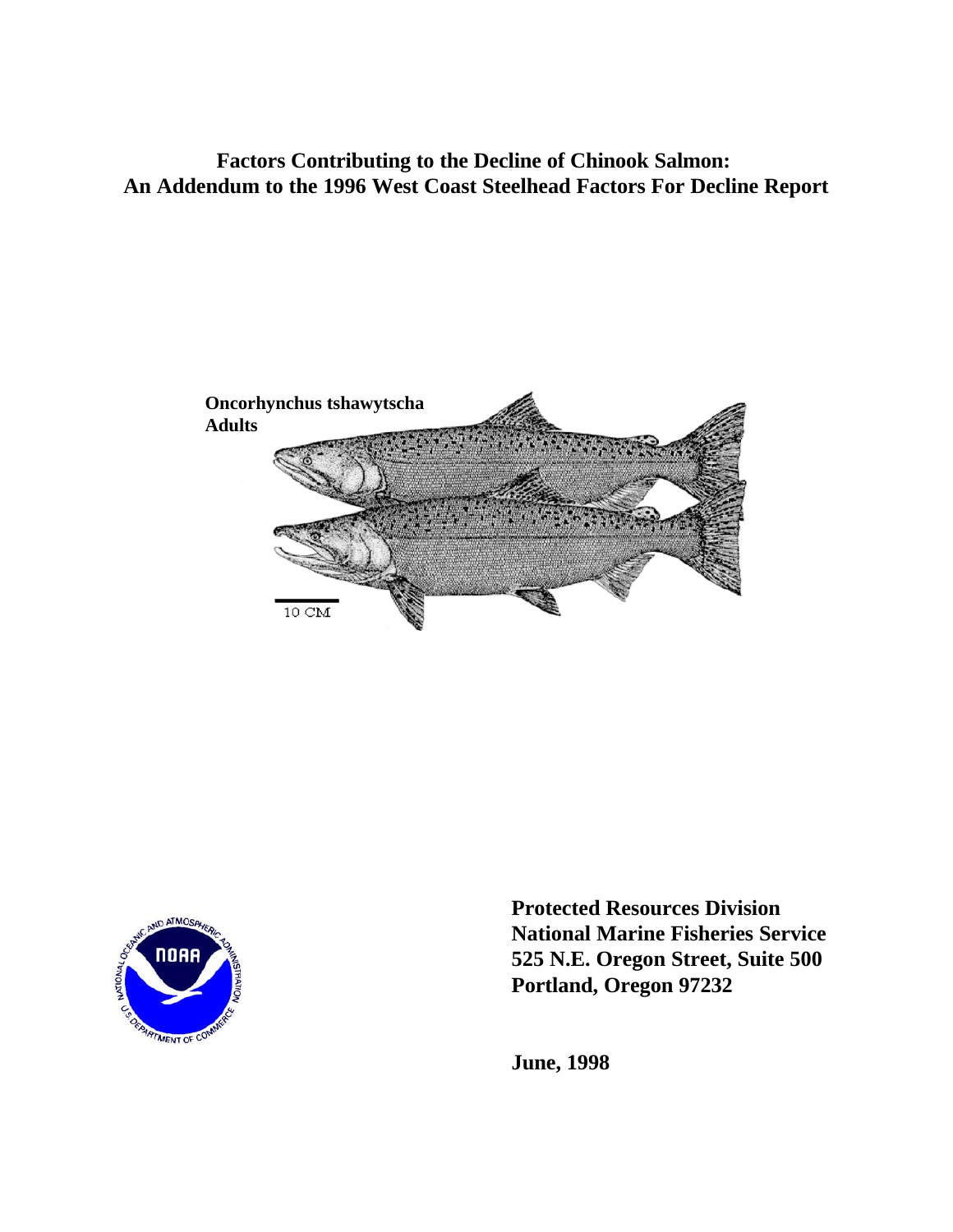# Factors Contributing to the Decline of Chinook Salmon: An Addendum to the 1996 West Coast Steelhead Factors For Decline Report

**Oncorhynchus tshawytscha**
**Adults**

10 CM

**Protected Resources Division**
**National Marine Fisheries Service**
**525 N.E. Oregon Street, Suite 500**
**Portland, Oregon 97232**

**June, 1998**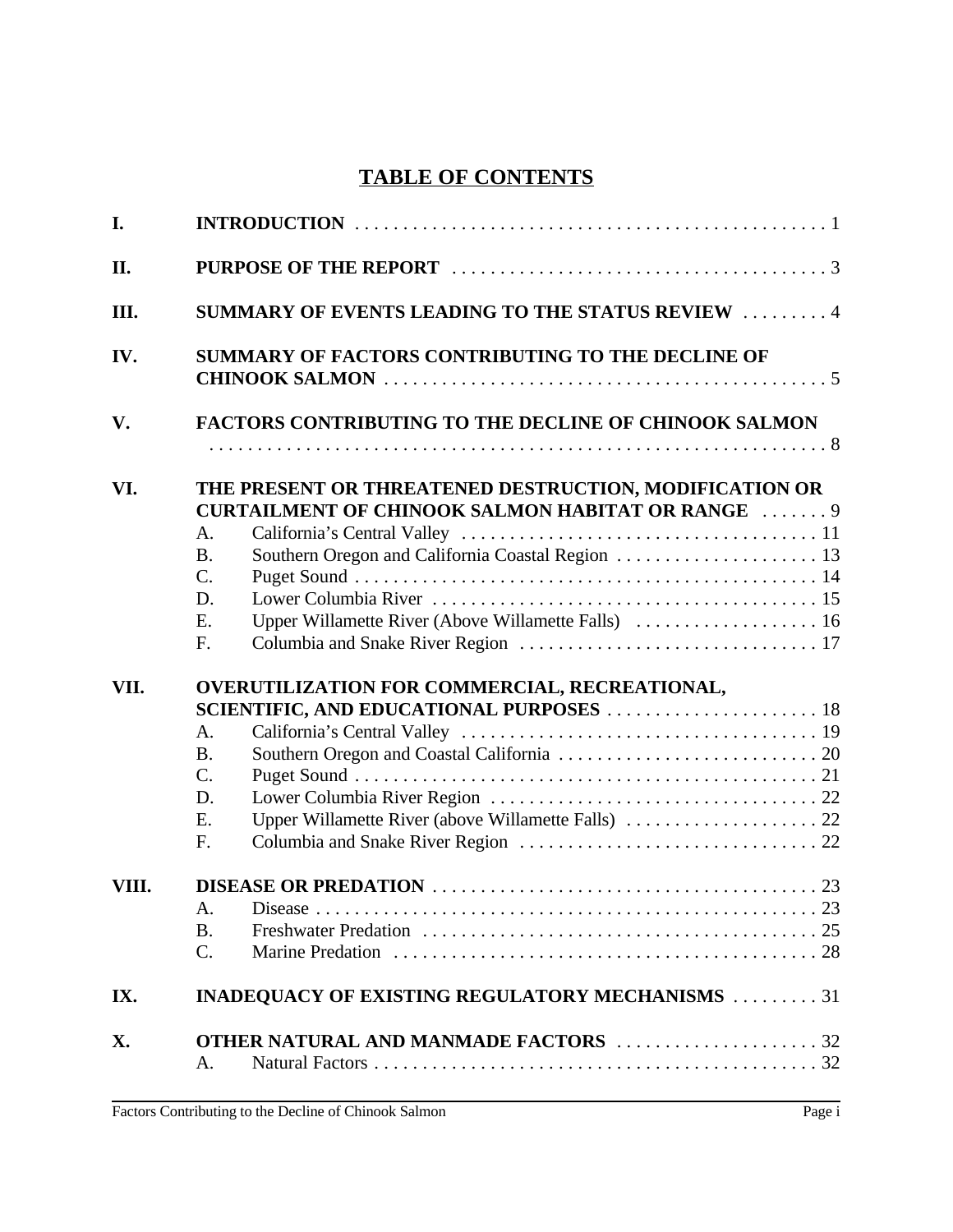# TABLE OF CONTENTS

I. **INTRODUCTION** . . . . . . . . . . 1

II. **PURPOSE OF THE REPORT** . . . . . . . . . . 3

III. **SUMMARY OF EVENTS LEADING TO THE STATUS REVIEW** . . . . . . . . . . 4

IV. **SUMMARY OF FACTORS CONTRIBUTING TO THE DECLINE OF CHINOOK SALMON** . . . . . . . . . . 5

V. **FACTORS CONTRIBUTING TO THE DECLINE OF CHINOOK SALMON** . . . . . . . . . . 8

VI. **THE PRESENT OR THREATENED DESTRUCTION, MODIFICATION OR CURTAILMENT OF CHINOOK SALMON HABITAT OR RANGE** . . . . . . . . . . 9
- A. California's Central Valley . . . . . . . . . . 11
- B. Southern Oregon and California Coastal Region . . . . . . . . . . 13
- C. Puget Sound . . . . . . . . . . 14
- D. Lower Columbia River . . . . . . . . . . 15
- E. Upper Willamette River (Above Willamette Falls) . . . . . . . . . . 16
- F. Columbia and Snake River Region . . . . . . . . . . 17

VII. **OVERUTILIZATION FOR COMMERCIAL, RECREATIONAL, SCIENTIFIC, AND EDUCATIONAL PURPOSES** . . . . . . . . . . 18
- A. California's Central Valley . . . . . . . . . . 19
- B. Southern Oregon and Coastal California . . . . . . . . . . 20
- C. Puget Sound . . . . . . . . . . 21
- D. Lower Columbia River Region . . . . . . . . . . 22
- E. Upper Willamette River (above Willamette Falls) . . . . . . . . . . 22
- F. Columbia and Snake River Region . . . . . . . . . . 22

VIII. **DISEASE OR PREDATION** . . . . . . . . . . 23
- A. Disease . . . . . . . . . . 23
- B. Freshwater Predation . . . . . . . . . . 25
- C. Marine Predation . . . . . . . . . . 28

IX. **INADEQUACY OF EXISTING REGULATORY MECHANISMS** . . . . . . . . . . 31

X. **OTHER NATURAL AND MANMADE FACTORS** . . . . . . . . . . 32
- A. Natural Factors . . . . . . . . . . 32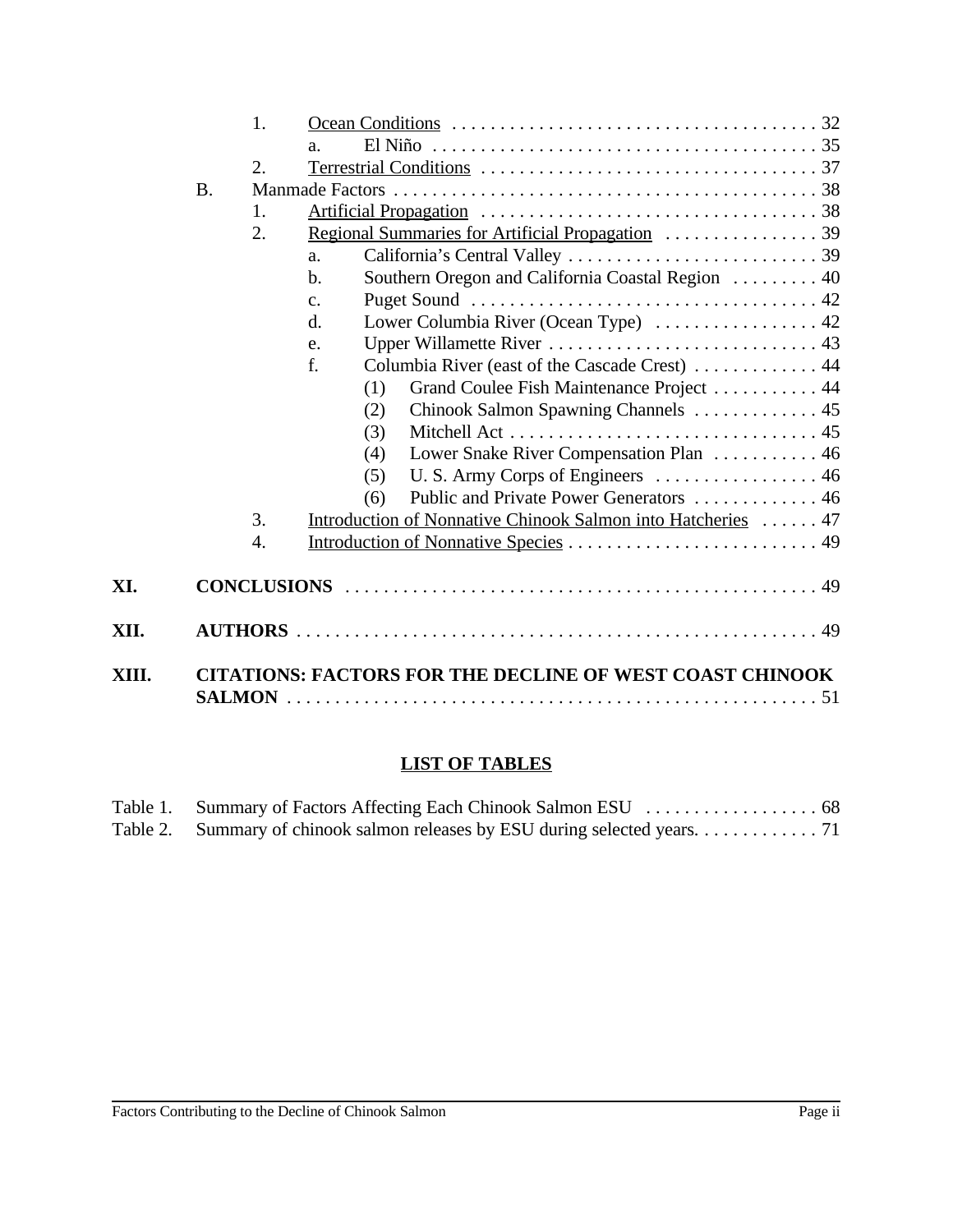1. Ocean Conditions . . . . . . . . . . . . . . . . . . . . . . . . . . . . . . . . . . . . . 32
    a. El Niño . . . . . . . . . . . . . . . . . . . . . . . . . . . . . . . . . . . . . . . . 35
2. Terrestrial Conditions . . . . . . . . . . . . . . . . . . . . . . . . . . . . . . . . . . 37

B. Manmade Factors . . . . . . . . . . . . . . . . . . . . . . . . . . . . . . . . . . . . . . . . . . . 38
1. Artificial Propagation . . . . . . . . . . . . . . . . . . . . . . . . . . . . . . . . . . . 38
2. Regional Summaries for Artificial Propagation . . . . . . . . . . . . . . . . 39
    a. California's Central Valley . . . . . . . . . . . . . . . . . . . . . . . . . . 39
    b. Southern Oregon and California Coastal Region . . . . . . . . . 40
    c. Puget Sound . . . . . . . . . . . . . . . . . . . . . . . . . . . . . . . . . . . . 42
    d. Lower Columbia River (Ocean Type) . . . . . . . . . . . . . . . . . 42
    e. Upper Willamette River . . . . . . . . . . . . . . . . . . . . . . . . . . . . 43
    f. Columbia River (east of the Cascade Crest) . . . . . . . . . . . . . 44
        (1) Grand Coulee Fish Maintenance Project . . . . . . . . . . . 44
        (2) Chinook Salmon Spawning Channels . . . . . . . . . . . . . 45
        (3) Mitchell Act . . . . . . . . . . . . . . . . . . . . . . . . . . . . . . . . 45
        (4) Lower Snake River Compensation Plan . . . . . . . . . . . 46
        (5) U. S. Army Corps of Engineers . . . . . . . . . . . . . . . . . 46
        (6) Public and Private Power Generators . . . . . . . . . . . . . 46
3. Introduction of Nonnative Chinook Salmon into Hatcheries . . . . . . 47
4. Introduction of Nonnative Species . . . . . . . . . . . . . . . . . . . . . . . . . . 49

**XI. CONCLUSIONS** . . . . . . . . . . . . . . . . . . . . . . . . . . . . . . . . . . . . . . . . . . . . . . . . 49

**XII. AUTHORS** . . . . . . . . . . . . . . . . . . . . . . . . . . . . . . . . . . . . . . . . . . . . . . . . . . . 49

**XIII. CITATIONS: FACTORS FOR THE DECLINE OF WEST COAST CHINOOK SALMON** . . . . . . . . . . . . . . . . . . . . . . . . . . . . . . . . . . . . . . . . . . . . . . . . . . . . . . . 51

## LIST OF TABLES

Table 1. Summary of Factors Affecting Each Chinook Salmon ESU . . . . . . . . . . . . . . . . . . 68
Table 2. Summary of chinook salmon releases by ESU during selected years. . . . . . . . . . . . . 71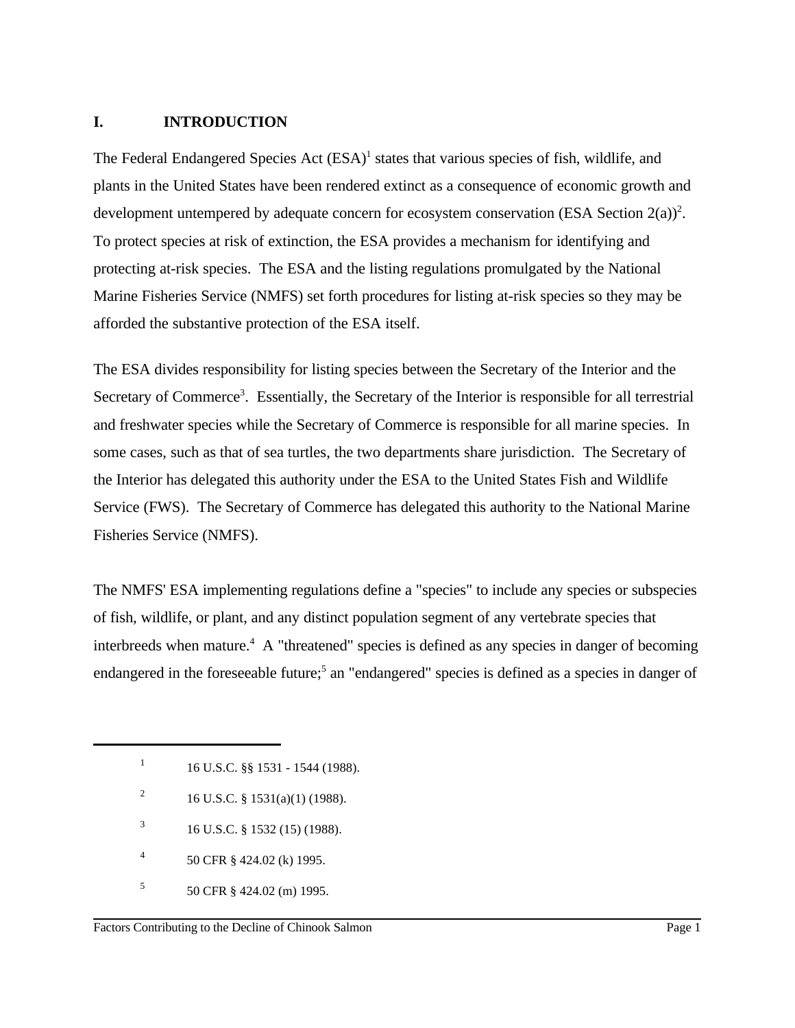## I. INTRODUCTION

The Federal Endangered Species Act (ESA)[1] states that various species of fish, wildlife, and plants in the United States have been rendered extinct as a consequence of economic growth and development untempered by adequate concern for ecosystem conservation (ESA Section 2(a))[2]. To protect species at risk of extinction, the ESA provides a mechanism for identifying and protecting at-risk species. The ESA and the listing regulations promulgated by the National Marine Fisheries Service (NMFS) set forth procedures for listing at-risk species so they may be afforded the substantive protection of the ESA itself.

The ESA divides responsibility for listing species between the Secretary of the Interior and the Secretary of Commerce[3]. Essentially, the Secretary of the Interior is responsible for all terrestrial and freshwater species while the Secretary of Commerce is responsible for all marine species. In some cases, such as that of sea turtles, the two departments share jurisdiction. The Secretary of the Interior has delegated this authority under the ESA to the United States Fish and Wildlife Service (FWS). The Secretary of Commerce has delegated this authority to the National Marine Fisheries Service (NMFS).

The NMFS' ESA implementing regulations define a "species" to include any species or subspecies of fish, wildlife, or plant, and any distinct population segment of any vertebrate species that interbreeds when mature.[4] A "threatened" species is defined as any species in danger of becoming endangered in the foreseeable future;[5] an "endangered" species is defined as a species in danger of

---

[1] 16 U.S.C. §§ 1531 - 1544 (1988).

[2] 16 U.S.C. § 1531(a)(1) (1988).

[3] 16 U.S.C. § 1532 (15) (1988).

[4] 50 CFR § 424.02 (k) 1995.

[5] 50 CFR § 424.02 (m) 1995.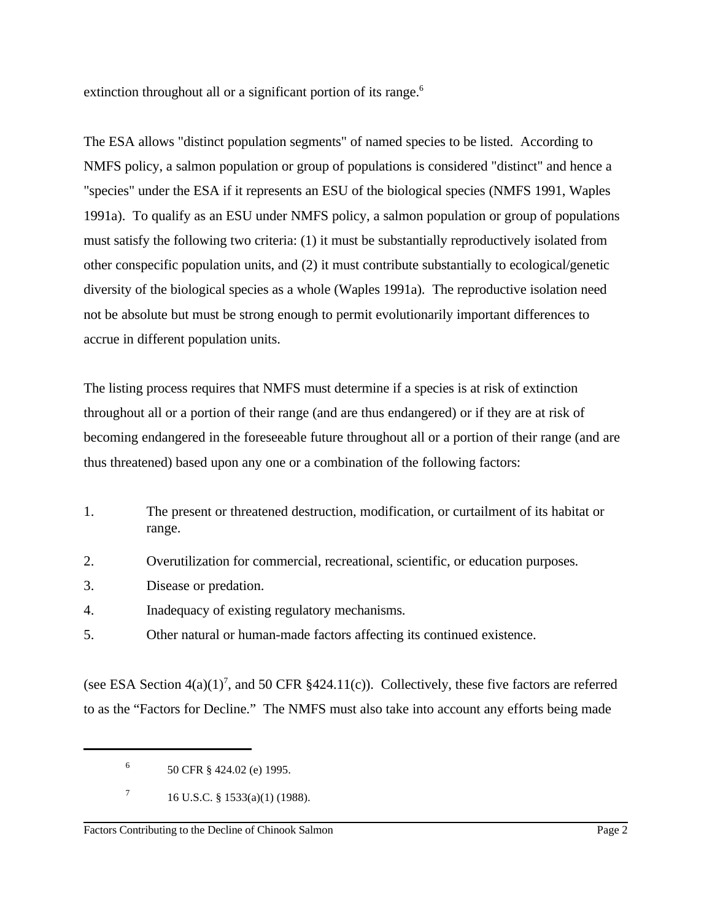extinction throughout all or a significant portion of its range.[6]

The ESA allows "distinct population segments" of named species to be listed. According to NMFS policy, a salmon population or group of populations is considered "distinct" and hence a "species" under the ESA if it represents an ESU of the biological species (NMFS 1991, Waples 1991a). To qualify as an ESU under NMFS policy, a salmon population or group of populations must satisfy the following two criteria: (1) it must be substantially reproductively isolated from other conspecific population units, and (2) it must contribute substantially to ecological/genetic diversity of the biological species as a whole (Waples 1991a). The reproductive isolation need not be absolute but must be strong enough to permit evolutionarily important differences to accrue in different population units.

The listing process requires that NMFS must determine if a species is at risk of extinction throughout all or a portion of their range (and are thus endangered) or if they are at risk of becoming endangered in the foreseeable future throughout all or a portion of their range (and are thus threatened) based upon any one or a combination of the following factors:

1. The present or threatened destruction, modification, or curtailment of its habitat or range.
2. Overutilization for commercial, recreational, scientific, or education purposes.
3. Disease or predation.
4. Inadequacy of existing regulatory mechanisms.
5. Other natural or human-made factors affecting its continued existence.

(see ESA Section 4(a)(1)[7], and 50 CFR §424.11(c)). Collectively, these five factors are referred to as the "Factors for Decline." The NMFS must also take into account any efforts being made

---

[6] 50 CFR § 424.02 (e) 1995.

[7] 16 U.S.C. § 1533(a)(1) (1988).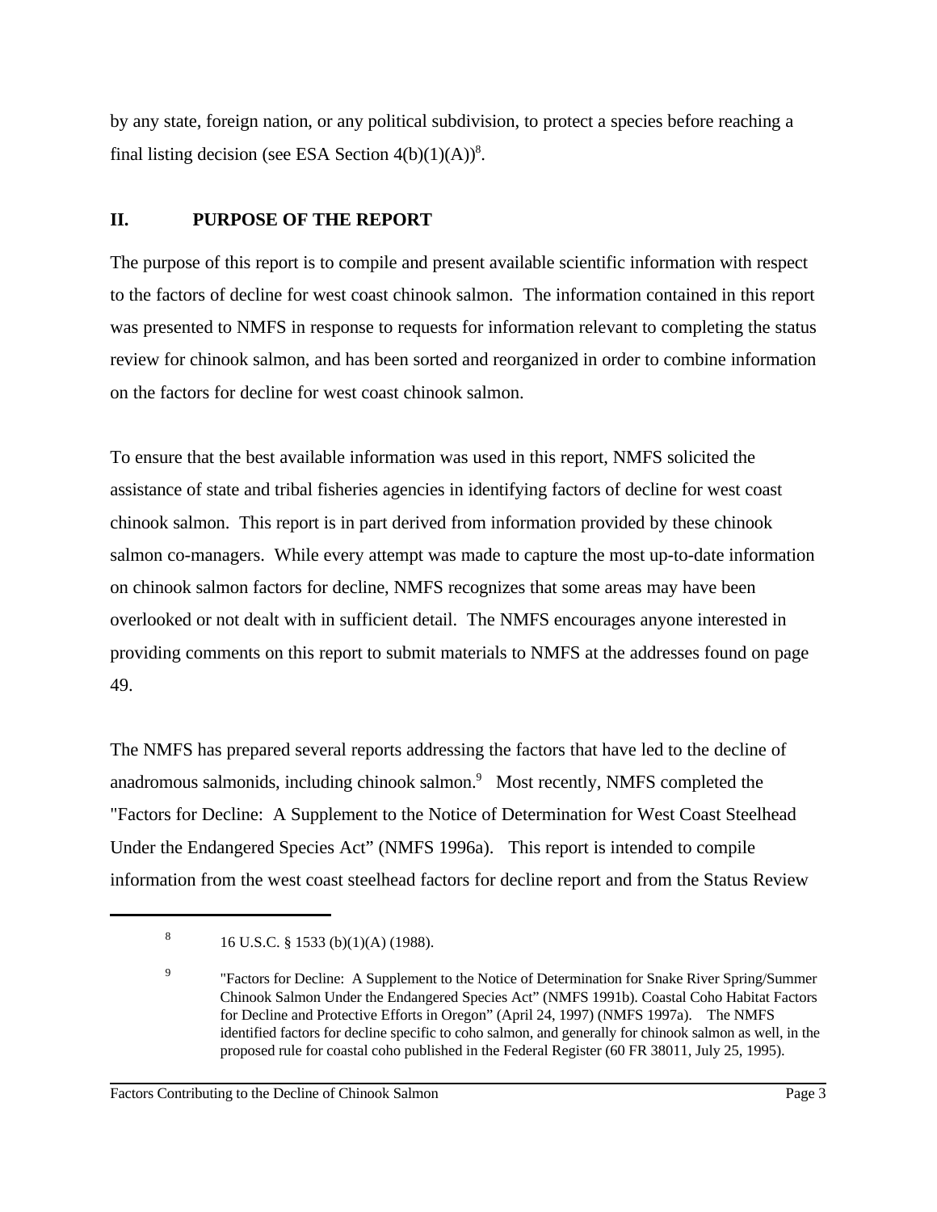by any state, foreign nation, or any political subdivision, to protect a species before reaching a final listing decision (see ESA Section 4(b)(1)(A))[8].

## II. PURPOSE OF THE REPORT

The purpose of this report is to compile and present available scientific information with respect to the factors of decline for west coast chinook salmon. The information contained in this report was presented to NMFS in response to requests for information relevant to completing the status review for chinook salmon, and has been sorted and reorganized in order to combine information on the factors for decline for west coast chinook salmon.

To ensure that the best available information was used in this report, NMFS solicited the assistance of state and tribal fisheries agencies in identifying factors of decline for west coast chinook salmon. This report is in part derived from information provided by these chinook salmon co-managers. While every attempt was made to capture the most up-to-date information on chinook salmon factors for decline, NMFS recognizes that some areas may have been overlooked or not dealt with in sufficient detail. The NMFS encourages anyone interested in providing comments on this report to submit materials to NMFS at the addresses found on page 49.

The NMFS has prepared several reports addressing the factors that have led to the decline of anadromous salmonids, including chinook salmon.[9] Most recently, NMFS completed the "Factors for Decline: A Supplement to the Notice of Determination for West Coast Steelhead Under the Endangered Species Act" (NMFS 1996a). This report is intended to compile information from the west coast steelhead factors for decline report and from the Status Review

---

[8] 16 U.S.C. § 1533 (b)(1)(A) (1988).

[9] "Factors for Decline: A Supplement to the Notice of Determination for Snake River Spring/Summer Chinook Salmon Under the Endangered Species Act" (NMFS 1991b). Coastal Coho Habitat Factors for Decline and Protective Efforts in Oregon" (April 24, 1997) (NMFS 1997a). The NMFS identified factors for decline specific to coho salmon, and generally for chinook salmon as well, in the proposed rule for coastal coho published in the Federal Register (60 FR 38011, July 25, 1995).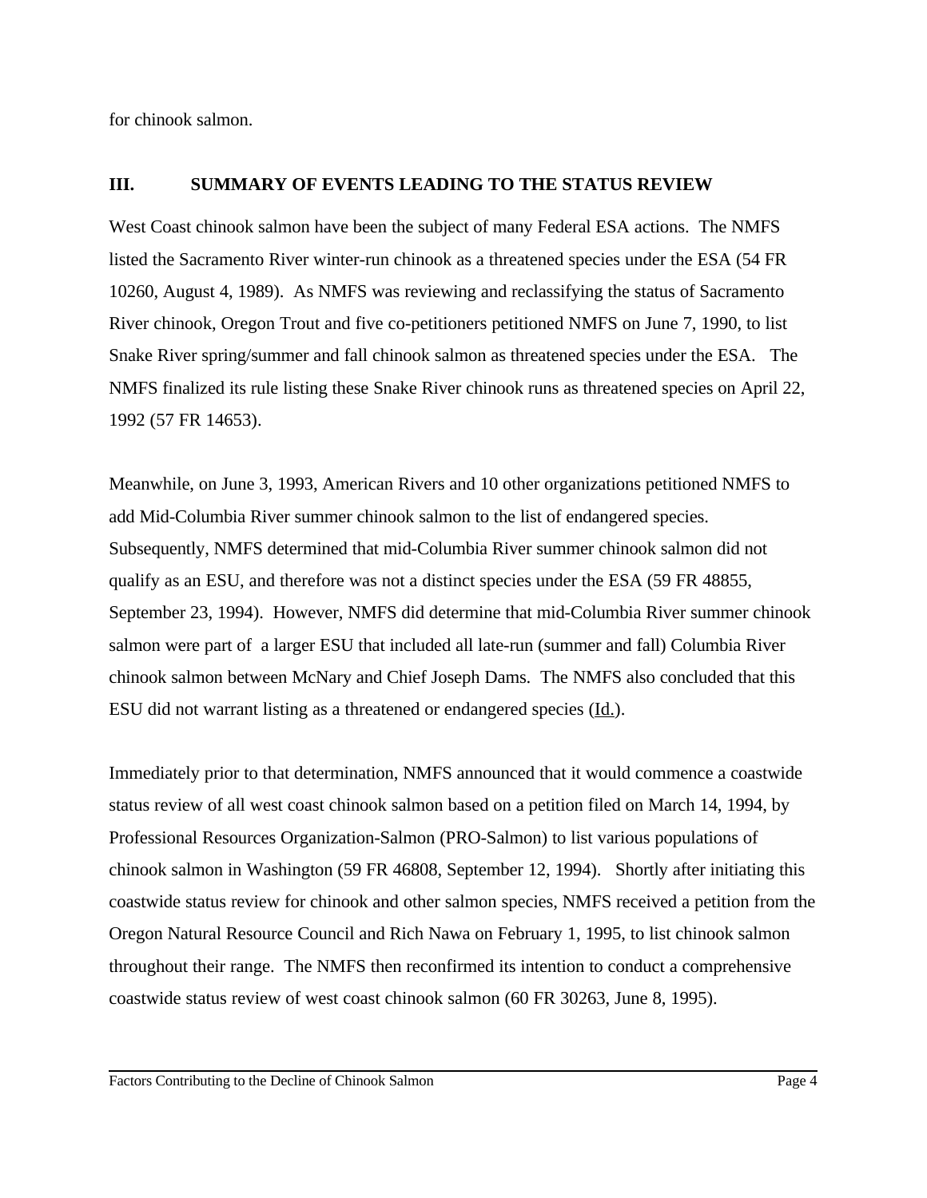for chinook salmon.

## III. SUMMARY OF EVENTS LEADING TO THE STATUS REVIEW

West Coast chinook salmon have been the subject of many Federal ESA actions. The NMFS listed the Sacramento River winter-run chinook as a threatened species under the ESA (54 FR 10260, August 4, 1989). As NMFS was reviewing and reclassifying the status of Sacramento River chinook, Oregon Trout and five co-petitioners petitioned NMFS on June 7, 1990, to list Snake River spring/summer and fall chinook salmon as threatened species under the ESA. The NMFS finalized its rule listing these Snake River chinook runs as threatened species on April 22, 1992 (57 FR 14653).

Meanwhile, on June 3, 1993, American Rivers and 10 other organizations petitioned NMFS to add Mid-Columbia River summer chinook salmon to the list of endangered species. Subsequently, NMFS determined that mid-Columbia River summer chinook salmon did not qualify as an ESU, and therefore was not a distinct species under the ESA (59 FR 48855, September 23, 1994). However, NMFS did determine that mid-Columbia River summer chinook salmon were part of a larger ESU that included all late-run (summer and fall) Columbia River chinook salmon between McNary and Chief Joseph Dams. The NMFS also concluded that this ESU did not warrant listing as a threatened or endangered species (Id.).

Immediately prior to that determination, NMFS announced that it would commence a coastwide status review of all west coast chinook salmon based on a petition filed on March 14, 1994, by Professional Resources Organization-Salmon (PRO-Salmon) to list various populations of chinook salmon in Washington (59 FR 46808, September 12, 1994). Shortly after initiating this coastwide status review for chinook and other salmon species, NMFS received a petition from the Oregon Natural Resource Council and Rich Nawa on February 1, 1995, to list chinook salmon throughout their range. The NMFS then reconfirmed its intention to conduct a comprehensive coastwide status review of west coast chinook salmon (60 FR 30263, June 8, 1995).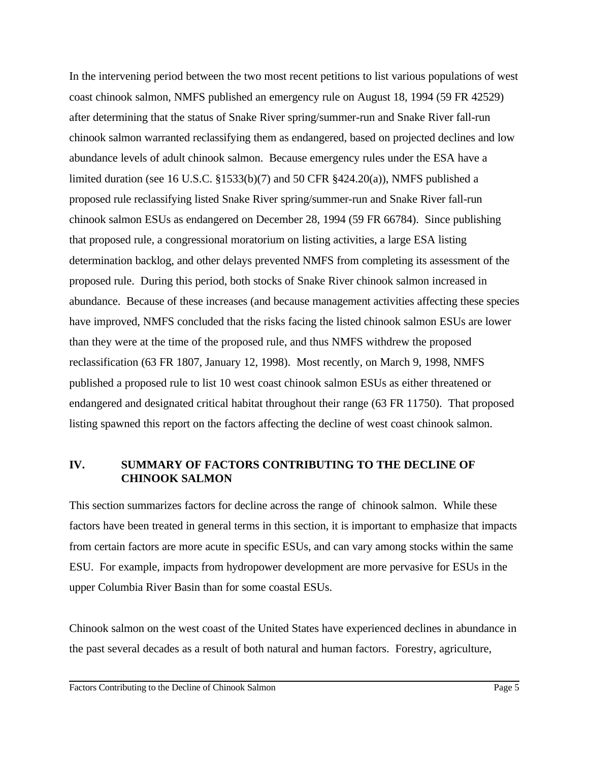In the intervening period between the two most recent petitions to list various populations of west coast chinook salmon, NMFS published an emergency rule on August 18, 1994 (59 FR 42529) after determining that the status of Snake River spring/summer-run and Snake River fall-run chinook salmon warranted reclassifying them as endangered, based on projected declines and low abundance levels of adult chinook salmon. Because emergency rules under the ESA have a limited duration (see 16 U.S.C. §1533(b)(7) and 50 CFR §424.20(a)), NMFS published a proposed rule reclassifying listed Snake River spring/summer-run and Snake River fall-run chinook salmon ESUs as endangered on December 28, 1994 (59 FR 66784). Since publishing that proposed rule, a congressional moratorium on listing activities, a large ESA listing determination backlog, and other delays prevented NMFS from completing its assessment of the proposed rule. During this period, both stocks of Snake River chinook salmon increased in abundance. Because of these increases (and because management activities affecting these species have improved, NMFS concluded that the risks facing the listed chinook salmon ESUs are lower than they were at the time of the proposed rule, and thus NMFS withdrew the proposed reclassification (63 FR 1807, January 12, 1998). Most recently, on March 9, 1998, NMFS published a proposed rule to list 10 west coast chinook salmon ESUs as either threatened or endangered and designated critical habitat throughout their range (63 FR 11750). That proposed listing spawned this report on the factors affecting the decline of west coast chinook salmon.

## IV. SUMMARY OF FACTORS CONTRIBUTING TO THE DECLINE OF CHINOOK SALMON

This section summarizes factors for decline across the range of chinook salmon. While these factors have been treated in general terms in this section, it is important to emphasize that impacts from certain factors are more acute in specific ESUs, and can vary among stocks within the same ESU. For example, impacts from hydropower development are more pervasive for ESUs in the upper Columbia River Basin than for some coastal ESUs.

Chinook salmon on the west coast of the United States have experienced declines in abundance in the past several decades as a result of both natural and human factors. Forestry, agriculture,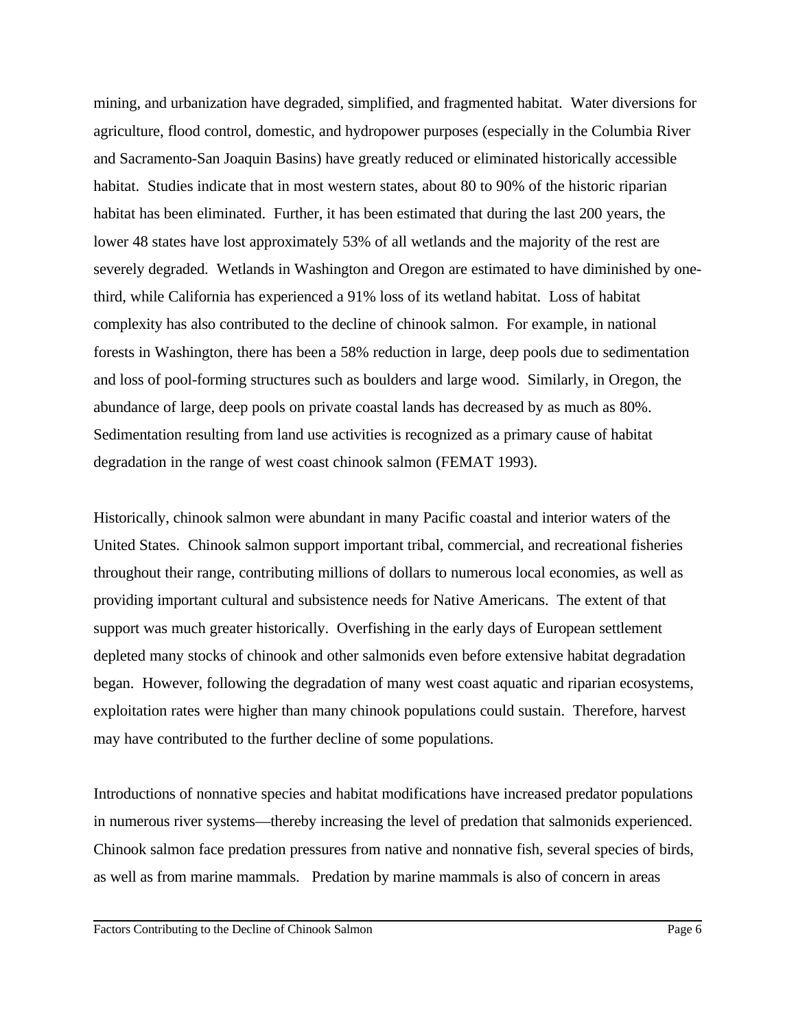mining, and urbanization have degraded, simplified, and fragmented habitat. Water diversions for agriculture, flood control, domestic, and hydropower purposes (especially in the Columbia River and Sacramento-San Joaquin Basins) have greatly reduced or eliminated historically accessible habitat. Studies indicate that in most western states, about 80 to 90% of the historic riparian habitat has been eliminated. Further, it has been estimated that during the last 200 years, the lower 48 states have lost approximately 53% of all wetlands and the majority of the rest are severely degraded. Wetlands in Washington and Oregon are estimated to have diminished by one-third, while California has experienced a 91% loss of its wetland habitat. Loss of habitat complexity has also contributed to the decline of chinook salmon. For example, in national forests in Washington, there has been a 58% reduction in large, deep pools due to sedimentation and loss of pool-forming structures such as boulders and large wood. Similarly, in Oregon, the abundance of large, deep pools on private coastal lands has decreased by as much as 80%. Sedimentation resulting from land use activities is recognized as a primary cause of habitat degradation in the range of west coast chinook salmon (FEMAT 1993).

Historically, chinook salmon were abundant in many Pacific coastal and interior waters of the United States. Chinook salmon support important tribal, commercial, and recreational fisheries throughout their range, contributing millions of dollars to numerous local economies, as well as providing important cultural and subsistence needs for Native Americans. The extent of that support was much greater historically. Overfishing in the early days of European settlement depleted many stocks of chinook and other salmonids even before extensive habitat degradation began. However, following the degradation of many west coast aquatic and riparian ecosystems, exploitation rates were higher than many chinook populations could sustain. Therefore, harvest may have contributed to the further decline of some populations.

Introductions of nonnative species and habitat modifications have increased predator populations in numerous river systems—thereby increasing the level of predation that salmonids experienced. Chinook salmon face predation pressures from native and nonnative fish, several species of birds, as well as from marine mammals. Predation by marine mammals is also of concern in areas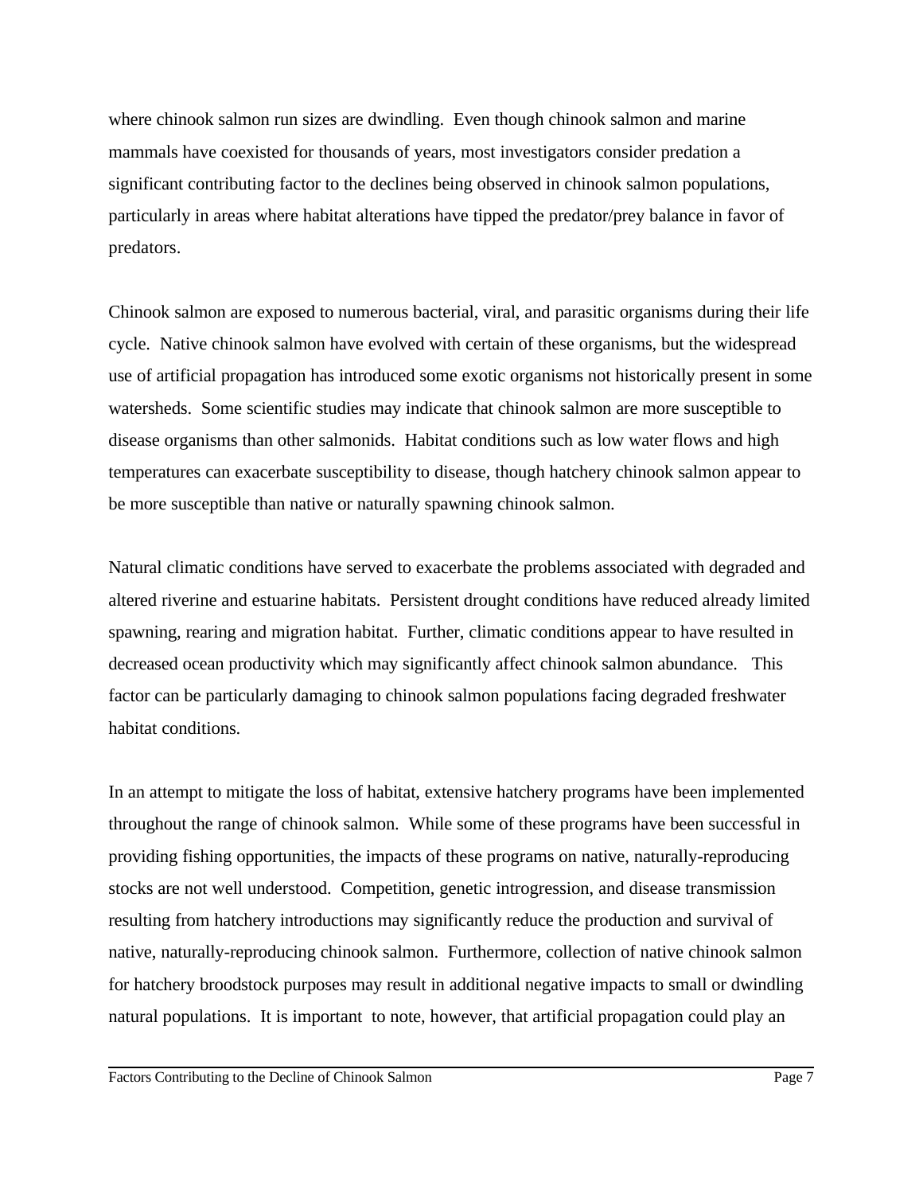where chinook salmon run sizes are dwindling. Even though chinook salmon and marine mammals have coexisted for thousands of years, most investigators consider predation a significant contributing factor to the declines being observed in chinook salmon populations, particularly in areas where habitat alterations have tipped the predator/prey balance in favor of predators.

Chinook salmon are exposed to numerous bacterial, viral, and parasitic organisms during their life cycle. Native chinook salmon have evolved with certain of these organisms, but the widespread use of artificial propagation has introduced some exotic organisms not historically present in some watersheds. Some scientific studies may indicate that chinook salmon are more susceptible to disease organisms than other salmonids. Habitat conditions such as low water flows and high temperatures can exacerbate susceptibility to disease, though hatchery chinook salmon appear to be more susceptible than native or naturally spawning chinook salmon.

Natural climatic conditions have served to exacerbate the problems associated with degraded and altered riverine and estuarine habitats. Persistent drought conditions have reduced already limited spawning, rearing and migration habitat. Further, climatic conditions appear to have resulted in decreased ocean productivity which may significantly affect chinook salmon abundance. This factor can be particularly damaging to chinook salmon populations facing degraded freshwater habitat conditions.

In an attempt to mitigate the loss of habitat, extensive hatchery programs have been implemented throughout the range of chinook salmon. While some of these programs have been successful in providing fishing opportunities, the impacts of these programs on native, naturally-reproducing stocks are not well understood. Competition, genetic introgression, and disease transmission resulting from hatchery introductions may significantly reduce the production and survival of native, naturally-reproducing chinook salmon. Furthermore, collection of native chinook salmon for hatchery broodstock purposes may result in additional negative impacts to small or dwindling natural populations. It is important to note, however, that artificial propagation could play an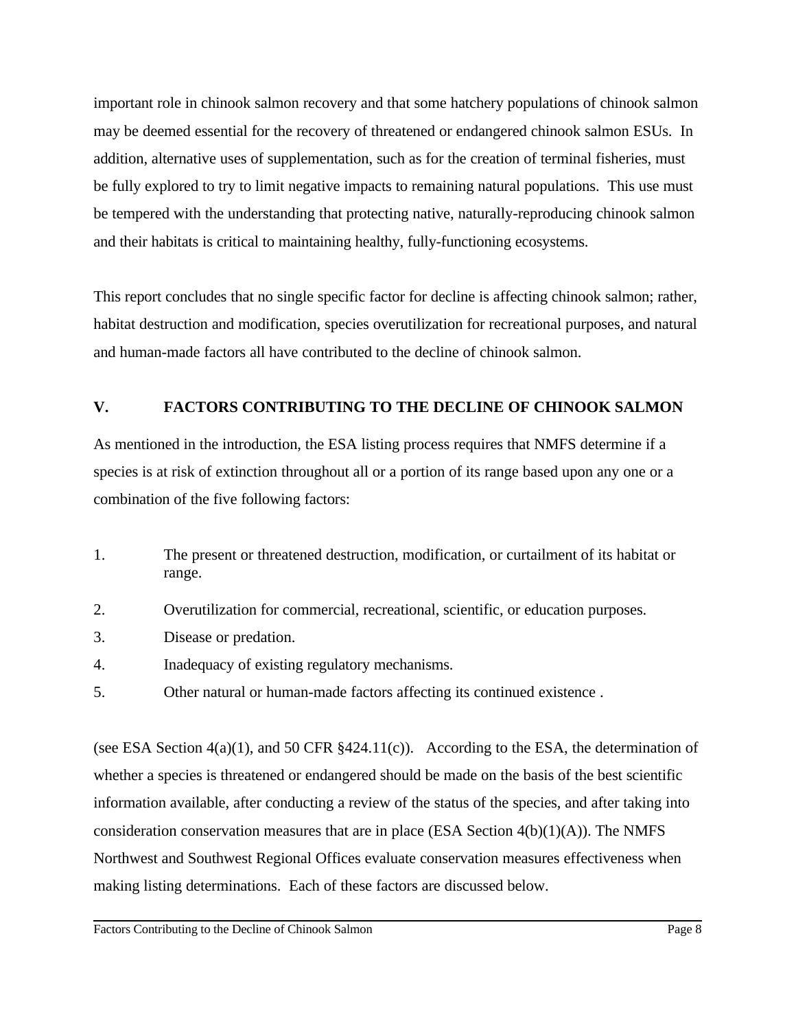important role in chinook salmon recovery and that some hatchery populations of chinook salmon may be deemed essential for the recovery of threatened or endangered chinook salmon ESUs. In addition, alternative uses of supplementation, such as for the creation of terminal fisheries, must be fully explored to try to limit negative impacts to remaining natural populations. This use must be tempered with the understanding that protecting native, naturally-reproducing chinook salmon and their habitats is critical to maintaining healthy, fully-functioning ecosystems.

This report concludes that no single specific factor for decline is affecting chinook salmon; rather, habitat destruction and modification, species overutilization for recreational purposes, and natural and human-made factors all have contributed to the decline of chinook salmon.

## V. FACTORS CONTRIBUTING TO THE DECLINE OF CHINOOK SALMON

As mentioned in the introduction, the ESA listing process requires that NMFS determine if a species is at risk of extinction throughout all or a portion of its range based upon any one or a combination of the five following factors:

1. The present or threatened destruction, modification, or curtailment of its habitat or range.
2. Overutilization for commercial, recreational, scientific, or education purposes.
3. Disease or predation.
4. Inadequacy of existing regulatory mechanisms.
5. Other natural or human-made factors affecting its continued existence .

(see ESA Section 4(a)(1), and 50 CFR §424.11(c)). According to the ESA, the determination of whether a species is threatened or endangered should be made on the basis of the best scientific information available, after conducting a review of the status of the species, and after taking into consideration conservation measures that are in place (ESA Section 4(b)(1)(A)). The NMFS Northwest and Southwest Regional Offices evaluate conservation measures effectiveness when making listing determinations. Each of these factors are discussed below.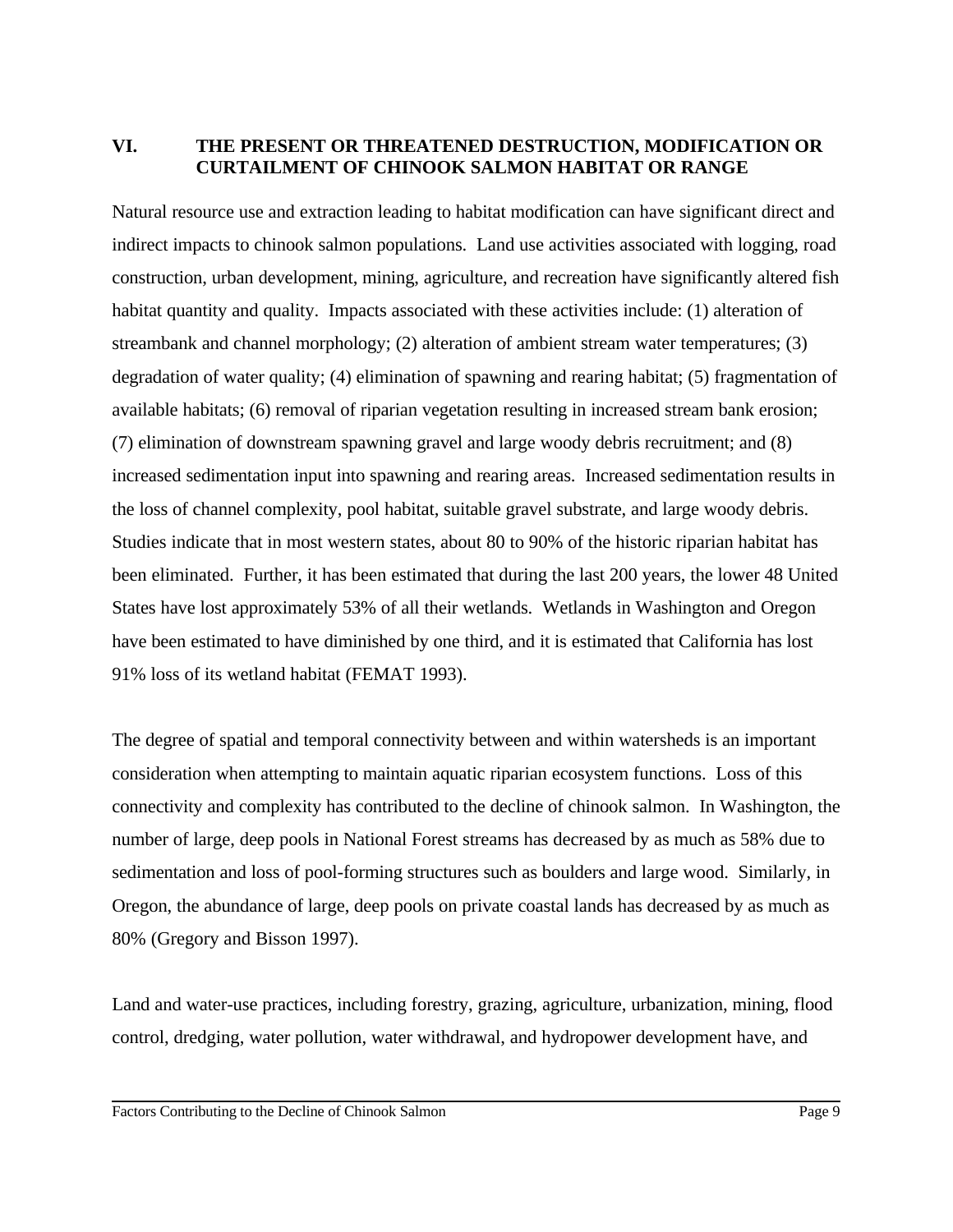## VI. THE PRESENT OR THREATENED DESTRUCTION, MODIFICATION OR CURTAILMENT OF CHINOOK SALMON HABITAT OR RANGE

Natural resource use and extraction leading to habitat modification can have significant direct and indirect impacts to chinook salmon populations. Land use activities associated with logging, road construction, urban development, mining, agriculture, and recreation have significantly altered fish habitat quantity and quality. Impacts associated with these activities include: (1) alteration of streambank and channel morphology; (2) alteration of ambient stream water temperatures; (3) degradation of water quality; (4) elimination of spawning and rearing habitat; (5) fragmentation of available habitats; (6) removal of riparian vegetation resulting in increased stream bank erosion; (7) elimination of downstream spawning gravel and large woody debris recruitment; and (8) increased sedimentation input into spawning and rearing areas. Increased sedimentation results in the loss of channel complexity, pool habitat, suitable gravel substrate, and large woody debris. Studies indicate that in most western states, about 80 to 90% of the historic riparian habitat has been eliminated. Further, it has been estimated that during the last 200 years, the lower 48 United States have lost approximately 53% of all their wetlands. Wetlands in Washington and Oregon have been estimated to have diminished by one third, and it is estimated that California has lost 91% loss of its wetland habitat (FEMAT 1993).

The degree of spatial and temporal connectivity between and within watersheds is an important consideration when attempting to maintain aquatic riparian ecosystem functions. Loss of this connectivity and complexity has contributed to the decline of chinook salmon. In Washington, the number of large, deep pools in National Forest streams has decreased by as much as 58% due to sedimentation and loss of pool-forming structures such as boulders and large wood. Similarly, in Oregon, the abundance of large, deep pools on private coastal lands has decreased by as much as 80% (Gregory and Bisson 1997).

Land and water-use practices, including forestry, grazing, agriculture, urbanization, mining, flood control, dredging, water pollution, water withdrawal, and hydropower development have, and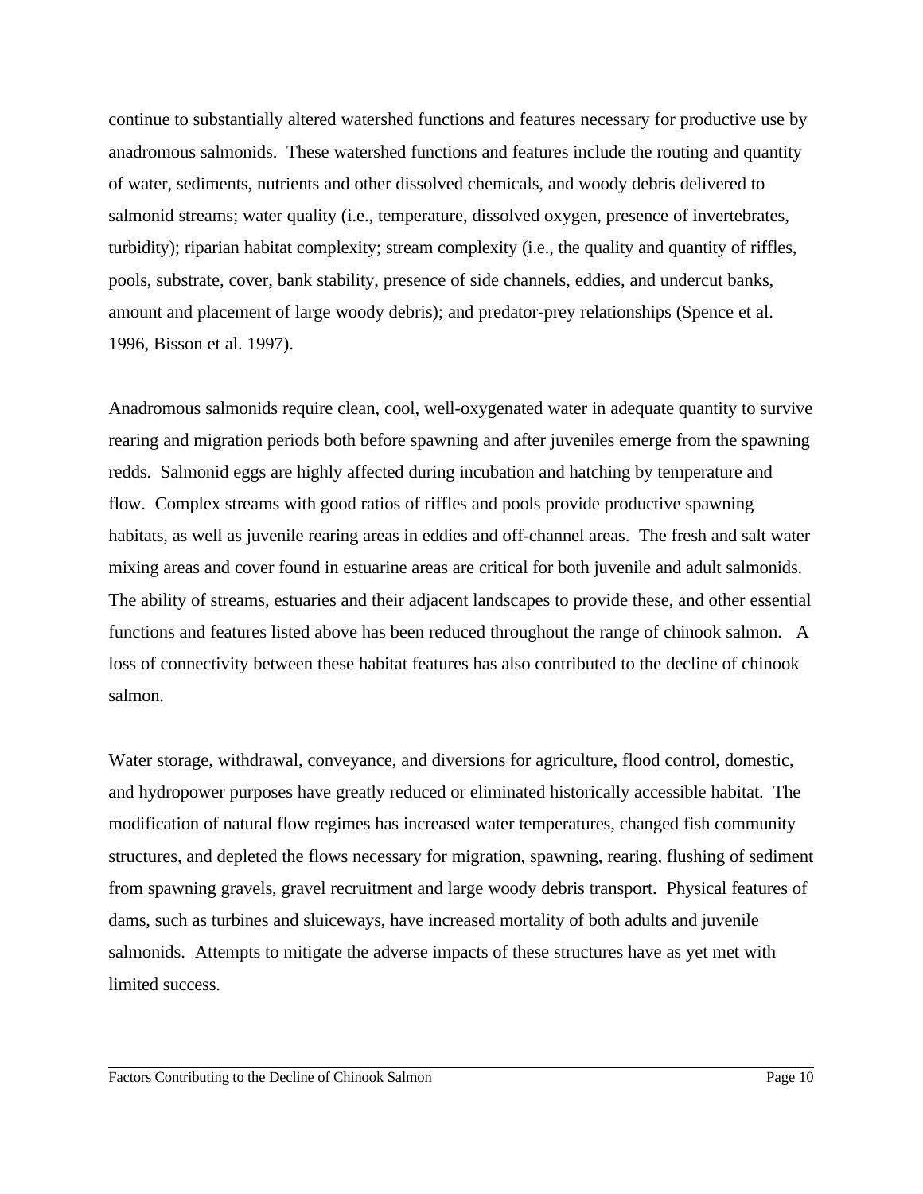continue to substantially altered watershed functions and features necessary for productive use by anadromous salmonids. These watershed functions and features include the routing and quantity of water, sediments, nutrients and other dissolved chemicals, and woody debris delivered to salmonid streams; water quality (i.e., temperature, dissolved oxygen, presence of invertebrates, turbidity); riparian habitat complexity; stream complexity (i.e., the quality and quantity of riffles, pools, substrate, cover, bank stability, presence of side channels, eddies, and undercut banks, amount and placement of large woody debris); and predator-prey relationships (Spence et al. 1996, Bisson et al. 1997).

Anadromous salmonids require clean, cool, well-oxygenated water in adequate quantity to survive rearing and migration periods both before spawning and after juveniles emerge from the spawning redds. Salmonid eggs are highly affected during incubation and hatching by temperature and flow. Complex streams with good ratios of riffles and pools provide productive spawning habitats, as well as juvenile rearing areas in eddies and off-channel areas. The fresh and salt water mixing areas and cover found in estuarine areas are critical for both juvenile and adult salmonids. The ability of streams, estuaries and their adjacent landscapes to provide these, and other essential functions and features listed above has been reduced throughout the range of chinook salmon. A loss of connectivity between these habitat features has also contributed to the decline of chinook salmon.

Water storage, withdrawal, conveyance, and diversions for agriculture, flood control, domestic, and hydropower purposes have greatly reduced or eliminated historically accessible habitat. The modification of natural flow regimes has increased water temperatures, changed fish community structures, and depleted the flows necessary for migration, spawning, rearing, flushing of sediment from spawning gravels, gravel recruitment and large woody debris transport. Physical features of dams, such as turbines and sluiceways, have increased mortality of both adults and juvenile salmonids. Attempts to mitigate the adverse impacts of these structures have as yet met with limited success.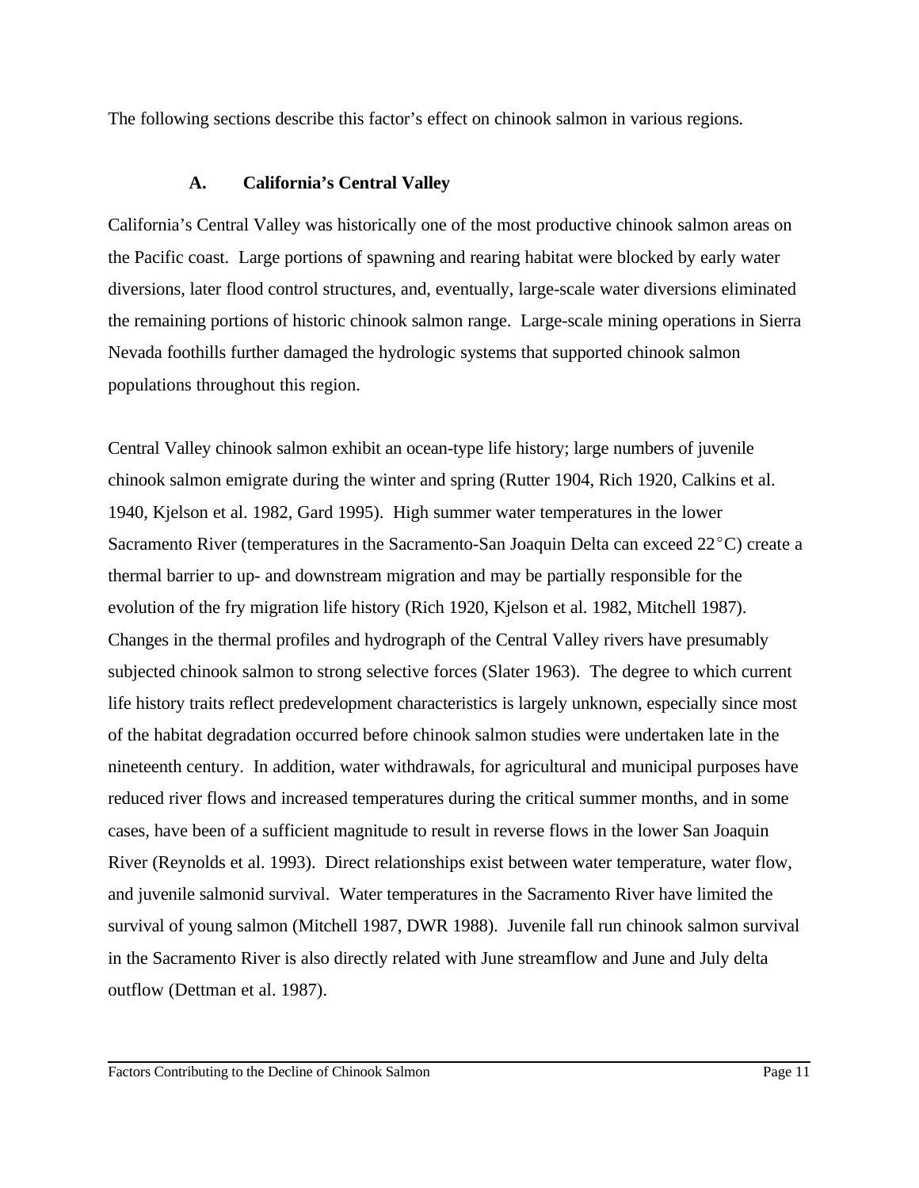The following sections describe this factor's effect on chinook salmon in various regions.

### A. California's Central Valley

California's Central Valley was historically one of the most productive chinook salmon areas on the Pacific coast. Large portions of spawning and rearing habitat were blocked by early water diversions, later flood control structures, and, eventually, large-scale water diversions eliminated the remaining portions of historic chinook salmon range. Large-scale mining operations in Sierra Nevada foothills further damaged the hydrologic systems that supported chinook salmon populations throughout this region.

Central Valley chinook salmon exhibit an ocean-type life history; large numbers of juvenile chinook salmon emigrate during the winter and spring (Rutter 1904, Rich 1920, Calkins et al. 1940, Kjelson et al. 1982, Gard 1995). High summer water temperatures in the lower Sacramento River (temperatures in the Sacramento-San Joaquin Delta can exceed $22^{\circ}$C) create a thermal barrier to up- and downstream migration and may be partially responsible for the evolution of the fry migration life history (Rich 1920, Kjelson et al. 1982, Mitchell 1987). Changes in the thermal profiles and hydrograph of the Central Valley rivers have presumably subjected chinook salmon to strong selective forces (Slater 1963). The degree to which current life history traits reflect predevelopment characteristics is largely unknown, especially since most of the habitat degradation occurred before chinook salmon studies were undertaken late in the nineteenth century. In addition, water withdrawals, for agricultural and municipal purposes have reduced river flows and increased temperatures during the critical summer months, and in some cases, have been of a sufficient magnitude to result in reverse flows in the lower San Joaquin River (Reynolds et al. 1993). Direct relationships exist between water temperature, water flow, and juvenile salmonid survival. Water temperatures in the Sacramento River have limited the survival of young salmon (Mitchell 1987, DWR 1988). Juvenile fall run chinook salmon survival in the Sacramento River is also directly related with June streamflow and June and July delta outflow (Dettman et al. 1987).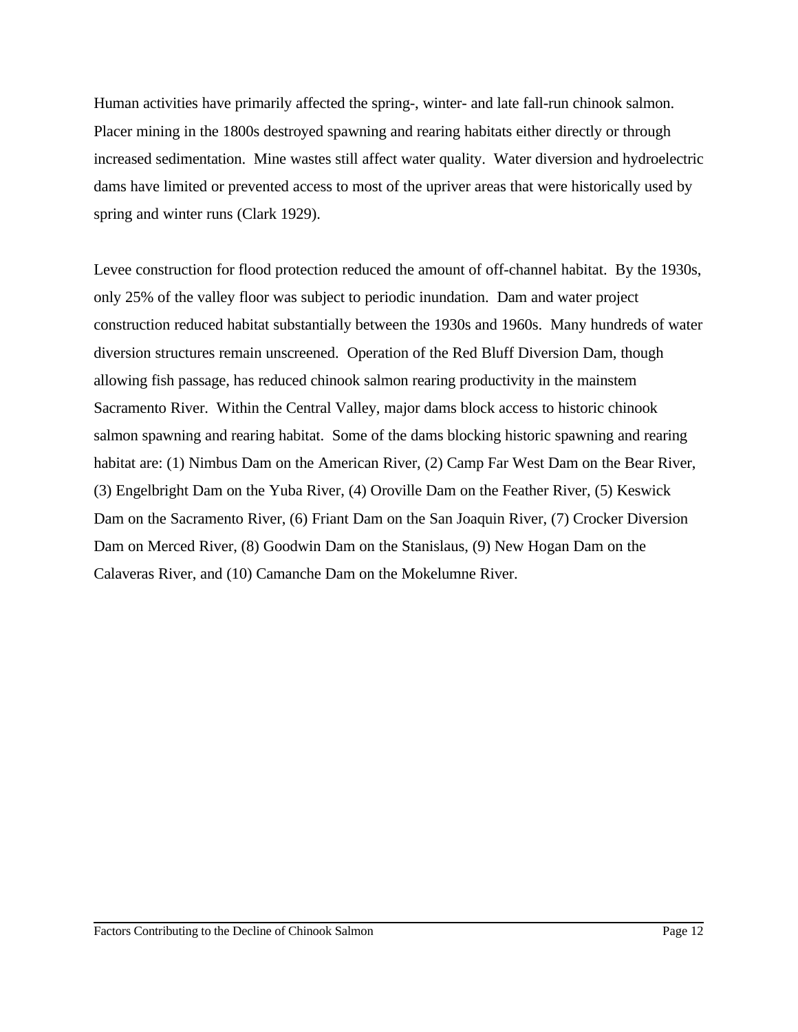Human activities have primarily affected the spring-, winter- and late fall-run chinook salmon. Placer mining in the 1800s destroyed spawning and rearing habitats either directly or through increased sedimentation. Mine wastes still affect water quality. Water diversion and hydroelectric dams have limited or prevented access to most of the upriver areas that were historically used by spring and winter runs (Clark 1929).

Levee construction for flood protection reduced the amount of off-channel habitat. By the 1930s, only 25% of the valley floor was subject to periodic inundation. Dam and water project construction reduced habitat substantially between the 1930s and 1960s. Many hundreds of water diversion structures remain unscreened. Operation of the Red Bluff Diversion Dam, though allowing fish passage, has reduced chinook salmon rearing productivity in the mainstem Sacramento River. Within the Central Valley, major dams block access to historic chinook salmon spawning and rearing habitat. Some of the dams blocking historic spawning and rearing habitat are: (1) Nimbus Dam on the American River, (2) Camp Far West Dam on the Bear River, (3) Engelbright Dam on the Yuba River, (4) Oroville Dam on the Feather River, (5) Keswick Dam on the Sacramento River, (6) Friant Dam on the San Joaquin River, (7) Crocker Diversion Dam on Merced River, (8) Goodwin Dam on the Stanislaus, (9) New Hogan Dam on the Calaveras River, and (10) Camanche Dam on the Mokelumne River.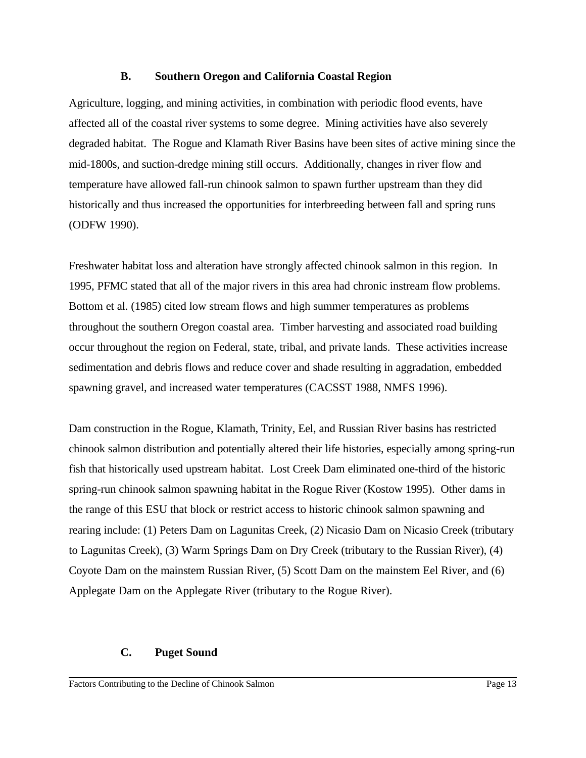### B. Southern Oregon and California Coastal Region

Agriculture, logging, and mining activities, in combination with periodic flood events, have affected all of the coastal river systems to some degree. Mining activities have also severely degraded habitat. The Rogue and Klamath River Basins have been sites of active mining since the mid-1800s, and suction-dredge mining still occurs. Additionally, changes in river flow and temperature have allowed fall-run chinook salmon to spawn further upstream than they did historically and thus increased the opportunities for interbreeding between fall and spring runs (ODFW 1990).

Freshwater habitat loss and alteration have strongly affected chinook salmon in this region. In 1995, PFMC stated that all of the major rivers in this area had chronic instream flow problems. Bottom et al. (1985) cited low stream flows and high summer temperatures as problems throughout the southern Oregon coastal area. Timber harvesting and associated road building occur throughout the region on Federal, state, tribal, and private lands. These activities increase sedimentation and debris flows and reduce cover and shade resulting in aggradation, embedded spawning gravel, and increased water temperatures (CACSST 1988, NMFS 1996).

Dam construction in the Rogue, Klamath, Trinity, Eel, and Russian River basins has restricted chinook salmon distribution and potentially altered their life histories, especially among spring-run fish that historically used upstream habitat. Lost Creek Dam eliminated one-third of the historic spring-run chinook salmon spawning habitat in the Rogue River (Kostow 1995). Other dams in the range of this ESU that block or restrict access to historic chinook salmon spawning and rearing include: (1) Peters Dam on Lagunitas Creek, (2) Nicasio Dam on Nicasio Creek (tributary to Lagunitas Creek), (3) Warm Springs Dam on Dry Creek (tributary to the Russian River), (4) Coyote Dam on the mainstem Russian River, (5) Scott Dam on the mainstem Eel River, and (6) Applegate Dam on the Applegate River (tributary to the Rogue River).

### C. Puget Sound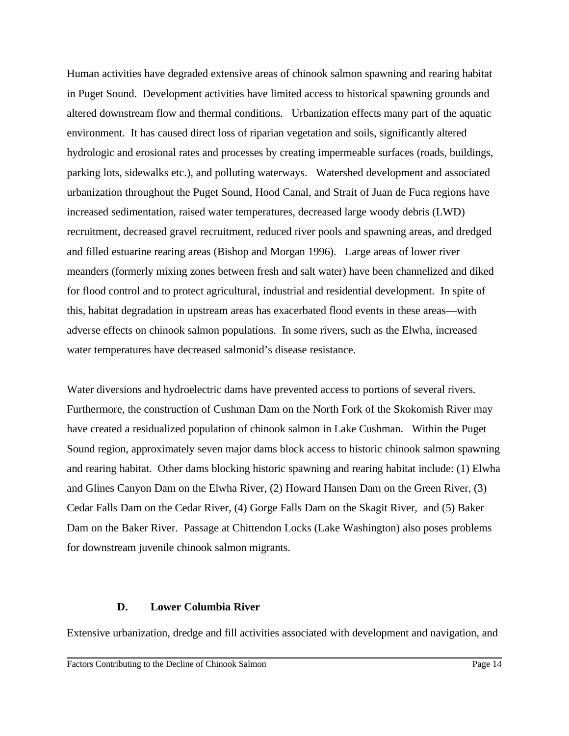Human activities have degraded extensive areas of chinook salmon spawning and rearing habitat in Puget Sound. Development activities have limited access to historical spawning grounds and altered downstream flow and thermal conditions. Urbanization effects many part of the aquatic environment. It has caused direct loss of riparian vegetation and soils, significantly altered hydrologic and erosional rates and processes by creating impermeable surfaces (roads, buildings, parking lots, sidewalks etc.), and polluting waterways. Watershed development and associated urbanization throughout the Puget Sound, Hood Canal, and Strait of Juan de Fuca regions have increased sedimentation, raised water temperatures, decreased large woody debris (LWD) recruitment, decreased gravel recruitment, reduced river pools and spawning areas, and dredged and filled estuarine rearing areas (Bishop and Morgan 1996). Large areas of lower river meanders (formerly mixing zones between fresh and salt water) have been channelized and diked for flood control and to protect agricultural, industrial and residential development. In spite of this, habitat degradation in upstream areas has exacerbated flood events in these areas—with adverse effects on chinook salmon populations. In some rivers, such as the Elwha, increased water temperatures have decreased salmonid's disease resistance.

Water diversions and hydroelectric dams have prevented access to portions of several rivers. Furthermore, the construction of Cushman Dam on the North Fork of the Skokomish River may have created a residualized population of chinook salmon in Lake Cushman. Within the Puget Sound region, approximately seven major dams block access to historic chinook salmon spawning and rearing habitat. Other dams blocking historic spawning and rearing habitat include: (1) Elwha and Glines Canyon Dam on the Elwha River, (2) Howard Hansen Dam on the Green River, (3) Cedar Falls Dam on the Cedar River, (4) Gorge Falls Dam on the Skagit River, and (5) Baker Dam on the Baker River. Passage at Chittendon Locks (Lake Washington) also poses problems for downstream juvenile chinook salmon migrants.

### D. Lower Columbia River

Extensive urbanization, dredge and fill activities associated with development and navigation, and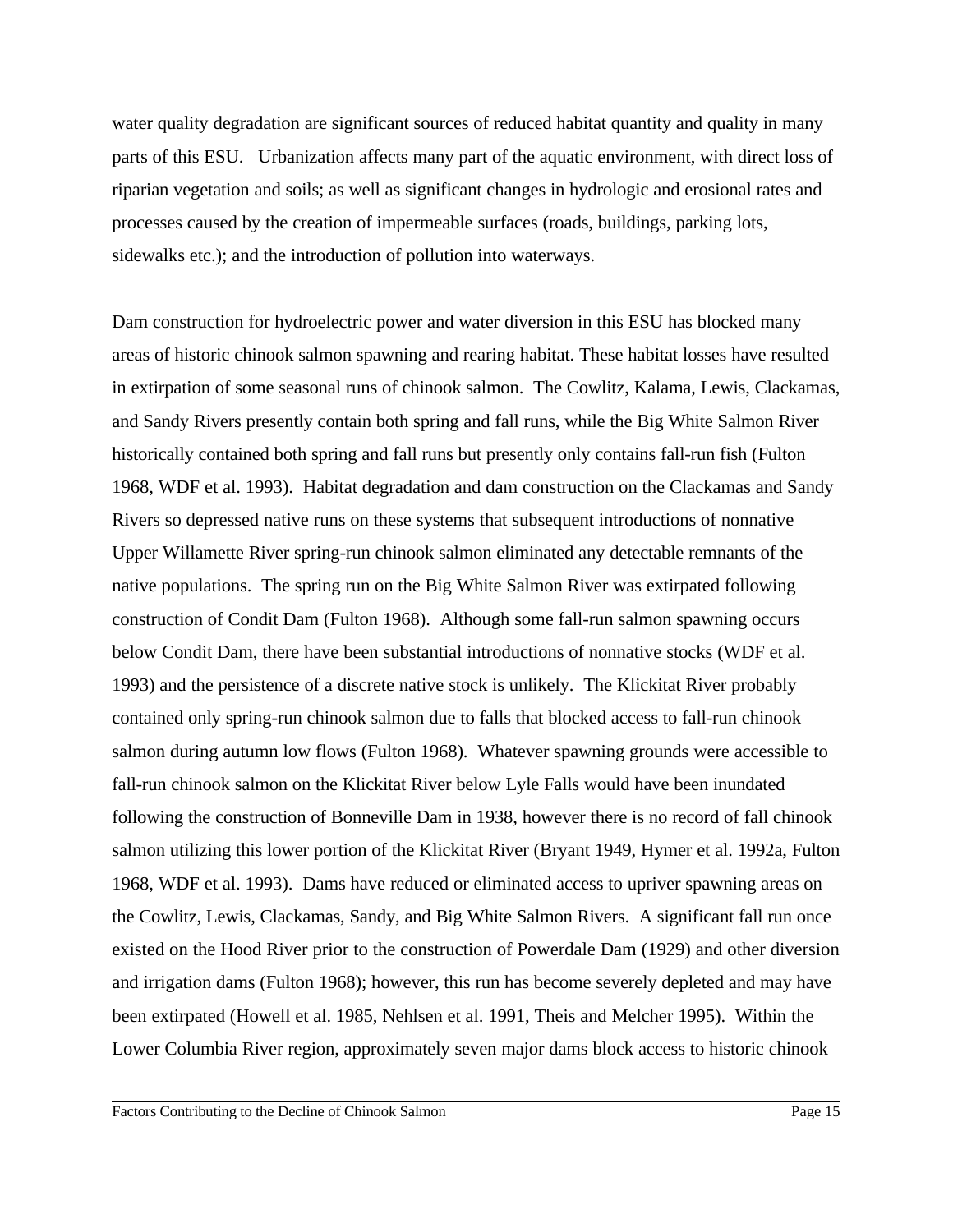water quality degradation are significant sources of reduced habitat quantity and quality in many parts of this ESU. Urbanization affects many part of the aquatic environment, with direct loss of riparian vegetation and soils; as well as significant changes in hydrologic and erosional rates and processes caused by the creation of impermeable surfaces (roads, buildings, parking lots, sidewalks etc.); and the introduction of pollution into waterways.

Dam construction for hydroelectric power and water diversion in this ESU has blocked many areas of historic chinook salmon spawning and rearing habitat. These habitat losses have resulted in extirpation of some seasonal runs of chinook salmon. The Cowlitz, Kalama, Lewis, Clackamas, and Sandy Rivers presently contain both spring and fall runs, while the Big White Salmon River historically contained both spring and fall runs but presently only contains fall-run fish (Fulton 1968, WDF et al. 1993). Habitat degradation and dam construction on the Clackamas and Sandy Rivers so depressed native runs on these systems that subsequent introductions of nonnative Upper Willamette River spring-run chinook salmon eliminated any detectable remnants of the native populations. The spring run on the Big White Salmon River was extirpated following construction of Condit Dam (Fulton 1968). Although some fall-run salmon spawning occurs below Condit Dam, there have been substantial introductions of nonnative stocks (WDF et al. 1993) and the persistence of a discrete native stock is unlikely. The Klickitat River probably contained only spring-run chinook salmon due to falls that blocked access to fall-run chinook salmon during autumn low flows (Fulton 1968). Whatever spawning grounds were accessible to fall-run chinook salmon on the Klickitat River below Lyle Falls would have been inundated following the construction of Bonneville Dam in 1938, however there is no record of fall chinook salmon utilizing this lower portion of the Klickitat River (Bryant 1949, Hymer et al. 1992a, Fulton 1968, WDF et al. 1993). Dams have reduced or eliminated access to upriver spawning areas on the Cowlitz, Lewis, Clackamas, Sandy, and Big White Salmon Rivers. A significant fall run once existed on the Hood River prior to the construction of Powerdale Dam (1929) and other diversion and irrigation dams (Fulton 1968); however, this run has become severely depleted and may have been extirpated (Howell et al. 1985, Nehlsen et al. 1991, Theis and Melcher 1995). Within the Lower Columbia River region, approximately seven major dams block access to historic chinook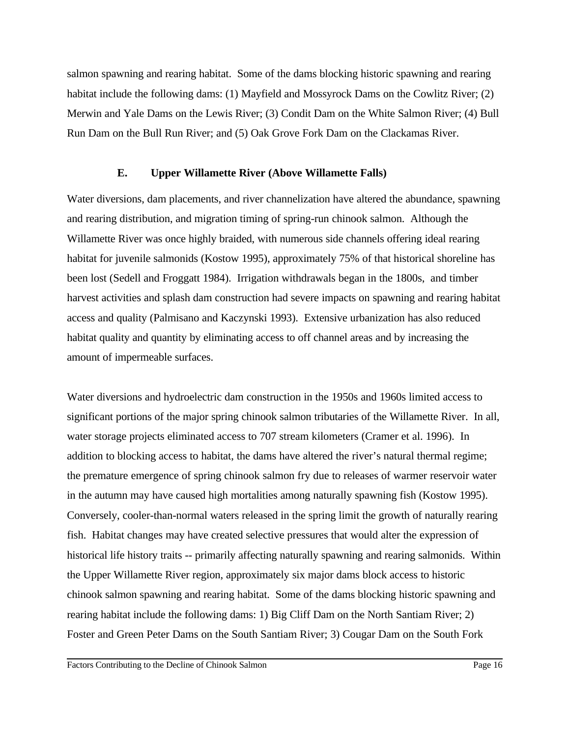salmon spawning and rearing habitat. Some of the dams blocking historic spawning and rearing habitat include the following dams: (1) Mayfield and Mossyrock Dams on the Cowlitz River; (2) Merwin and Yale Dams on the Lewis River; (3) Condit Dam on the White Salmon River; (4) Bull Run Dam on the Bull Run River; and (5) Oak Grove Fork Dam on the Clackamas River.

### E. Upper Willamette River (Above Willamette Falls)

Water diversions, dam placements, and river channelization have altered the abundance, spawning and rearing distribution, and migration timing of spring-run chinook salmon. Although the Willamette River was once highly braided, with numerous side channels offering ideal rearing habitat for juvenile salmonids (Kostow 1995), approximately 75% of that historical shoreline has been lost (Sedell and Froggatt 1984). Irrigation withdrawals began in the 1800s, and timber harvest activities and splash dam construction had severe impacts on spawning and rearing habitat access and quality (Palmisano and Kaczynski 1993). Extensive urbanization has also reduced habitat quality and quantity by eliminating access to off channel areas and by increasing the amount of impermeable surfaces.

Water diversions and hydroelectric dam construction in the 1950s and 1960s limited access to significant portions of the major spring chinook salmon tributaries of the Willamette River. In all, water storage projects eliminated access to 707 stream kilometers (Cramer et al. 1996). In addition to blocking access to habitat, the dams have altered the river's natural thermal regime; the premature emergence of spring chinook salmon fry due to releases of warmer reservoir water in the autumn may have caused high mortalities among naturally spawning fish (Kostow 1995). Conversely, cooler-than-normal waters released in the spring limit the growth of naturally rearing fish. Habitat changes may have created selective pressures that would alter the expression of historical life history traits -- primarily affecting naturally spawning and rearing salmonids. Within the Upper Willamette River region, approximately six major dams block access to historic chinook salmon spawning and rearing habitat. Some of the dams blocking historic spawning and rearing habitat include the following dams: 1) Big Cliff Dam on the North Santiam River; 2) Foster and Green Peter Dams on the South Santiam River; 3) Cougar Dam on the South Fork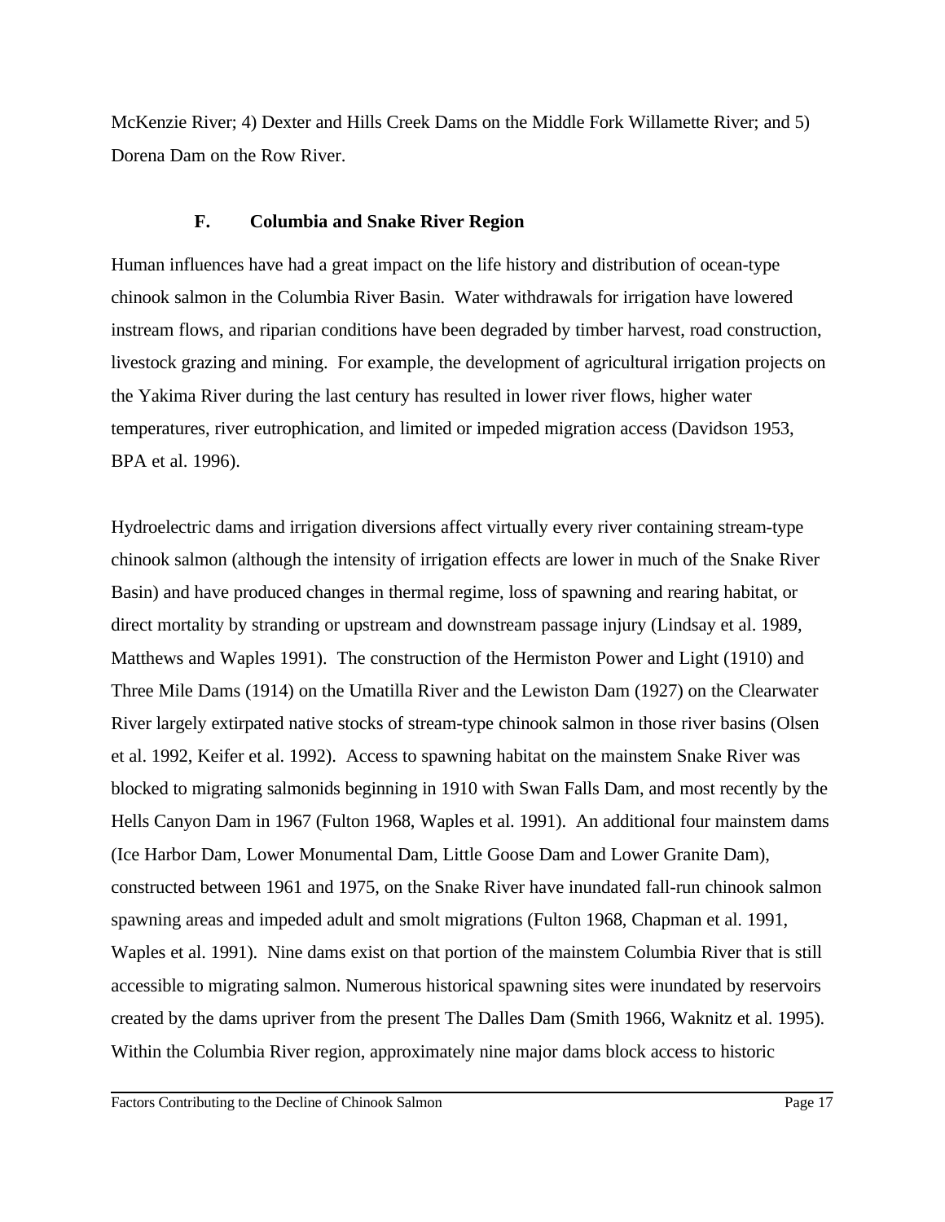McKenzie River; 4) Dexter and Hills Creek Dams on the Middle Fork Willamette River; and 5) Dorena Dam on the Row River.

### F. Columbia and Snake River Region

Human influences have had a great impact on the life history and distribution of ocean-type chinook salmon in the Columbia River Basin. Water withdrawals for irrigation have lowered instream flows, and riparian conditions have been degraded by timber harvest, road construction, livestock grazing and mining. For example, the development of agricultural irrigation projects on the Yakima River during the last century has resulted in lower river flows, higher water temperatures, river eutrophication, and limited or impeded migration access (Davidson 1953, BPA et al. 1996).

Hydroelectric dams and irrigation diversions affect virtually every river containing stream-type chinook salmon (although the intensity of irrigation effects are lower in much of the Snake River Basin) and have produced changes in thermal regime, loss of spawning and rearing habitat, or direct mortality by stranding or upstream and downstream passage injury (Lindsay et al. 1989, Matthews and Waples 1991). The construction of the Hermiston Power and Light (1910) and Three Mile Dams (1914) on the Umatilla River and the Lewiston Dam (1927) on the Clearwater River largely extirpated native stocks of stream-type chinook salmon in those river basins (Olsen et al. 1992, Keifer et al. 1992). Access to spawning habitat on the mainstem Snake River was blocked to migrating salmonids beginning in 1910 with Swan Falls Dam, and most recently by the Hells Canyon Dam in 1967 (Fulton 1968, Waples et al. 1991). An additional four mainstem dams (Ice Harbor Dam, Lower Monumental Dam, Little Goose Dam and Lower Granite Dam), constructed between 1961 and 1975, on the Snake River have inundated fall-run chinook salmon spawning areas and impeded adult and smolt migrations (Fulton 1968, Chapman et al. 1991, Waples et al. 1991). Nine dams exist on that portion of the mainstem Columbia River that is still accessible to migrating salmon. Numerous historical spawning sites were inundated by reservoirs created by the dams upriver from the present The Dalles Dam (Smith 1966, Waknitz et al. 1995). Within the Columbia River region, approximately nine major dams block access to historic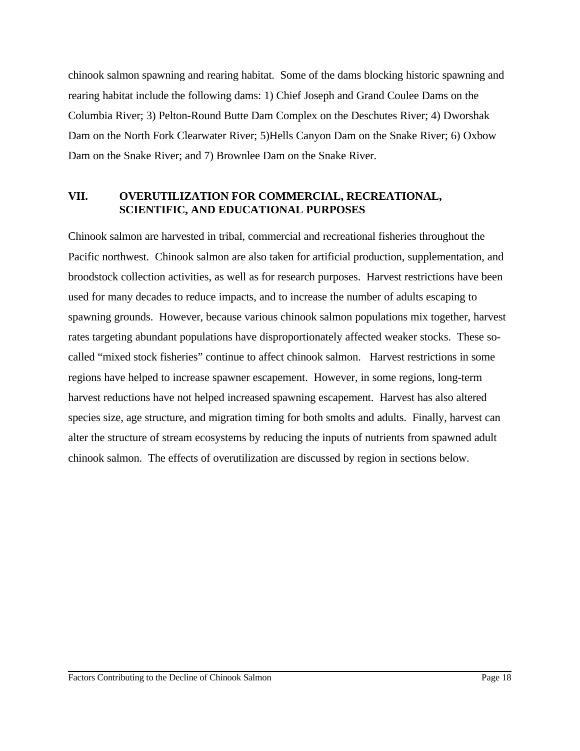chinook salmon spawning and rearing habitat. Some of the dams blocking historic spawning and rearing habitat include the following dams: 1) Chief Joseph and Grand Coulee Dams on the Columbia River; 3) Pelton-Round Butte Dam Complex on the Deschutes River; 4) Dworshak Dam on the North Fork Clearwater River; 5)Hells Canyon Dam on the Snake River; 6) Oxbow Dam on the Snake River; and 7) Brownlee Dam on the Snake River.

## VII. OVERUTILIZATION FOR COMMERCIAL, RECREATIONAL, SCIENTIFIC, AND EDUCATIONAL PURPOSES

Chinook salmon are harvested in tribal, commercial and recreational fisheries throughout the Pacific northwest. Chinook salmon are also taken for artificial production, supplementation, and broodstock collection activities, as well as for research purposes. Harvest restrictions have been used for many decades to reduce impacts, and to increase the number of adults escaping to spawning grounds. However, because various chinook salmon populations mix together, harvest rates targeting abundant populations have disproportionately affected weaker stocks. These so-called "mixed stock fisheries" continue to affect chinook salmon. Harvest restrictions in some regions have helped to increase spawner escapement. However, in some regions, long-term harvest reductions have not helped increased spawning escapement. Harvest has also altered species size, age structure, and migration timing for both smolts and adults. Finally, harvest can alter the structure of stream ecosystems by reducing the inputs of nutrients from spawned adult chinook salmon. The effects of overutilization are discussed by region in sections below.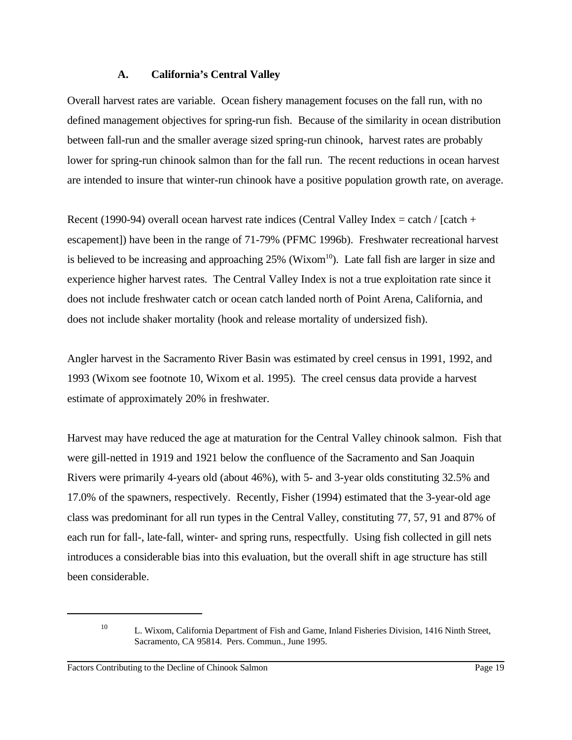### A. California's Central Valley

Overall harvest rates are variable. Ocean fishery management focuses on the fall run, with no defined management objectives for spring-run fish. Because of the similarity in ocean distribution between fall-run and the smaller average sized spring-run chinook, harvest rates are probably lower for spring-run chinook salmon than for the fall run. The recent reductions in ocean harvest are intended to insure that winter-run chinook have a positive population growth rate, on average.

Recent (1990-94) overall ocean harvest rate indices (Central Valley Index = catch / [catch + escapement]) have been in the range of 71-79% (PFMC 1996b). Freshwater recreational harvest is believed to be increasing and approaching 25% (Wixom[10]). Late fall fish are larger in size and experience higher harvest rates. The Central Valley Index is not a true exploitation rate since it does not include freshwater catch or ocean catch landed north of Point Arena, California, and does not include shaker mortality (hook and release mortality of undersized fish).

Angler harvest in the Sacramento River Basin was estimated by creel census in 1991, 1992, and 1993 (Wixom see footnote 10, Wixom et al. 1995). The creel census data provide a harvest estimate of approximately 20% in freshwater.

Harvest may have reduced the age at maturation for the Central Valley chinook salmon. Fish that were gill-netted in 1919 and 1921 below the confluence of the Sacramento and San Joaquin Rivers were primarily 4-years old (about 46%), with 5- and 3-year olds constituting 32.5% and 17.0% of the spawners, respectively. Recently, Fisher (1994) estimated that the 3-year-old age class was predominant for all run types in the Central Valley, constituting 77, 57, 91 and 87% of each run for fall-, late-fall, winter- and spring runs, respectfully. Using fish collected in gill nets introduces a considerable bias into this evaluation, but the overall shift in age structure has still been considerable.

---

[10] L. Wixom, California Department of Fish and Game, Inland Fisheries Division, 1416 Ninth Street, Sacramento, CA 95814. Pers. Commun., June 1995.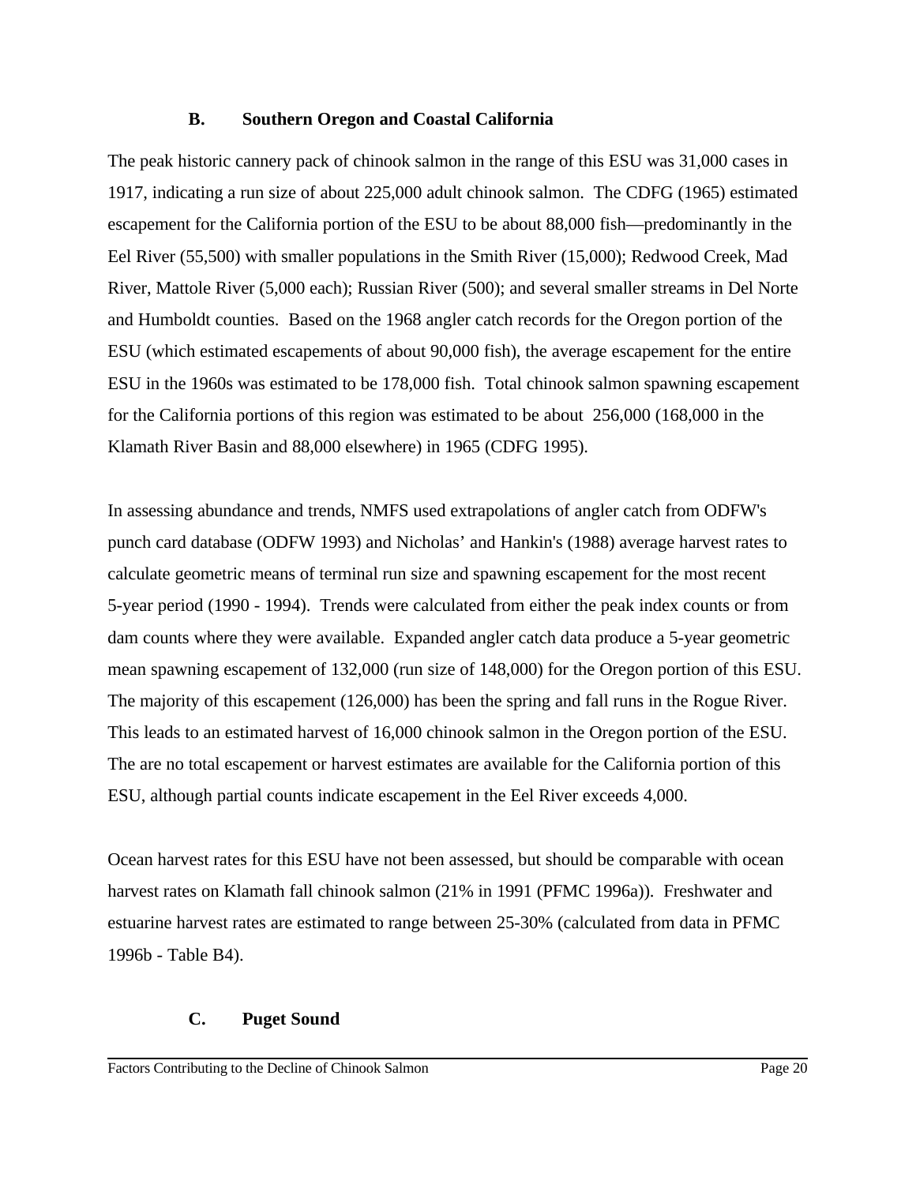### B. Southern Oregon and Coastal California

The peak historic cannery pack of chinook salmon in the range of this ESU was 31,000 cases in 1917, indicating a run size of about 225,000 adult chinook salmon. The CDFG (1965) estimated escapement for the California portion of the ESU to be about 88,000 fish—predominantly in the Eel River (55,500) with smaller populations in the Smith River (15,000); Redwood Creek, Mad River, Mattole River (5,000 each); Russian River (500); and several smaller streams in Del Norte and Humboldt counties. Based on the 1968 angler catch records for the Oregon portion of the ESU (which estimated escapements of about 90,000 fish), the average escapement for the entire ESU in the 1960s was estimated to be 178,000 fish. Total chinook salmon spawning escapement for the California portions of this region was estimated to be about 256,000 (168,000 in the Klamath River Basin and 88,000 elsewhere) in 1965 (CDFG 1995).

In assessing abundance and trends, NMFS used extrapolations of angler catch from ODFW's punch card database (ODFW 1993) and Nicholas' and Hankin's (1988) average harvest rates to calculate geometric means of terminal run size and spawning escapement for the most recent 5-year period (1990 - 1994). Trends were calculated from either the peak index counts or from dam counts where they were available. Expanded angler catch data produce a 5-year geometric mean spawning escapement of 132,000 (run size of 148,000) for the Oregon portion of this ESU. The majority of this escapement (126,000) has been the spring and fall runs in the Rogue River. This leads to an estimated harvest of 16,000 chinook salmon in the Oregon portion of the ESU. The are no total escapement or harvest estimates are available for the California portion of this ESU, although partial counts indicate escapement in the Eel River exceeds 4,000.

Ocean harvest rates for this ESU have not been assessed, but should be comparable with ocean harvest rates on Klamath fall chinook salmon (21% in 1991 (PFMC 1996a)). Freshwater and estuarine harvest rates are estimated to range between 25-30% (calculated from data in PFMC 1996b - Table B4).

### C. Puget Sound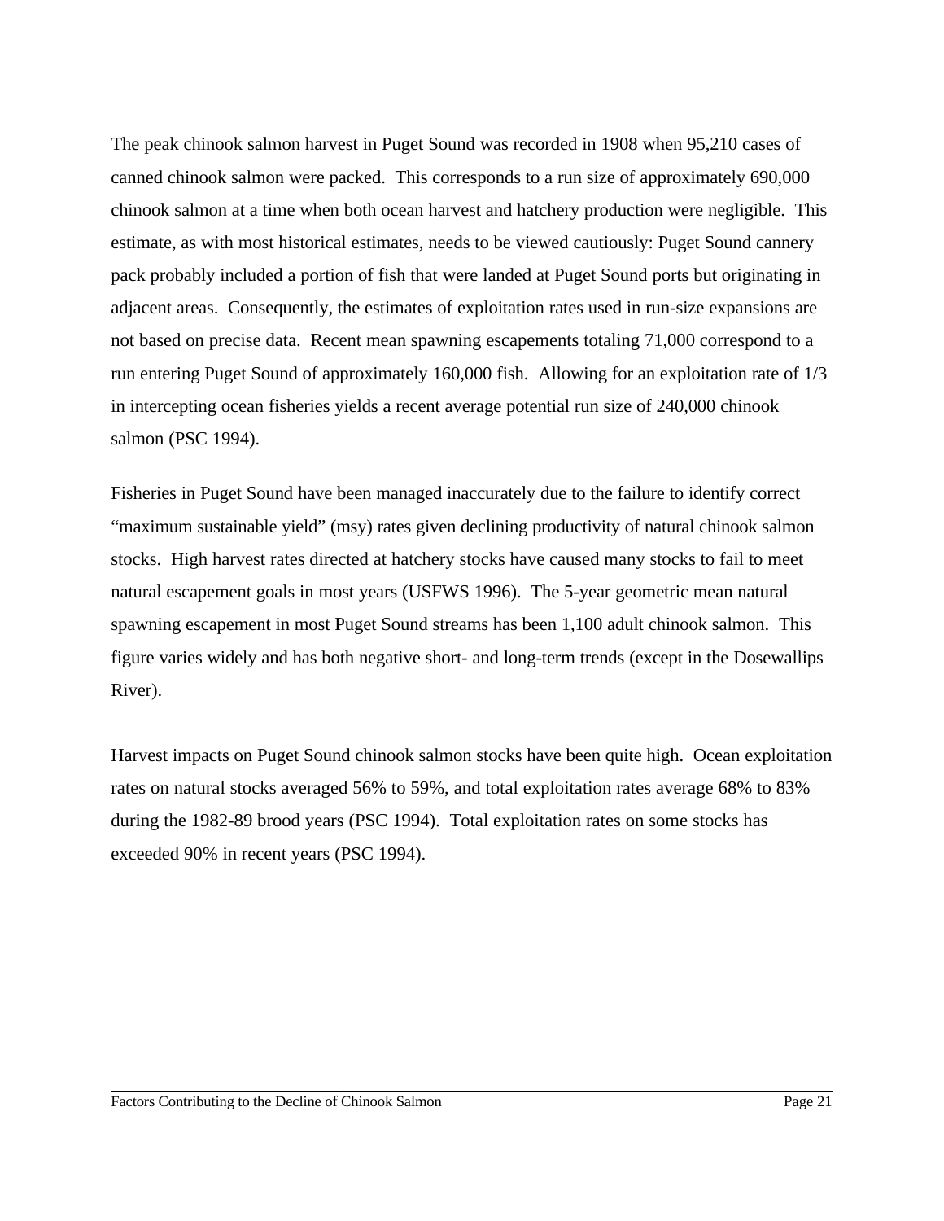The peak chinook salmon harvest in Puget Sound was recorded in 1908 when 95,210 cases of canned chinook salmon were packed. This corresponds to a run size of approximately 690,000 chinook salmon at a time when both ocean harvest and hatchery production were negligible. This estimate, as with most historical estimates, needs to be viewed cautiously: Puget Sound cannery pack probably included a portion of fish that were landed at Puget Sound ports but originating in adjacent areas. Consequently, the estimates of exploitation rates used in run-size expansions are not based on precise data. Recent mean spawning escapements totaling 71,000 correspond to a run entering Puget Sound of approximately 160,000 fish. Allowing for an exploitation rate of 1/3 in intercepting ocean fisheries yields a recent average potential run size of 240,000 chinook salmon (PSC 1994).

Fisheries in Puget Sound have been managed inaccurately due to the failure to identify correct "maximum sustainable yield" (msy) rates given declining productivity of natural chinook salmon stocks. High harvest rates directed at hatchery stocks have caused many stocks to fail to meet natural escapement goals in most years (USFWS 1996). The 5-year geometric mean natural spawning escapement in most Puget Sound streams has been 1,100 adult chinook salmon. This figure varies widely and has both negative short- and long-term trends (except in the Dosewallips River).

Harvest impacts on Puget Sound chinook salmon stocks have been quite high. Ocean exploitation rates on natural stocks averaged 56% to 59%, and total exploitation rates average 68% to 83% during the 1982-89 brood years (PSC 1994). Total exploitation rates on some stocks has exceeded 90% in recent years (PSC 1994).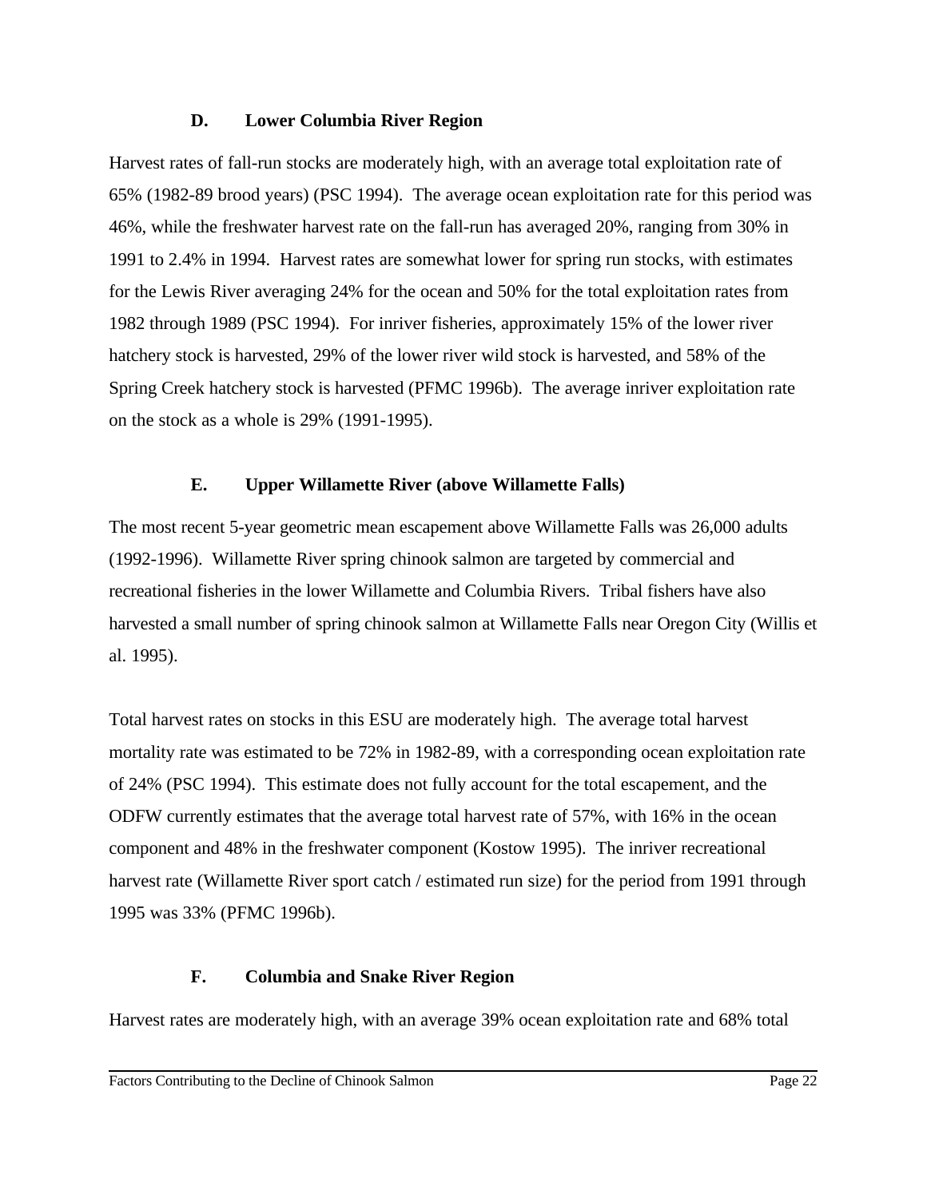### D. Lower Columbia River Region

Harvest rates of fall-run stocks are moderately high, with an average total exploitation rate of 65% (1982-89 brood years) (PSC 1994). The average ocean exploitation rate for this period was 46%, while the freshwater harvest rate on the fall-run has averaged 20%, ranging from 30% in 1991 to 2.4% in 1994. Harvest rates are somewhat lower for spring run stocks, with estimates for the Lewis River averaging 24% for the ocean and 50% for the total exploitation rates from 1982 through 1989 (PSC 1994). For inriver fisheries, approximately 15% of the lower river hatchery stock is harvested, 29% of the lower river wild stock is harvested, and 58% of the Spring Creek hatchery stock is harvested (PFMC 1996b). The average inriver exploitation rate on the stock as a whole is 29% (1991-1995).

### E. Upper Willamette River (above Willamette Falls)

The most recent 5-year geometric mean escapement above Willamette Falls was 26,000 adults (1992-1996). Willamette River spring chinook salmon are targeted by commercial and recreational fisheries in the lower Willamette and Columbia Rivers. Tribal fishers have also harvested a small number of spring chinook salmon at Willamette Falls near Oregon City (Willis et al. 1995).

Total harvest rates on stocks in this ESU are moderately high. The average total harvest mortality rate was estimated to be 72% in 1982-89, with a corresponding ocean exploitation rate of 24% (PSC 1994). This estimate does not fully account for the total escapement, and the ODFW currently estimates that the average total harvest rate of 57%, with 16% in the ocean component and 48% in the freshwater component (Kostow 1995). The inriver recreational harvest rate (Willamette River sport catch / estimated run size) for the period from 1991 through 1995 was 33% (PFMC 1996b).

### F. Columbia and Snake River Region

Harvest rates are moderately high, with an average 39% ocean exploitation rate and 68% total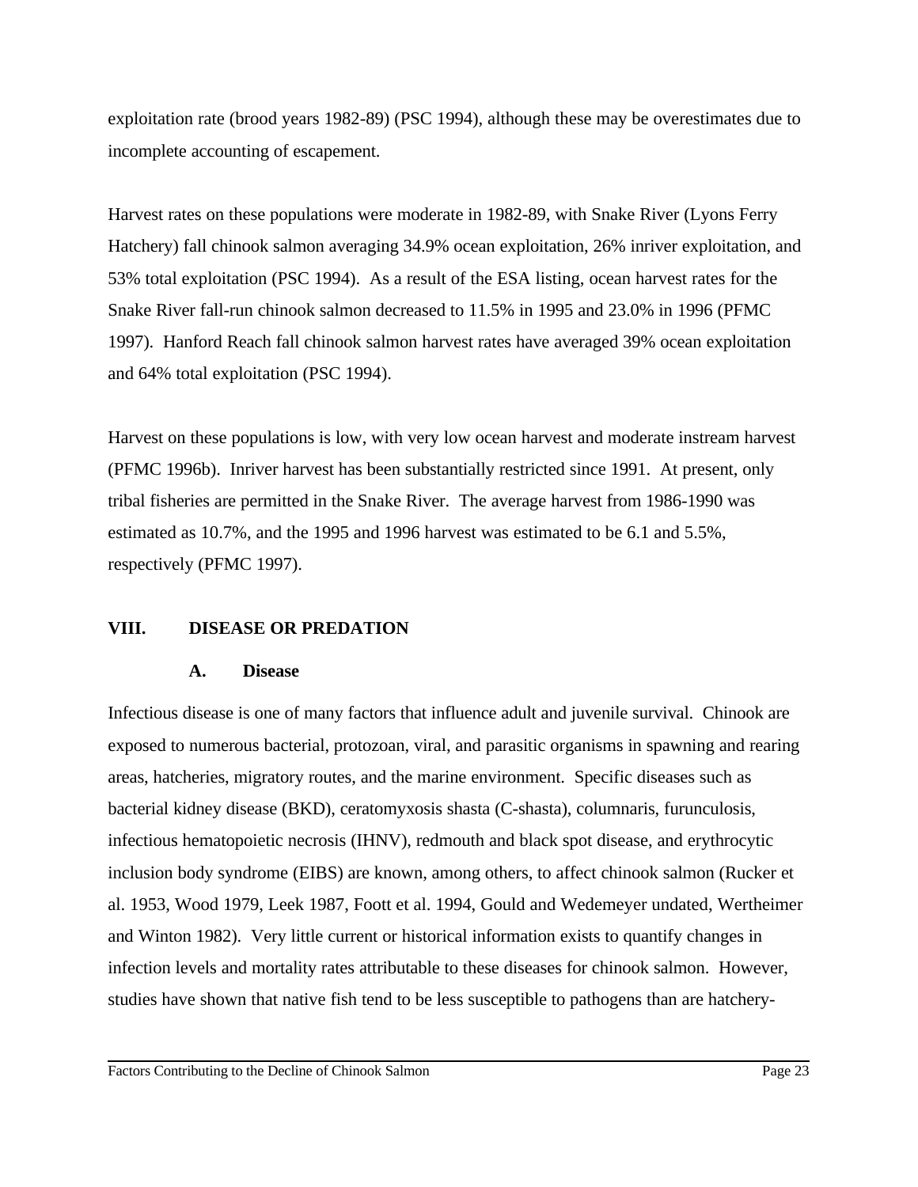exploitation rate (brood years 1982-89) (PSC 1994), although these may be overestimates due to incomplete accounting of escapement.

Harvest rates on these populations were moderate in 1982-89, with Snake River (Lyons Ferry Hatchery) fall chinook salmon averaging 34.9% ocean exploitation, 26% inriver exploitation, and 53% total exploitation (PSC 1994). As a result of the ESA listing, ocean harvest rates for the Snake River fall-run chinook salmon decreased to 11.5% in 1995 and 23.0% in 1996 (PFMC 1997). Hanford Reach fall chinook salmon harvest rates have averaged 39% ocean exploitation and 64% total exploitation (PSC 1994).

Harvest on these populations is low, with very low ocean harvest and moderate instream harvest (PFMC 1996b). Inriver harvest has been substantially restricted since 1991. At present, only tribal fisheries are permitted in the Snake River. The average harvest from 1986-1990 was estimated as 10.7%, and the 1995 and 1996 harvest was estimated to be 6.1 and 5.5%, respectively (PFMC 1997).

## VIII. DISEASE OR PREDATION

### A. Disease

Infectious disease is one of many factors that influence adult and juvenile survival. Chinook are exposed to numerous bacterial, protozoan, viral, and parasitic organisms in spawning and rearing areas, hatcheries, migratory routes, and the marine environment. Specific diseases such as bacterial kidney disease (BKD), ceratomyxosis shasta (C-shasta), columnaris, furunculosis, infectious hematopoietic necrosis (IHNV), redmouth and black spot disease, and erythrocytic inclusion body syndrome (EIBS) are known, among others, to affect chinook salmon (Rucker et al. 1953, Wood 1979, Leek 1987, Foott et al. 1994, Gould and Wedemeyer undated, Wertheimer and Winton 1982). Very little current or historical information exists to quantify changes in infection levels and mortality rates attributable to these diseases for chinook salmon. However, studies have shown that native fish tend to be less susceptible to pathogens than are hatchery-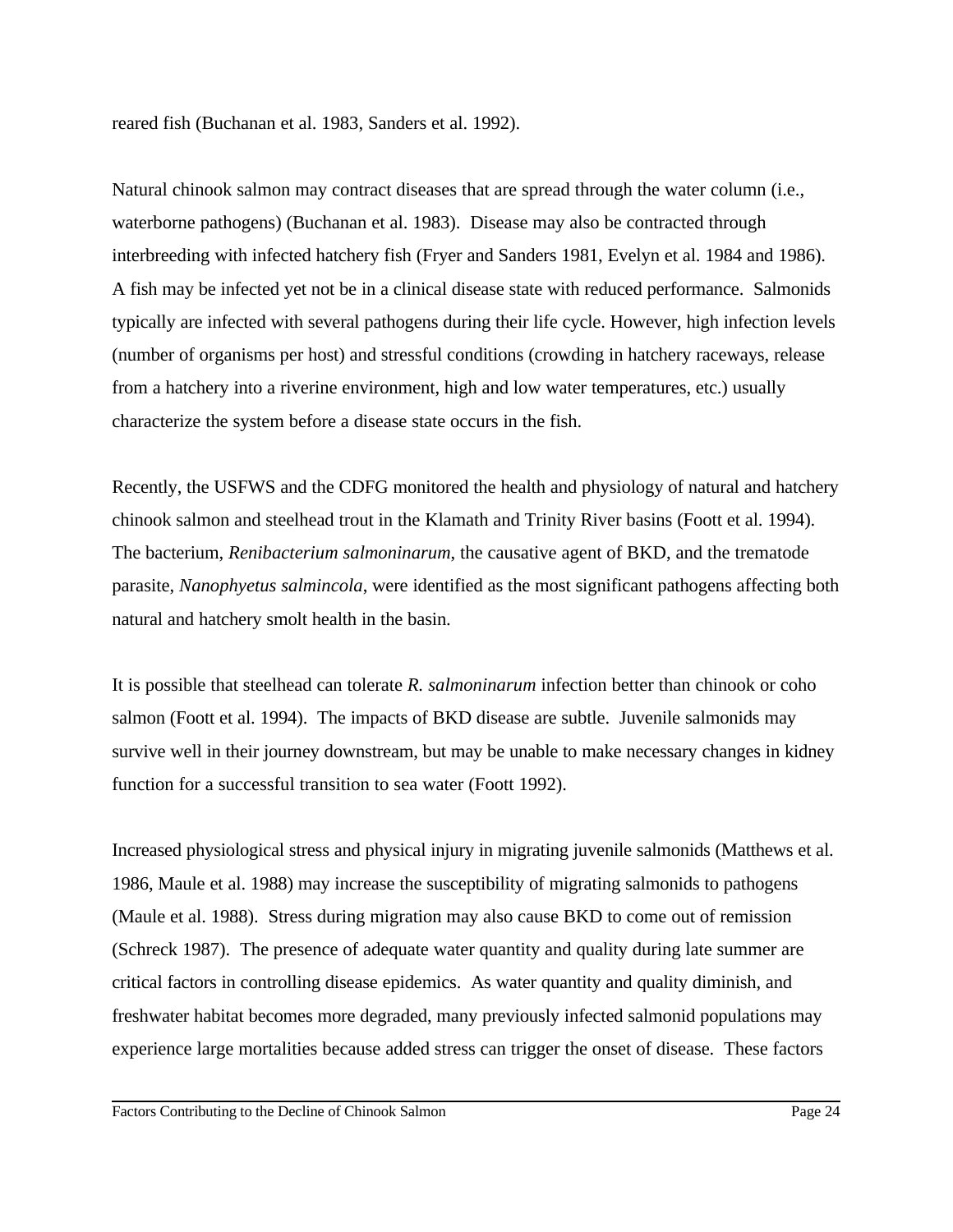reared fish (Buchanan et al. 1983, Sanders et al. 1992).

Natural chinook salmon may contract diseases that are spread through the water column (i.e., waterborne pathogens) (Buchanan et al. 1983). Disease may also be contracted through interbreeding with infected hatchery fish (Fryer and Sanders 1981, Evelyn et al. 1984 and 1986). A fish may be infected yet not be in a clinical disease state with reduced performance. Salmonids typically are infected with several pathogens during their life cycle. However, high infection levels (number of organisms per host) and stressful conditions (crowding in hatchery raceways, release from a hatchery into a riverine environment, high and low water temperatures, etc.) usually characterize the system before a disease state occurs in the fish.

Recently, the USFWS and the CDFG monitored the health and physiology of natural and hatchery chinook salmon and steelhead trout in the Klamath and Trinity River basins (Foott et al. 1994). The bacterium, *Renibacterium salmoninarum*, the causative agent of BKD, and the trematode parasite, *Nanophyetus salmincola*, were identified as the most significant pathogens affecting both natural and hatchery smolt health in the basin.

It is possible that steelhead can tolerate *R. salmoninarum* infection better than chinook or coho salmon (Foott et al. 1994). The impacts of BKD disease are subtle. Juvenile salmonids may survive well in their journey downstream, but may be unable to make necessary changes in kidney function for a successful transition to sea water (Foott 1992).

Increased physiological stress and physical injury in migrating juvenile salmonids (Matthews et al. 1986, Maule et al. 1988) may increase the susceptibility of migrating salmonids to pathogens (Maule et al. 1988). Stress during migration may also cause BKD to come out of remission (Schreck 1987). The presence of adequate water quantity and quality during late summer are critical factors in controlling disease epidemics. As water quantity and quality diminish, and freshwater habitat becomes more degraded, many previously infected salmonid populations may experience large mortalities because added stress can trigger the onset of disease. These factors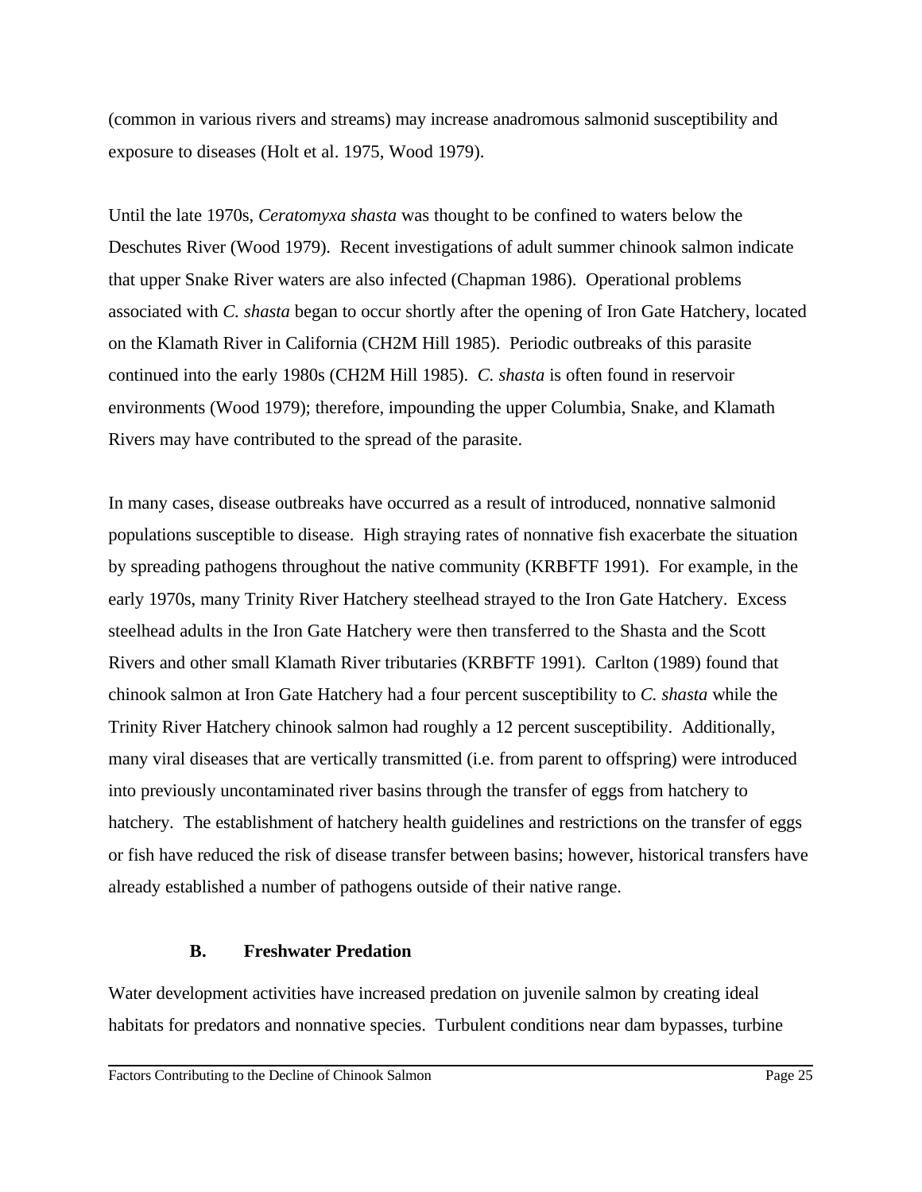(common in various rivers and streams) may increase anadromous salmonid susceptibility and exposure to diseases (Holt et al. 1975, Wood 1979).

Until the late 1970s, *Ceratomyxa shasta* was thought to be confined to waters below the Deschutes River (Wood 1979). Recent investigations of adult summer chinook salmon indicate that upper Snake River waters are also infected (Chapman 1986). Operational problems associated with *C. shasta* began to occur shortly after the opening of Iron Gate Hatchery, located on the Klamath River in California (CH2M Hill 1985). Periodic outbreaks of this parasite continued into the early 1980s (CH2M Hill 1985). *C. shasta* is often found in reservoir environments (Wood 1979); therefore, impounding the upper Columbia, Snake, and Klamath Rivers may have contributed to the spread of the parasite.

In many cases, disease outbreaks have occurred as a result of introduced, nonnative salmonid populations susceptible to disease. High straying rates of nonnative fish exacerbate the situation by spreading pathogens throughout the native community (KRBFTF 1991). For example, in the early 1970s, many Trinity River Hatchery steelhead strayed to the Iron Gate Hatchery. Excess steelhead adults in the Iron Gate Hatchery were then transferred to the Shasta and the Scott Rivers and other small Klamath River tributaries (KRBFTF 1991). Carlton (1989) found that chinook salmon at Iron Gate Hatchery had a four percent susceptibility to *C. shasta* while the Trinity River Hatchery chinook salmon had roughly a 12 percent susceptibility. Additionally, many viral diseases that are vertically transmitted (i.e. from parent to offspring) were introduced into previously uncontaminated river basins through the transfer of eggs from hatchery to hatchery. The establishment of hatchery health guidelines and restrictions on the transfer of eggs or fish have reduced the risk of disease transfer between basins; however, historical transfers have already established a number of pathogens outside of their native range.

### B. Freshwater Predation

Water development activities have increased predation on juvenile salmon by creating ideal habitats for predators and nonnative species. Turbulent conditions near dam bypasses, turbine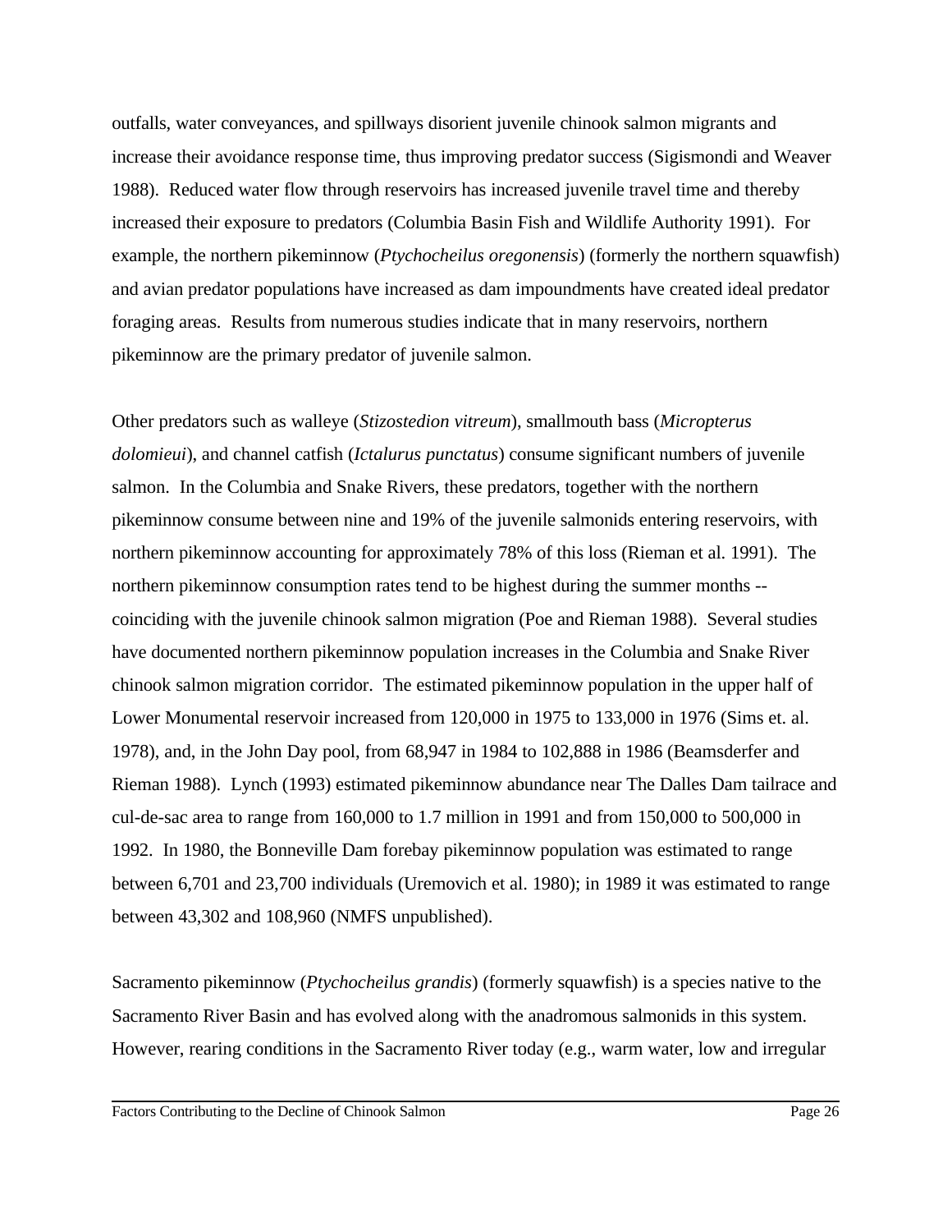outfalls, water conveyances, and spillways disorient juvenile chinook salmon migrants and increase their avoidance response time, thus improving predator success (Sigismondi and Weaver 1988). Reduced water flow through reservoirs has increased juvenile travel time and thereby increased their exposure to predators (Columbia Basin Fish and Wildlife Authority 1991). For example, the northern pikeminnow (*Ptychocheilus oregonensis*) (formerly the northern squawfish) and avian predator populations have increased as dam impoundments have created ideal predator foraging areas. Results from numerous studies indicate that in many reservoirs, northern pikeminnow are the primary predator of juvenile salmon.

Other predators such as walleye (*Stizostedion vitreum*), smallmouth bass (*Micropterus dolomieui*), and channel catfish (*Ictalurus punctatus*) consume significant numbers of juvenile salmon. In the Columbia and Snake Rivers, these predators, together with the northern pikeminnow consume between nine and 19% of the juvenile salmonids entering reservoirs, with northern pikeminnow accounting for approximately 78% of this loss (Rieman et al. 1991). The northern pikeminnow consumption rates tend to be highest during the summer months -- coinciding with the juvenile chinook salmon migration (Poe and Rieman 1988). Several studies have documented northern pikeminnow population increases in the Columbia and Snake River chinook salmon migration corridor. The estimated pikeminnow population in the upper half of Lower Monumental reservoir increased from 120,000 in 1975 to 133,000 in 1976 (Sims et. al. 1978), and, in the John Day pool, from 68,947 in 1984 to 102,888 in 1986 (Beamsderfer and Rieman 1988). Lynch (1993) estimated pikeminnow abundance near The Dalles Dam tailrace and cul-de-sac area to range from 160,000 to 1.7 million in 1991 and from 150,000 to 500,000 in 1992. In 1980, the Bonneville Dam forebay pikeminnow population was estimated to range between 6,701 and 23,700 individuals (Uremovich et al. 1980); in 1989 it was estimated to range between 43,302 and 108,960 (NMFS unpublished).

Sacramento pikeminnow (*Ptychocheilus grandis*) (formerly squawfish) is a species native to the Sacramento River Basin and has evolved along with the anadromous salmonids in this system. However, rearing conditions in the Sacramento River today (e.g., warm water, low and irregular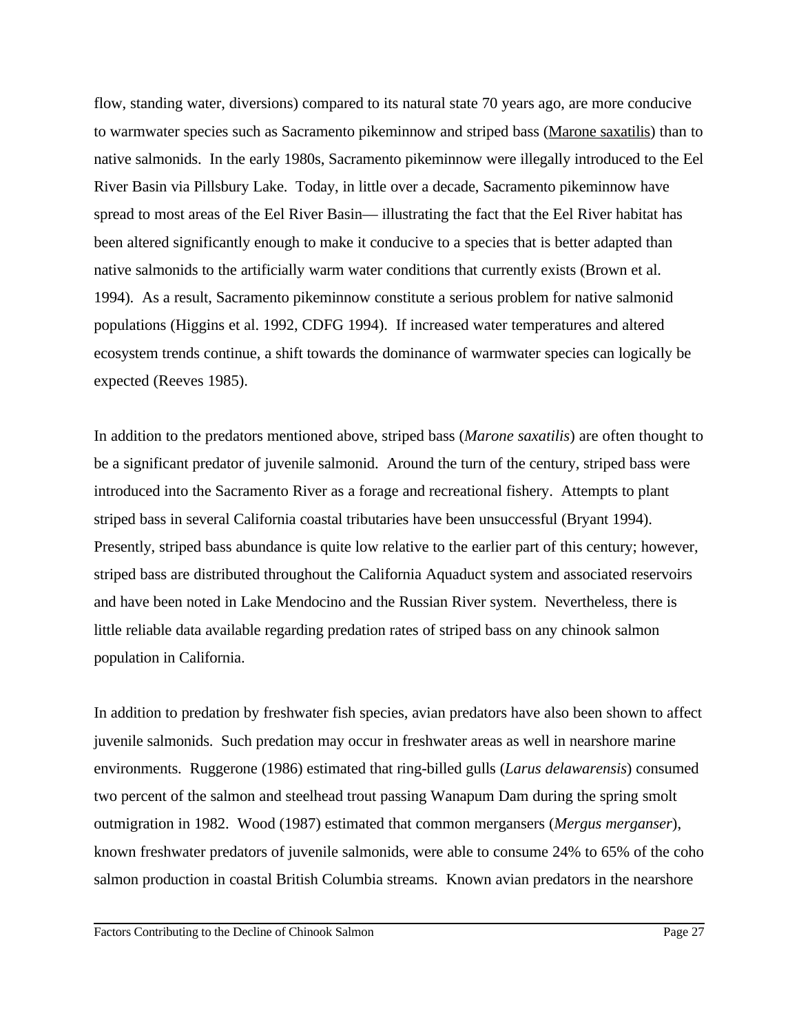flow, standing water, diversions) compared to its natural state 70 years ago, are more conducive to warmwater species such as Sacramento pikeminnow and striped bass (Marone saxatilis) than to native salmonids. In the early 1980s, Sacramento pikeminnow were illegally introduced to the Eel River Basin via Pillsbury Lake. Today, in little over a decade, Sacramento pikeminnow have spread to most areas of the Eel River Basin— illustrating the fact that the Eel River habitat has been altered significantly enough to make it conducive to a species that is better adapted than native salmonids to the artificially warm water conditions that currently exists (Brown et al. 1994). As a result, Sacramento pikeminnow constitute a serious problem for native salmonid populations (Higgins et al. 1992, CDFG 1994). If increased water temperatures and altered ecosystem trends continue, a shift towards the dominance of warmwater species can logically be expected (Reeves 1985).

In addition to the predators mentioned above, striped bass (*Marone saxatilis*) are often thought to be a significant predator of juvenile salmonid. Around the turn of the century, striped bass were introduced into the Sacramento River as a forage and recreational fishery. Attempts to plant striped bass in several California coastal tributaries have been unsuccessful (Bryant 1994). Presently, striped bass abundance is quite low relative to the earlier part of this century; however, striped bass are distributed throughout the California Aquaduct system and associated reservoirs and have been noted in Lake Mendocino and the Russian River system. Nevertheless, there is little reliable data available regarding predation rates of striped bass on any chinook salmon population in California.

In addition to predation by freshwater fish species, avian predators have also been shown to affect juvenile salmonids. Such predation may occur in freshwater areas as well in nearshore marine environments. Ruggerone (1986) estimated that ring-billed gulls (*Larus delawarensis*) consumed two percent of the salmon and steelhead trout passing Wanapum Dam during the spring smolt outmigration in 1982. Wood (1987) estimated that common mergansers (*Mergus merganser*), known freshwater predators of juvenile salmonids, were able to consume 24% to 65% of the coho salmon production in coastal British Columbia streams. Known avian predators in the nearshore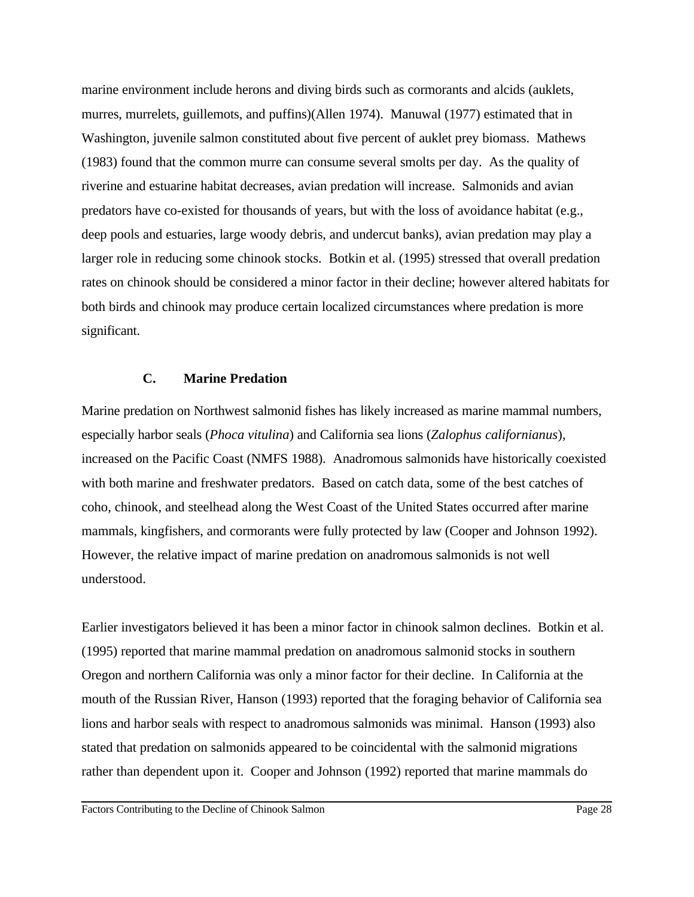marine environment include herons and diving birds such as cormorants and alcids (auklets, murres, murrelets, guillemots, and puffins)(Allen 1974). Manuwal (1977) estimated that in Washington, juvenile salmon constituted about five percent of auklet prey biomass. Mathews (1983) found that the common murre can consume several smolts per day. As the quality of riverine and estuarine habitat decreases, avian predation will increase. Salmonids and avian predators have co-existed for thousands of years, but with the loss of avoidance habitat (e.g., deep pools and estuaries, large woody debris, and undercut banks), avian predation may play a larger role in reducing some chinook stocks. Botkin et al. (1995) stressed that overall predation rates on chinook should be considered a minor factor in their decline; however altered habitats for both birds and chinook may produce certain localized circumstances where predation is more significant.

### C. Marine Predation

Marine predation on Northwest salmonid fishes has likely increased as marine mammal numbers, especially harbor seals (*Phoca vitulina*) and California sea lions (*Zalophus californianus*), increased on the Pacific Coast (NMFS 1988). Anadromous salmonids have historically coexisted with both marine and freshwater predators. Based on catch data, some of the best catches of coho, chinook, and steelhead along the West Coast of the United States occurred after marine mammals, kingfishers, and cormorants were fully protected by law (Cooper and Johnson 1992). However, the relative impact of marine predation on anadromous salmonids is not well understood.

Earlier investigators believed it has been a minor factor in chinook salmon declines. Botkin et al. (1995) reported that marine mammal predation on anadromous salmonid stocks in southern Oregon and northern California was only a minor factor for their decline. In California at the mouth of the Russian River, Hanson (1993) reported that the foraging behavior of California sea lions and harbor seals with respect to anadromous salmonids was minimal. Hanson (1993) also stated that predation on salmonids appeared to be coincidental with the salmonid migrations rather than dependent upon it. Cooper and Johnson (1992) reported that marine mammals do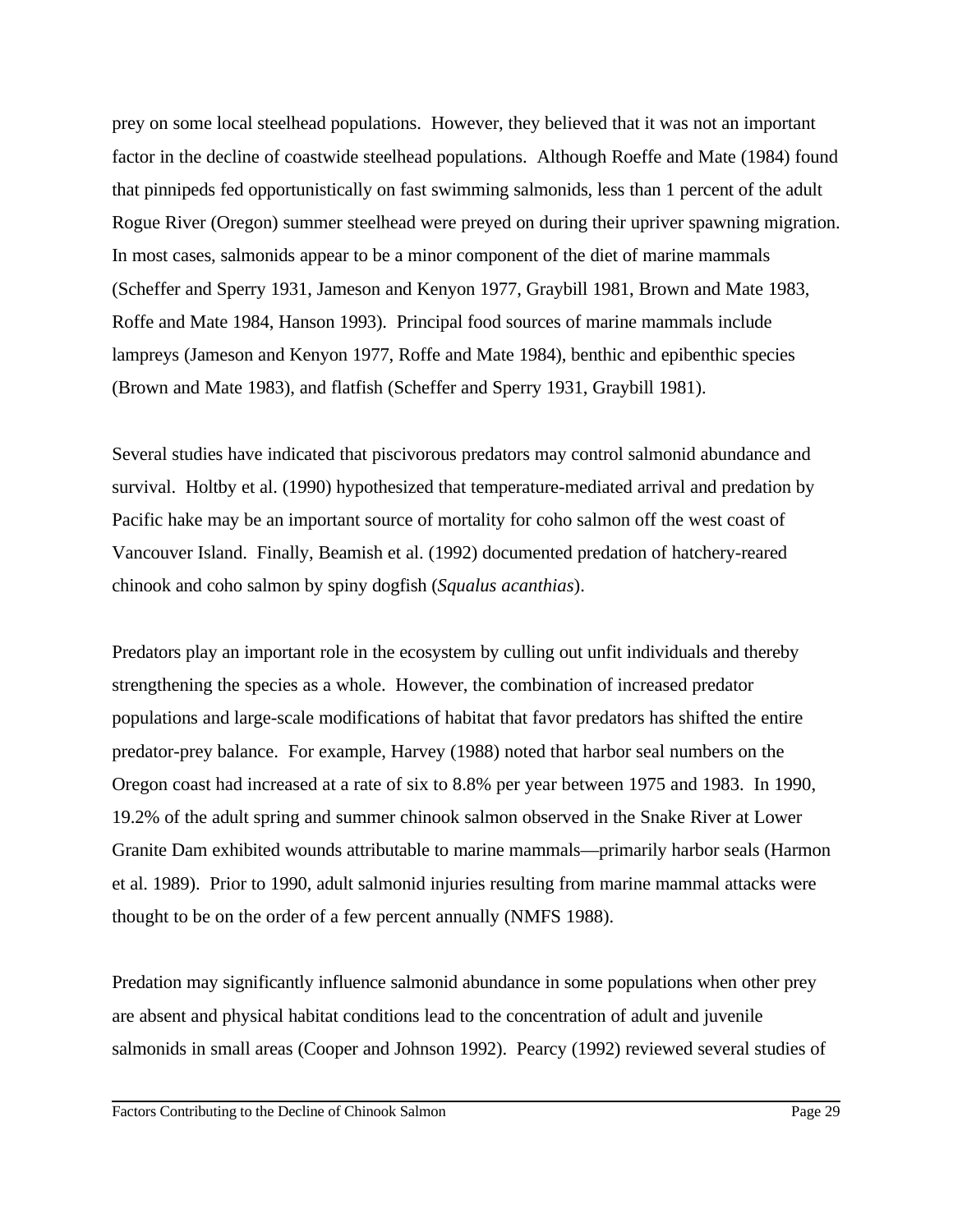prey on some local steelhead populations. However, they believed that it was not an important factor in the decline of coastwide steelhead populations. Although Roeffe and Mate (1984) found that pinnipeds fed opportunistically on fast swimming salmonids, less than 1 percent of the adult Rogue River (Oregon) summer steelhead were preyed on during their upriver spawning migration. In most cases, salmonids appear to be a minor component of the diet of marine mammals (Scheffer and Sperry 1931, Jameson and Kenyon 1977, Graybill 1981, Brown and Mate 1983, Roffe and Mate 1984, Hanson 1993). Principal food sources of marine mammals include lampreys (Jameson and Kenyon 1977, Roffe and Mate 1984), benthic and epibenthic species (Brown and Mate 1983), and flatfish (Scheffer and Sperry 1931, Graybill 1981).

Several studies have indicated that piscivorous predators may control salmonid abundance and survival. Holtby et al. (1990) hypothesized that temperature-mediated arrival and predation by Pacific hake may be an important source of mortality for coho salmon off the west coast of Vancouver Island. Finally, Beamish et al. (1992) documented predation of hatchery-reared chinook and coho salmon by spiny dogfish (*Squalus acanthias*).

Predators play an important role in the ecosystem by culling out unfit individuals and thereby strengthening the species as a whole. However, the combination of increased predator populations and large-scale modifications of habitat that favor predators has shifted the entire predator-prey balance. For example, Harvey (1988) noted that harbor seal numbers on the Oregon coast had increased at a rate of six to 8.8% per year between 1975 and 1983. In 1990, 19.2% of the adult spring and summer chinook salmon observed in the Snake River at Lower Granite Dam exhibited wounds attributable to marine mammals—primarily harbor seals (Harmon et al. 1989). Prior to 1990, adult salmonid injuries resulting from marine mammal attacks were thought to be on the order of a few percent annually (NMFS 1988).

Predation may significantly influence salmonid abundance in some populations when other prey are absent and physical habitat conditions lead to the concentration of adult and juvenile salmonids in small areas (Cooper and Johnson 1992). Pearcy (1992) reviewed several studies of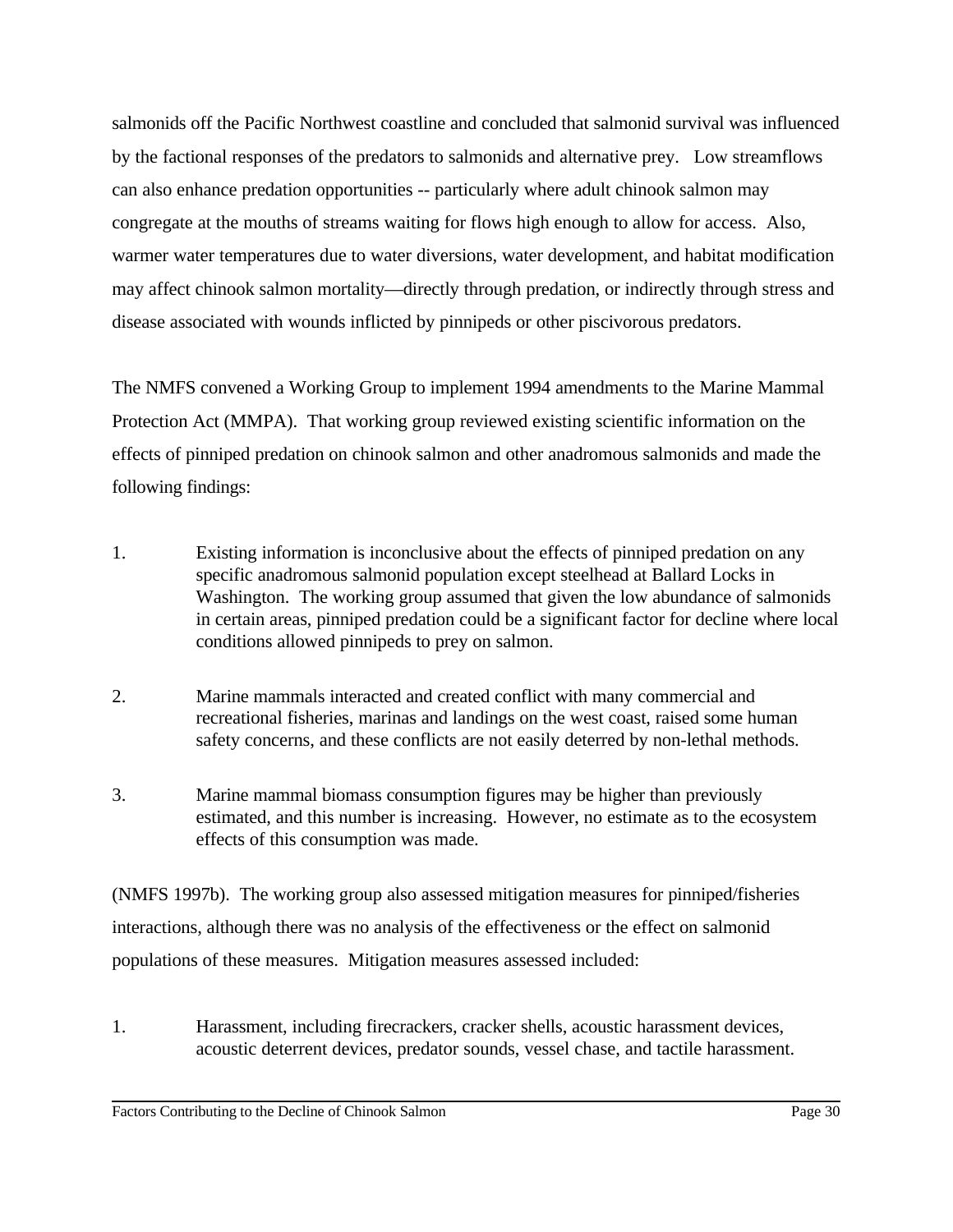salmonids off the Pacific Northwest coastline and concluded that salmonid survival was influenced by the factional responses of the predators to salmonids and alternative prey. Low streamflows can also enhance predation opportunities -- particularly where adult chinook salmon may congregate at the mouths of streams waiting for flows high enough to allow for access. Also, warmer water temperatures due to water diversions, water development, and habitat modification may affect chinook salmon mortality—directly through predation, or indirectly through stress and disease associated with wounds inflicted by pinnipeds or other piscivorous predators.

The NMFS convened a Working Group to implement 1994 amendments to the Marine Mammal Protection Act (MMPA). That working group reviewed existing scientific information on the effects of pinniped predation on chinook salmon and other anadromous salmonids and made the following findings:

1. Existing information is inconclusive about the effects of pinniped predation on any specific anadromous salmonid population except steelhead at Ballard Locks in Washington. The working group assumed that given the low abundance of salmonids in certain areas, pinniped predation could be a significant factor for decline where local conditions allowed pinnipeds to prey on salmon.

2. Marine mammals interacted and created conflict with many commercial and recreational fisheries, marinas and landings on the west coast, raised some human safety concerns, and these conflicts are not easily deterred by non-lethal methods.

3. Marine mammal biomass consumption figures may be higher than previously estimated, and this number is increasing. However, no estimate as to the ecosystem effects of this consumption was made.

(NMFS 1997b). The working group also assessed mitigation measures for pinniped/fisheries interactions, although there was no analysis of the effectiveness or the effect on salmonid populations of these measures. Mitigation measures assessed included:

1. Harassment, including firecrackers, cracker shells, acoustic harassment devices, acoustic deterrent devices, predator sounds, vessel chase, and tactile harassment.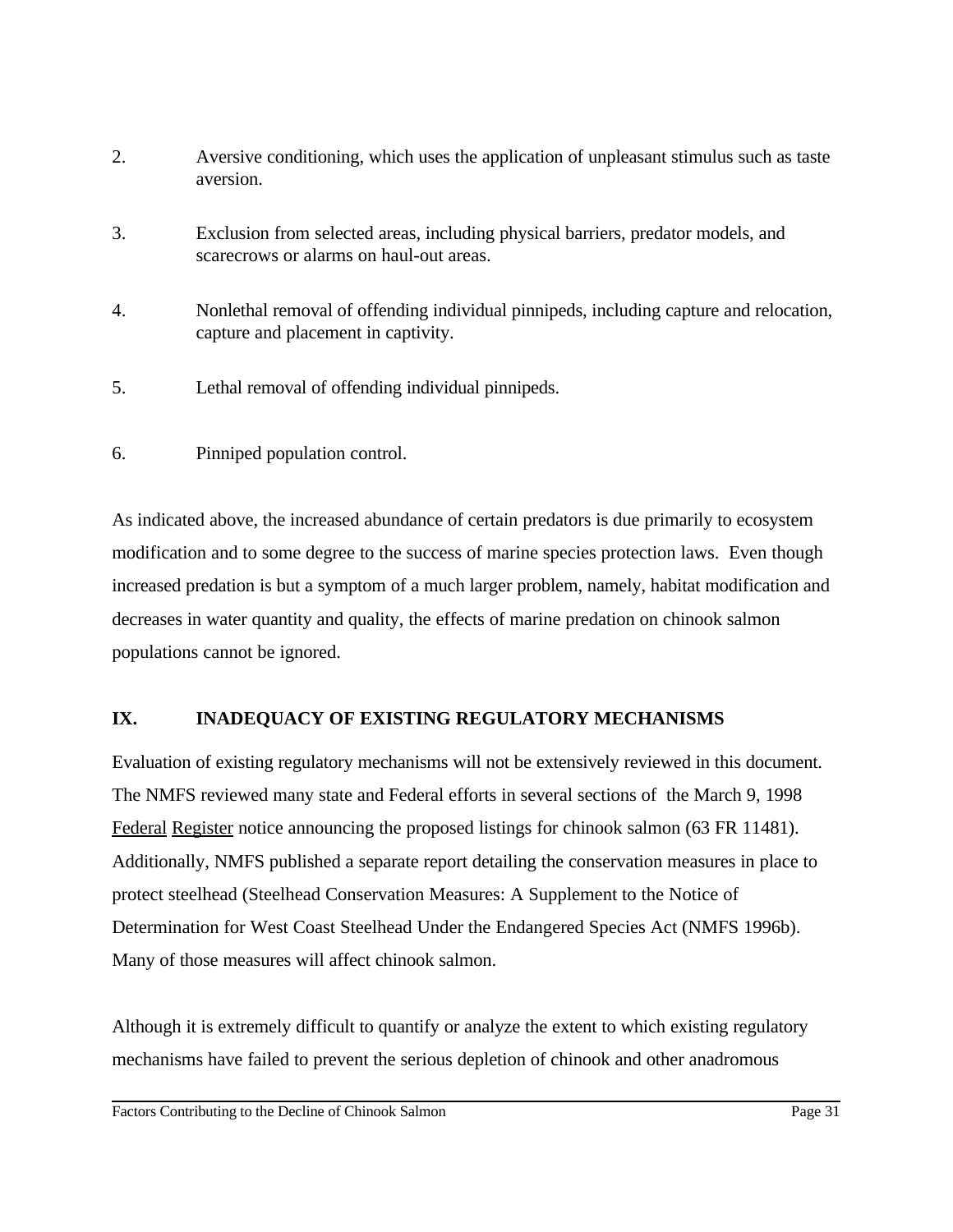2. Aversive conditioning, which uses the application of unpleasant stimulus such as taste aversion.

3. Exclusion from selected areas, including physical barriers, predator models, and scarecrows or alarms on haul-out areas.

4. Nonlethal removal of offending individual pinnipeds, including capture and relocation, capture and placement in captivity.

5. Lethal removal of offending individual pinnipeds.

6. Pinniped population control.

As indicated above, the increased abundance of certain predators is due primarily to ecosystem modification and to some degree to the success of marine species protection laws. Even though increased predation is but a symptom of a much larger problem, namely, habitat modification and decreases in water quantity and quality, the effects of marine predation on chinook salmon populations cannot be ignored.

## IX. INADEQUACY OF EXISTING REGULATORY MECHANISMS

Evaluation of existing regulatory mechanisms will not be extensively reviewed in this document. The NMFS reviewed many state and Federal efforts in several sections of the March 9, 1998 Federal Register notice announcing the proposed listings for chinook salmon (63 FR 11481). Additionally, NMFS published a separate report detailing the conservation measures in place to protect steelhead (Steelhead Conservation Measures: A Supplement to the Notice of Determination for West Coast Steelhead Under the Endangered Species Act (NMFS 1996b). Many of those measures will affect chinook salmon.

Although it is extremely difficult to quantify or analyze the extent to which existing regulatory mechanisms have failed to prevent the serious depletion of chinook and other anadromous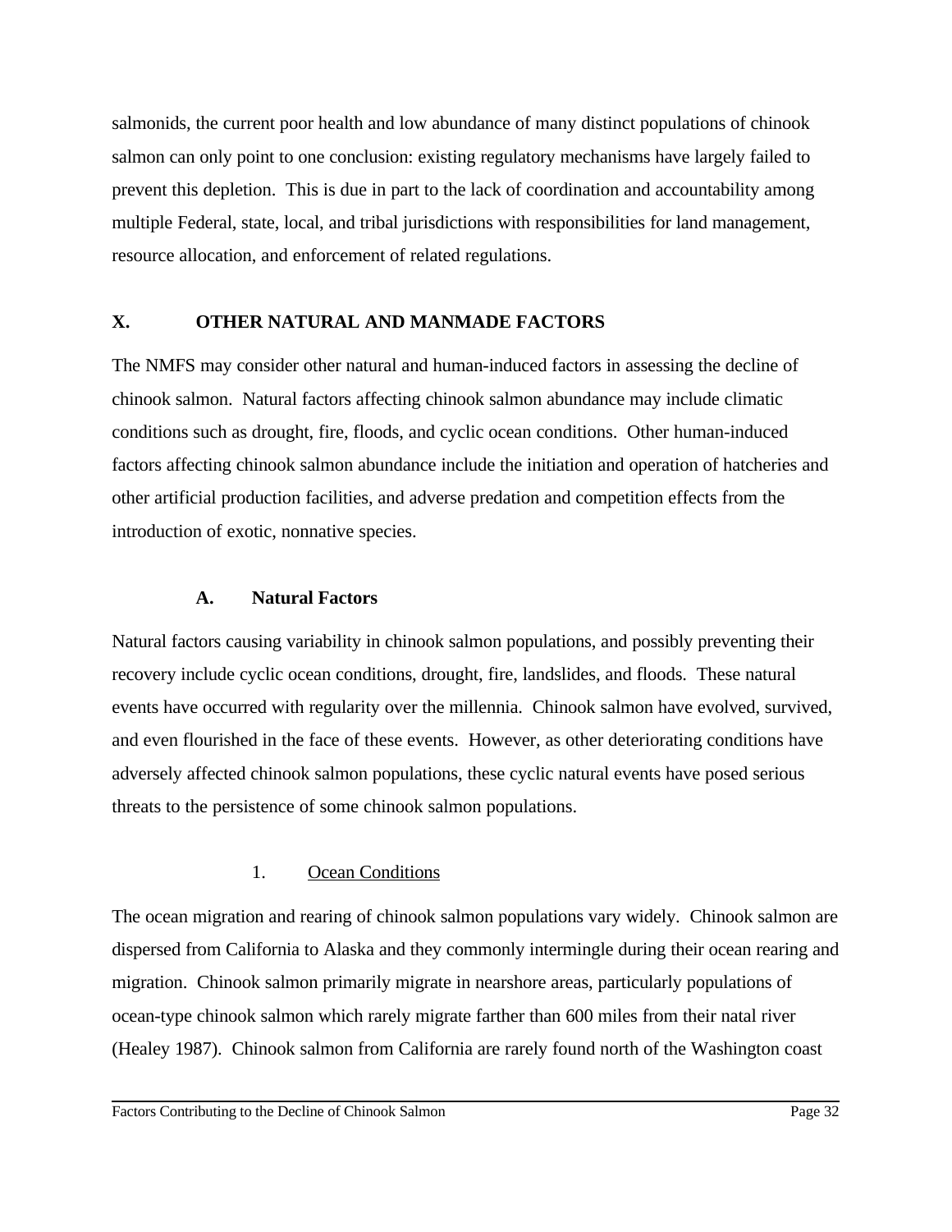salmonids, the current poor health and low abundance of many distinct populations of chinook salmon can only point to one conclusion: existing regulatory mechanisms have largely failed to prevent this depletion. This is due in part to the lack of coordination and accountability among multiple Federal, state, local, and tribal jurisdictions with responsibilities for land management, resource allocation, and enforcement of related regulations.

## X. OTHER NATURAL AND MANMADE FACTORS

The NMFS may consider other natural and human-induced factors in assessing the decline of chinook salmon. Natural factors affecting chinook salmon abundance may include climatic conditions such as drought, fire, floods, and cyclic ocean conditions. Other human-induced factors affecting chinook salmon abundance include the initiation and operation of hatcheries and other artificial production facilities, and adverse predation and competition effects from the introduction of exotic, nonnative species.

### A. Natural Factors

Natural factors causing variability in chinook salmon populations, and possibly preventing their recovery include cyclic ocean conditions, drought, fire, landslides, and floods. These natural events have occurred with regularity over the millennia. Chinook salmon have evolved, survived, and even flourished in the face of these events. However, as other deteriorating conditions have adversely affected chinook salmon populations, these cyclic natural events have posed serious threats to the persistence of some chinook salmon populations.

#### 1. Ocean Conditions

The ocean migration and rearing of chinook salmon populations vary widely. Chinook salmon are dispersed from California to Alaska and they commonly intermingle during their ocean rearing and migration. Chinook salmon primarily migrate in nearshore areas, particularly populations of ocean-type chinook salmon which rarely migrate farther than 600 miles from their natal river (Healey 1987). Chinook salmon from California are rarely found north of the Washington coast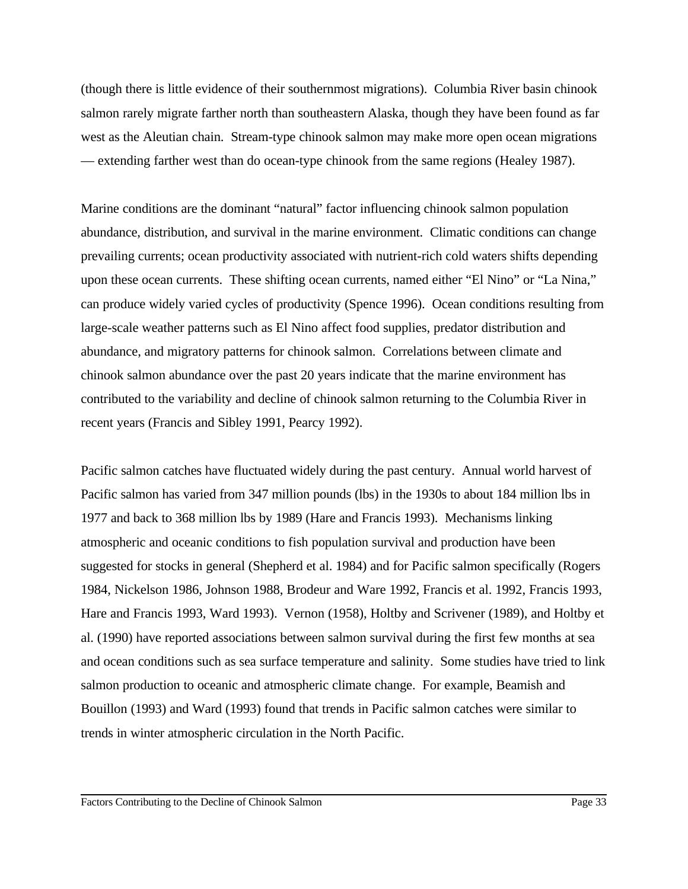(though there is little evidence of their southernmost migrations). Columbia River basin chinook salmon rarely migrate farther north than southeastern Alaska, though they have been found as far west as the Aleutian chain. Stream-type chinook salmon may make more open ocean migrations — extending farther west than do ocean-type chinook from the same regions (Healey 1987).

Marine conditions are the dominant "natural" factor influencing chinook salmon population abundance, distribution, and survival in the marine environment. Climatic conditions can change prevailing currents; ocean productivity associated with nutrient-rich cold waters shifts depending upon these ocean currents. These shifting ocean currents, named either "El Nino" or "La Nina," can produce widely varied cycles of productivity (Spence 1996). Ocean conditions resulting from large-scale weather patterns such as El Nino affect food supplies, predator distribution and abundance, and migratory patterns for chinook salmon. Correlations between climate and chinook salmon abundance over the past 20 years indicate that the marine environment has contributed to the variability and decline of chinook salmon returning to the Columbia River in recent years (Francis and Sibley 1991, Pearcy 1992).

Pacific salmon catches have fluctuated widely during the past century. Annual world harvest of Pacific salmon has varied from 347 million pounds (lbs) in the 1930s to about 184 million lbs in 1977 and back to 368 million lbs by 1989 (Hare and Francis 1993). Mechanisms linking atmospheric and oceanic conditions to fish population survival and production have been suggested for stocks in general (Shepherd et al. 1984) and for Pacific salmon specifically (Rogers 1984, Nickelson 1986, Johnson 1988, Brodeur and Ware 1992, Francis et al. 1992, Francis 1993, Hare and Francis 1993, Ward 1993). Vernon (1958), Holtby and Scrivener (1989), and Holtby et al. (1990) have reported associations between salmon survival during the first few months at sea and ocean conditions such as sea surface temperature and salinity. Some studies have tried to link salmon production to oceanic and atmospheric climate change. For example, Beamish and Bouillon (1993) and Ward (1993) found that trends in Pacific salmon catches were similar to trends in winter atmospheric circulation in the North Pacific.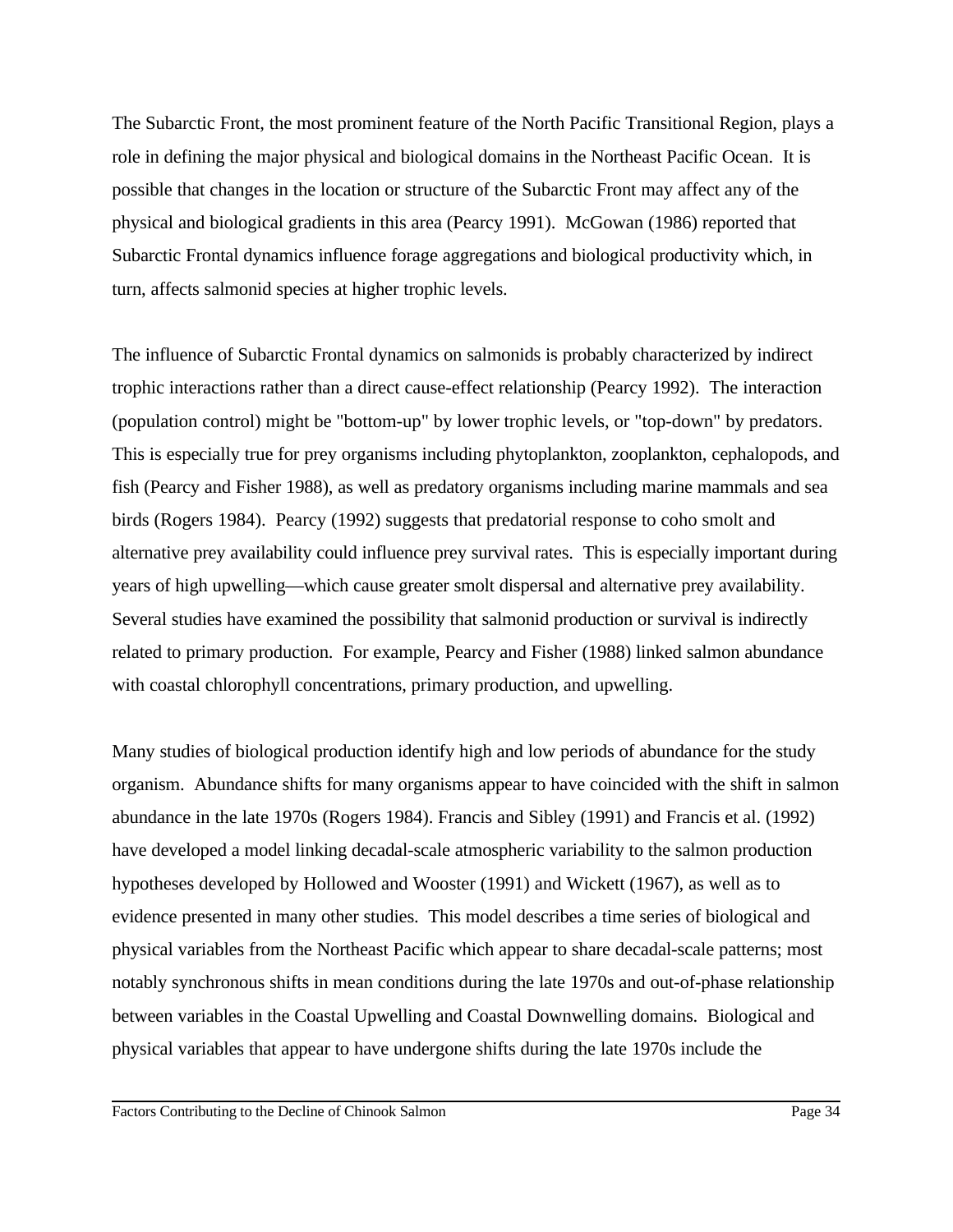The Subarctic Front, the most prominent feature of the North Pacific Transitional Region, plays a role in defining the major physical and biological domains in the Northeast Pacific Ocean. It is possible that changes in the location or structure of the Subarctic Front may affect any of the physical and biological gradients in this area (Pearcy 1991). McGowan (1986) reported that Subarctic Frontal dynamics influence forage aggregations and biological productivity which, in turn, affects salmonid species at higher trophic levels.

The influence of Subarctic Frontal dynamics on salmonids is probably characterized by indirect trophic interactions rather than a direct cause-effect relationship (Pearcy 1992). The interaction (population control) might be "bottom-up" by lower trophic levels, or "top-down" by predators. This is especially true for prey organisms including phytoplankton, zooplankton, cephalopods, and fish (Pearcy and Fisher 1988), as well as predatory organisms including marine mammals and sea birds (Rogers 1984). Pearcy (1992) suggests that predatorial response to coho smolt and alternative prey availability could influence prey survival rates. This is especially important during years of high upwelling—which cause greater smolt dispersal and alternative prey availability. Several studies have examined the possibility that salmonid production or survival is indirectly related to primary production. For example, Pearcy and Fisher (1988) linked salmon abundance with coastal chlorophyll concentrations, primary production, and upwelling.

Many studies of biological production identify high and low periods of abundance for the study organism. Abundance shifts for many organisms appear to have coincided with the shift in salmon abundance in the late 1970s (Rogers 1984). Francis and Sibley (1991) and Francis et al. (1992) have developed a model linking decadal-scale atmospheric variability to the salmon production hypotheses developed by Hollowed and Wooster (1991) and Wickett (1967), as well as to evidence presented in many other studies. This model describes a time series of biological and physical variables from the Northeast Pacific which appear to share decadal-scale patterns; most notably synchronous shifts in mean conditions during the late 1970s and out-of-phase relationship between variables in the Coastal Upwelling and Coastal Downwelling domains. Biological and physical variables that appear to have undergone shifts during the late 1970s include the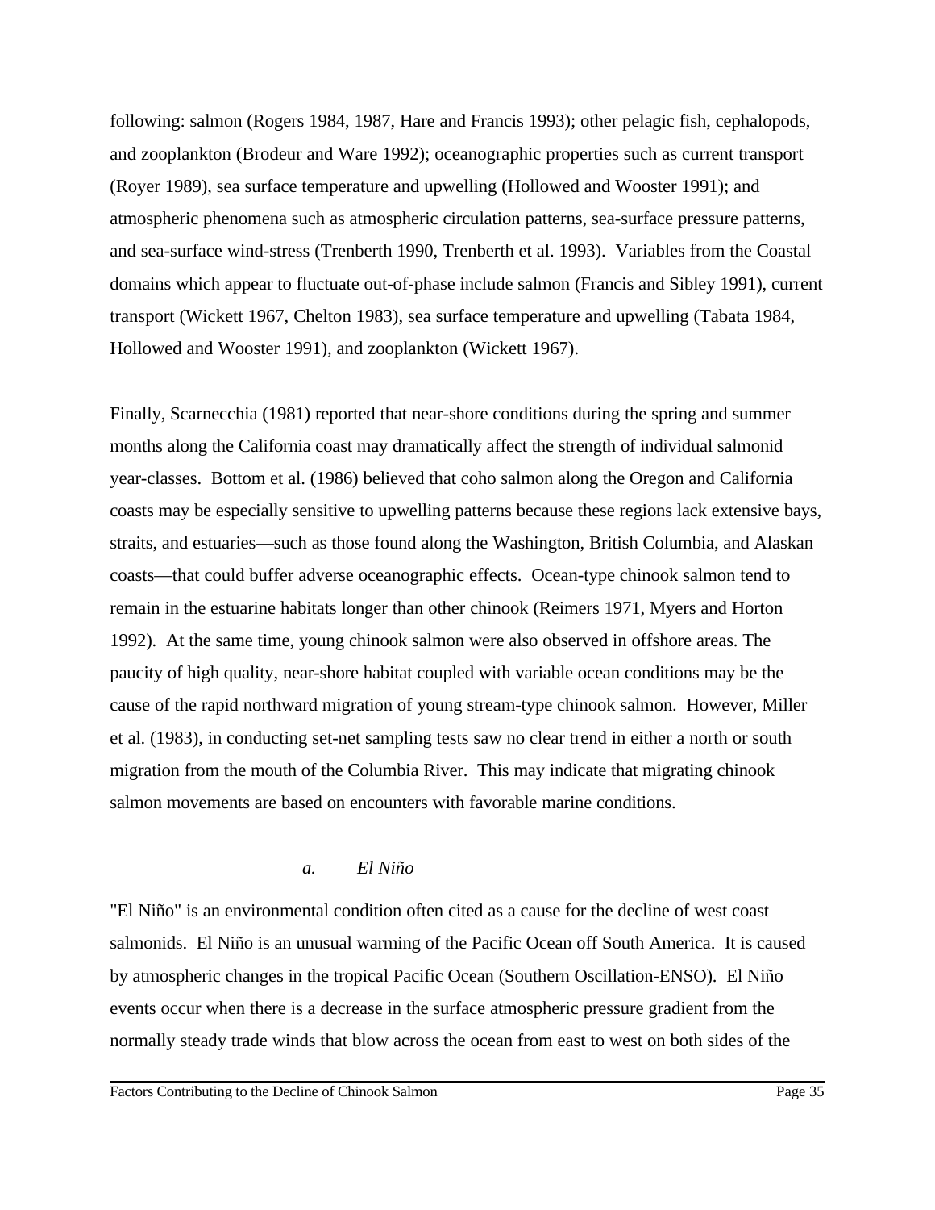following: salmon (Rogers 1984, 1987, Hare and Francis 1993); other pelagic fish, cephalopods, and zooplankton (Brodeur and Ware 1992); oceanographic properties such as current transport (Royer 1989), sea surface temperature and upwelling (Hollowed and Wooster 1991); and atmospheric phenomena such as atmospheric circulation patterns, sea-surface pressure patterns, and sea-surface wind-stress (Trenberth 1990, Trenberth et al. 1993). Variables from the Coastal domains which appear to fluctuate out-of-phase include salmon (Francis and Sibley 1991), current transport (Wickett 1967, Chelton 1983), sea surface temperature and upwelling (Tabata 1984, Hollowed and Wooster 1991), and zooplankton (Wickett 1967).

Finally, Scarnecchia (1981) reported that near-shore conditions during the spring and summer months along the California coast may dramatically affect the strength of individual salmonid year-classes. Bottom et al. (1986) believed that coho salmon along the Oregon and California coasts may be especially sensitive to upwelling patterns because these regions lack extensive bays, straits, and estuaries—such as those found along the Washington, British Columbia, and Alaskan coasts—that could buffer adverse oceanographic effects. Ocean-type chinook salmon tend to remain in the estuarine habitats longer than other chinook (Reimers 1971, Myers and Horton 1992). At the same time, young chinook salmon were also observed in offshore areas. The paucity of high quality, near-shore habitat coupled with variable ocean conditions may be the cause of the rapid northward migration of young stream-type chinook salmon. However, Miller et al. (1983), in conducting set-net sampling tests saw no clear trend in either a north or south migration from the mouth of the Columbia River. This may indicate that migrating chinook salmon movements are based on encounters with favorable marine conditions.

#### *a. El Niño*

"El Niño" is an environmental condition often cited as a cause for the decline of west coast salmonids. El Niño is an unusual warming of the Pacific Ocean off South America. It is caused by atmospheric changes in the tropical Pacific Ocean (Southern Oscillation-ENSO). El Niño events occur when there is a decrease in the surface atmospheric pressure gradient from the normally steady trade winds that blow across the ocean from east to west on both sides of the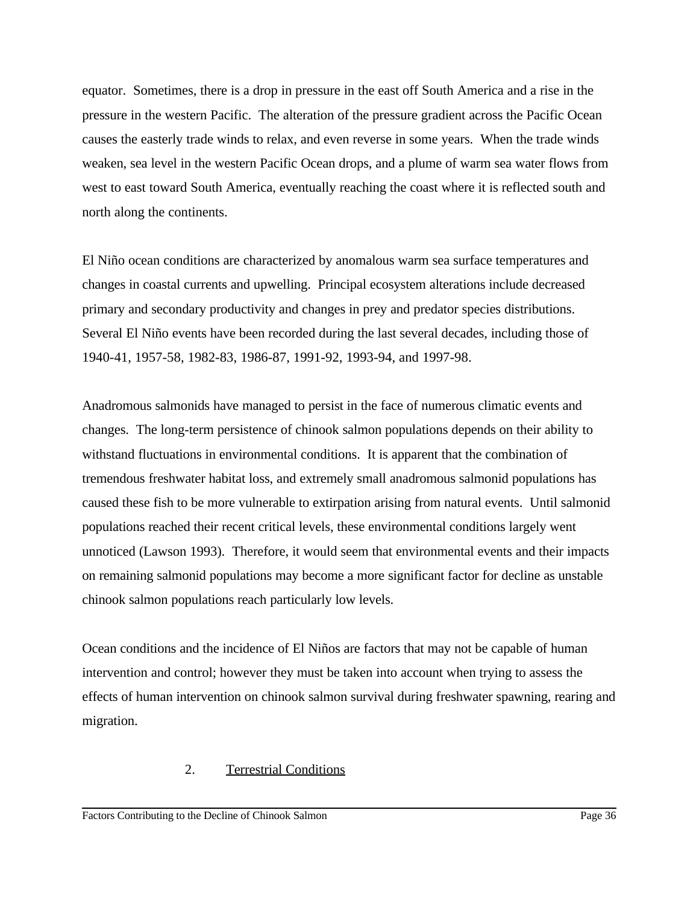equator. Sometimes, there is a drop in pressure in the east off South America and a rise in the pressure in the western Pacific. The alteration of the pressure gradient across the Pacific Ocean causes the easterly trade winds to relax, and even reverse in some years. When the trade winds weaken, sea level in the western Pacific Ocean drops, and a plume of warm sea water flows from west to east toward South America, eventually reaching the coast where it is reflected south and north along the continents.

El Niño ocean conditions are characterized by anomalous warm sea surface temperatures and changes in coastal currents and upwelling. Principal ecosystem alterations include decreased primary and secondary productivity and changes in prey and predator species distributions. Several El Niño events have been recorded during the last several decades, including those of 1940-41, 1957-58, 1982-83, 1986-87, 1991-92, 1993-94, and 1997-98.

Anadromous salmonids have managed to persist in the face of numerous climatic events and changes. The long-term persistence of chinook salmon populations depends on their ability to withstand fluctuations in environmental conditions. It is apparent that the combination of tremendous freshwater habitat loss, and extremely small anadromous salmonid populations has caused these fish to be more vulnerable to extirpation arising from natural events. Until salmonid populations reached their recent critical levels, these environmental conditions largely went unnoticed (Lawson 1993). Therefore, it would seem that environmental events and their impacts on remaining salmonid populations may become a more significant factor for decline as unstable chinook salmon populations reach particularly low levels.

Ocean conditions and the incidence of El Niños are factors that may not be capable of human intervention and control; however they must be taken into account when trying to assess the effects of human intervention on chinook salmon survival during freshwater spawning, rearing and migration.

### 2. Terrestrial Conditions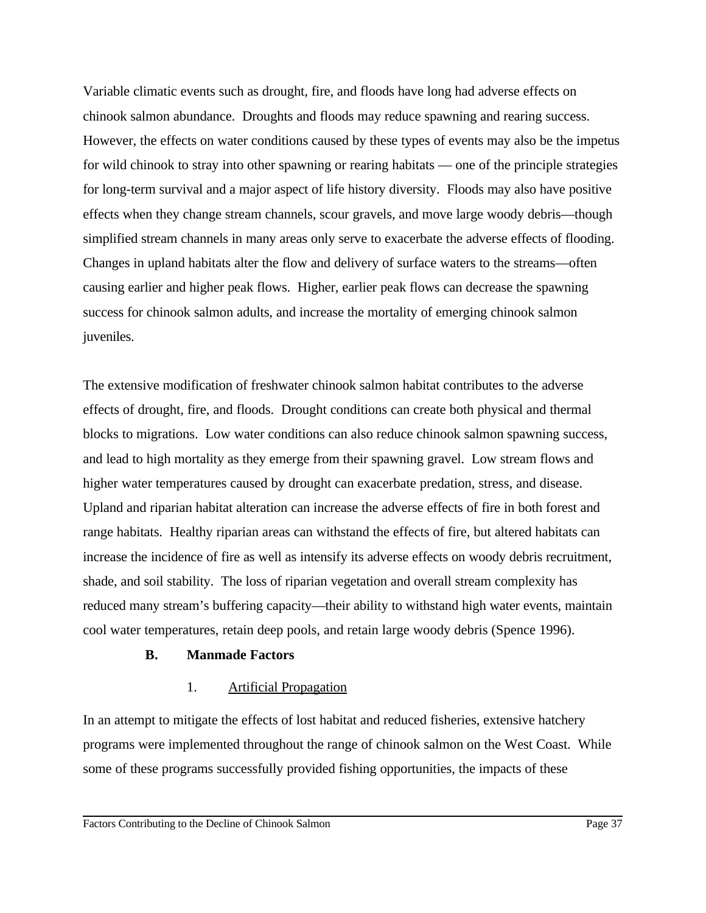Variable climatic events such as drought, fire, and floods have long had adverse effects on chinook salmon abundance. Droughts and floods may reduce spawning and rearing success. However, the effects on water conditions caused by these types of events may also be the impetus for wild chinook to stray into other spawning or rearing habitats — one of the principle strategies for long-term survival and a major aspect of life history diversity. Floods may also have positive effects when they change stream channels, scour gravels, and move large woody debris—though simplified stream channels in many areas only serve to exacerbate the adverse effects of flooding. Changes in upland habitats alter the flow and delivery of surface waters to the streams—often causing earlier and higher peak flows. Higher, earlier peak flows can decrease the spawning success for chinook salmon adults, and increase the mortality of emerging chinook salmon juveniles.

The extensive modification of freshwater chinook salmon habitat contributes to the adverse effects of drought, fire, and floods. Drought conditions can create both physical and thermal blocks to migrations. Low water conditions can also reduce chinook salmon spawning success, and lead to high mortality as they emerge from their spawning gravel. Low stream flows and higher water temperatures caused by drought can exacerbate predation, stress, and disease. Upland and riparian habitat alteration can increase the adverse effects of fire in both forest and range habitats. Healthy riparian areas can withstand the effects of fire, but altered habitats can increase the incidence of fire as well as intensify its adverse effects on woody debris recruitment, shade, and soil stability. The loss of riparian vegetation and overall stream complexity has reduced many stream's buffering capacity—their ability to withstand high water events, maintain cool water temperatures, retain deep pools, and retain large woody debris (Spence 1996).

## B. Manmade Factors

### 1. Artificial Propagation

In an attempt to mitigate the effects of lost habitat and reduced fisheries, extensive hatchery programs were implemented throughout the range of chinook salmon on the West Coast. While some of these programs successfully provided fishing opportunities, the impacts of these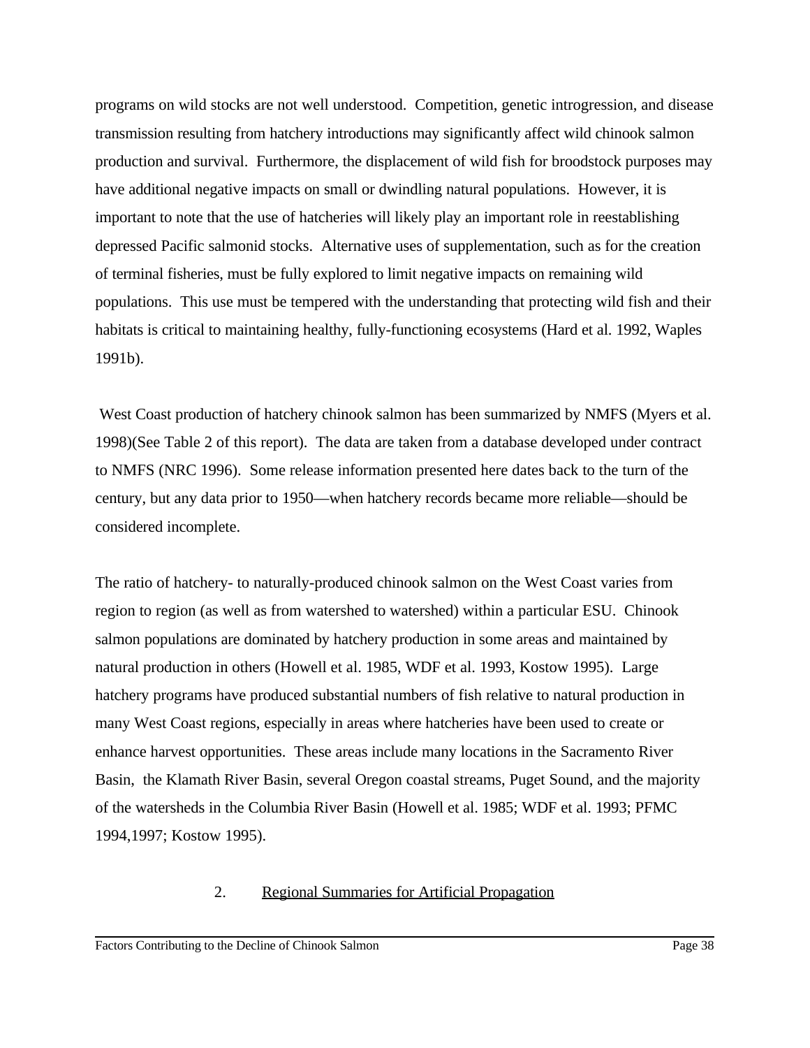programs on wild stocks are not well understood. Competition, genetic introgression, and disease transmission resulting from hatchery introductions may significantly affect wild chinook salmon production and survival. Furthermore, the displacement of wild fish for broodstock purposes may have additional negative impacts on small or dwindling natural populations. However, it is important to note that the use of hatcheries will likely play an important role in reestablishing depressed Pacific salmonid stocks. Alternative uses of supplementation, such as for the creation of terminal fisheries, must be fully explored to limit negative impacts on remaining wild populations. This use must be tempered with the understanding that protecting wild fish and their habitats is critical to maintaining healthy, fully-functioning ecosystems (Hard et al. 1992, Waples 1991b).

West Coast production of hatchery chinook salmon has been summarized by NMFS (Myers et al. 1998)(See Table 2 of this report). The data are taken from a database developed under contract to NMFS (NRC 1996). Some release information presented here dates back to the turn of the century, but any data prior to 1950—when hatchery records became more reliable—should be considered incomplete.

The ratio of hatchery- to naturally-produced chinook salmon on the West Coast varies from region to region (as well as from watershed to watershed) within a particular ESU. Chinook salmon populations are dominated by hatchery production in some areas and maintained by natural production in others (Howell et al. 1985, WDF et al. 1993, Kostow 1995). Large hatchery programs have produced substantial numbers of fish relative to natural production in many West Coast regions, especially in areas where hatcheries have been used to create or enhance harvest opportunities. These areas include many locations in the Sacramento River Basin, the Klamath River Basin, several Oregon coastal streams, Puget Sound, and the majority of the watersheds in the Columbia River Basin (Howell et al. 1985; WDF et al. 1993; PFMC 1994,1997; Kostow 1995).

### 2. Regional Summaries for Artificial Propagation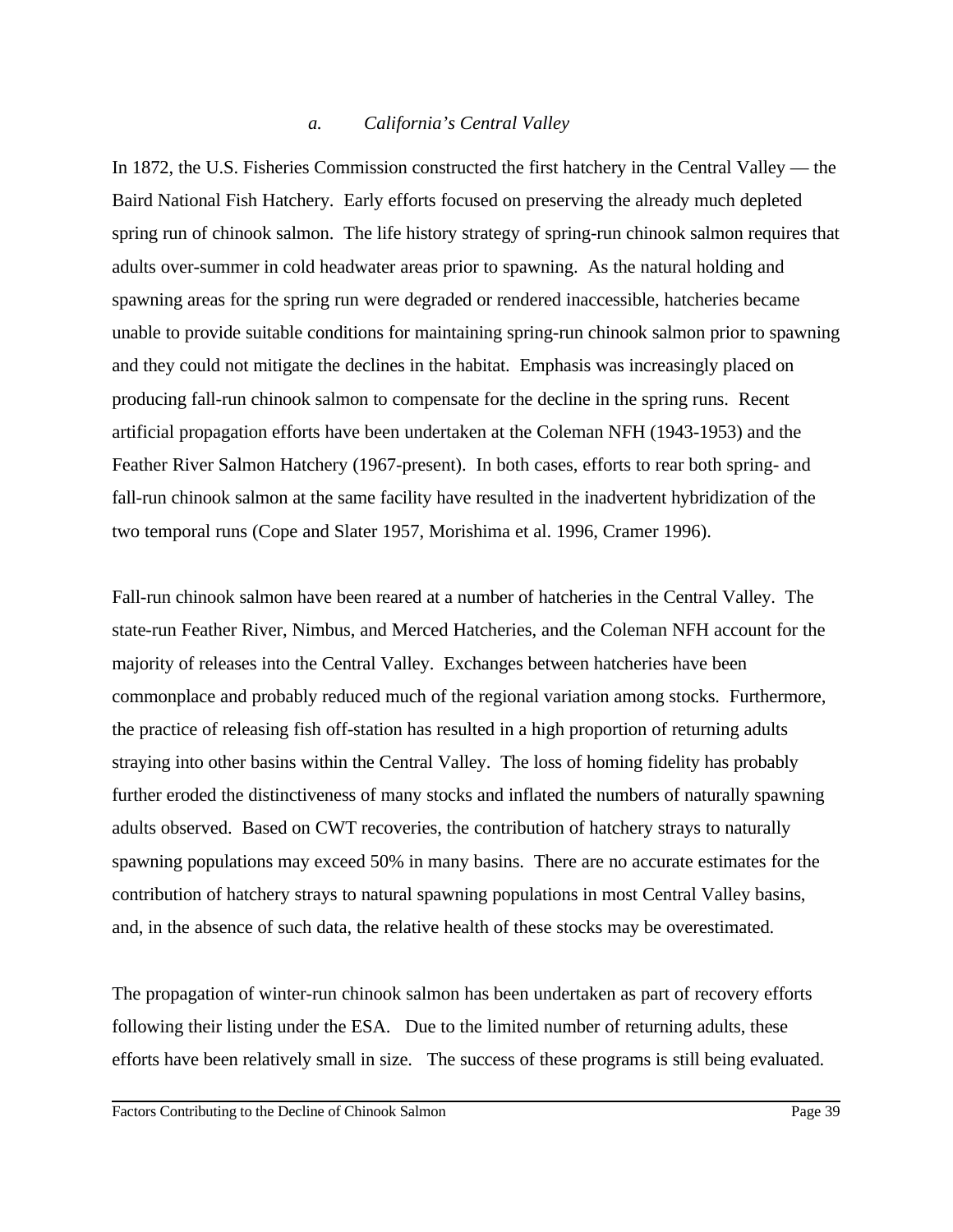### *a. California's Central Valley*

In 1872, the U.S. Fisheries Commission constructed the first hatchery in the Central Valley — the Baird National Fish Hatchery. Early efforts focused on preserving the already much depleted spring run of chinook salmon. The life history strategy of spring-run chinook salmon requires that adults over-summer in cold headwater areas prior to spawning. As the natural holding and spawning areas for the spring run were degraded or rendered inaccessible, hatcheries became unable to provide suitable conditions for maintaining spring-run chinook salmon prior to spawning and they could not mitigate the declines in the habitat. Emphasis was increasingly placed on producing fall-run chinook salmon to compensate for the decline in the spring runs. Recent artificial propagation efforts have been undertaken at the Coleman NFH (1943-1953) and the Feather River Salmon Hatchery (1967-present). In both cases, efforts to rear both spring- and fall-run chinook salmon at the same facility have resulted in the inadvertent hybridization of the two temporal runs (Cope and Slater 1957, Morishima et al. 1996, Cramer 1996).

Fall-run chinook salmon have been reared at a number of hatcheries in the Central Valley. The state-run Feather River, Nimbus, and Merced Hatcheries, and the Coleman NFH account for the majority of releases into the Central Valley. Exchanges between hatcheries have been commonplace and probably reduced much of the regional variation among stocks. Furthermore, the practice of releasing fish off-station has resulted in a high proportion of returning adults straying into other basins within the Central Valley. The loss of homing fidelity has probably further eroded the distinctiveness of many stocks and inflated the numbers of naturally spawning adults observed. Based on CWT recoveries, the contribution of hatchery strays to naturally spawning populations may exceed 50% in many basins. There are no accurate estimates for the contribution of hatchery strays to natural spawning populations in most Central Valley basins, and, in the absence of such data, the relative health of these stocks may be overestimated.

The propagation of winter-run chinook salmon has been undertaken as part of recovery efforts following their listing under the ESA. Due to the limited number of returning adults, these efforts have been relatively small in size. The success of these programs is still being evaluated.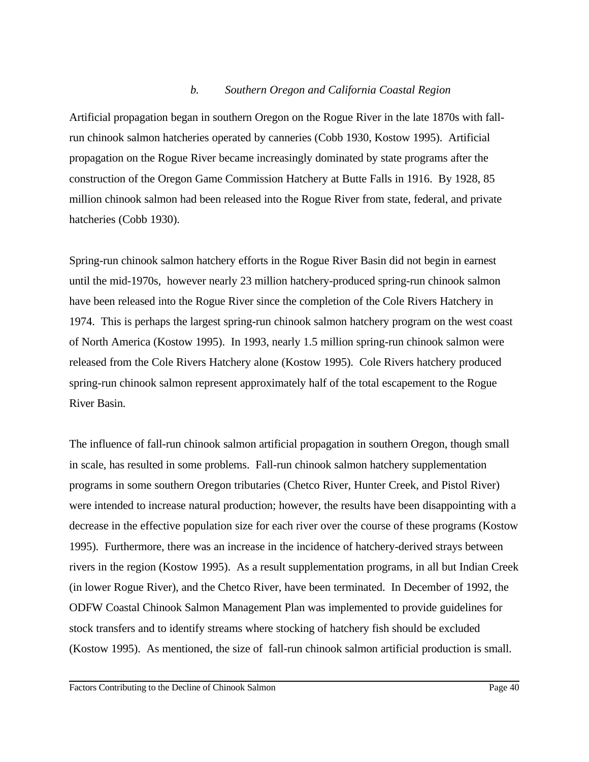### *b. Southern Oregon and California Coastal Region*

Artificial propagation began in southern Oregon on the Rogue River in the late 1870s with fall-run chinook salmon hatcheries operated by canneries (Cobb 1930, Kostow 1995). Artificial propagation on the Rogue River became increasingly dominated by state programs after the construction of the Oregon Game Commission Hatchery at Butte Falls in 1916. By 1928, 85 million chinook salmon had been released into the Rogue River from state, federal, and private hatcheries (Cobb 1930).

Spring-run chinook salmon hatchery efforts in the Rogue River Basin did not begin in earnest until the mid-1970s, however nearly 23 million hatchery-produced spring-run chinook salmon have been released into the Rogue River since the completion of the Cole Rivers Hatchery in 1974. This is perhaps the largest spring-run chinook salmon hatchery program on the west coast of North America (Kostow 1995). In 1993, nearly 1.5 million spring-run chinook salmon were released from the Cole Rivers Hatchery alone (Kostow 1995). Cole Rivers hatchery produced spring-run chinook salmon represent approximately half of the total escapement to the Rogue River Basin.

The influence of fall-run chinook salmon artificial propagation in southern Oregon, though small in scale, has resulted in some problems. Fall-run chinook salmon hatchery supplementation programs in some southern Oregon tributaries (Chetco River, Hunter Creek, and Pistol River) were intended to increase natural production; however, the results have been disappointing with a decrease in the effective population size for each river over the course of these programs (Kostow 1995). Furthermore, there was an increase in the incidence of hatchery-derived strays between rivers in the region (Kostow 1995). As a result supplementation programs, in all but Indian Creek (in lower Rogue River), and the Chetco River, have been terminated. In December of 1992, the ODFW Coastal Chinook Salmon Management Plan was implemented to provide guidelines for stock transfers and to identify streams where stocking of hatchery fish should be excluded (Kostow 1995). As mentioned, the size of fall-run chinook salmon artificial production is small.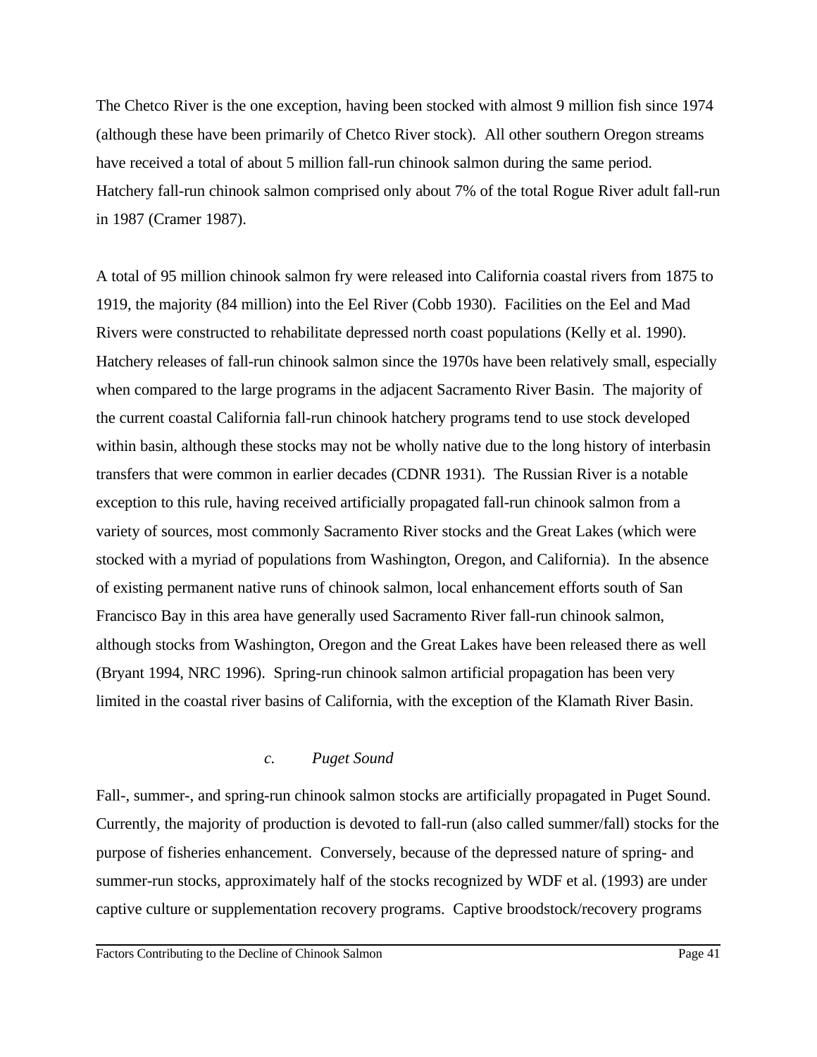The Chetco River is the one exception, having been stocked with almost 9 million fish since 1974 (although these have been primarily of Chetco River stock). All other southern Oregon streams have received a total of about 5 million fall-run chinook salmon during the same period. Hatchery fall-run chinook salmon comprised only about 7% of the total Rogue River adult fall-run in 1987 (Cramer 1987).

A total of 95 million chinook salmon fry were released into California coastal rivers from 1875 to 1919, the majority (84 million) into the Eel River (Cobb 1930). Facilities on the Eel and Mad Rivers were constructed to rehabilitate depressed north coast populations (Kelly et al. 1990). Hatchery releases of fall-run chinook salmon since the 1970s have been relatively small, especially when compared to the large programs in the adjacent Sacramento River Basin. The majority of the current coastal California fall-run chinook hatchery programs tend to use stock developed within basin, although these stocks may not be wholly native due to the long history of interbasin transfers that were common in earlier decades (CDNR 1931). The Russian River is a notable exception to this rule, having received artificially propagated fall-run chinook salmon from a variety of sources, most commonly Sacramento River stocks and the Great Lakes (which were stocked with a myriad of populations from Washington, Oregon, and California). In the absence of existing permanent native runs of chinook salmon, local enhancement efforts south of San Francisco Bay in this area have generally used Sacramento River fall-run chinook salmon, although stocks from Washington, Oregon and the Great Lakes have been released there as well (Bryant 1994, NRC 1996). Spring-run chinook salmon artificial propagation has been very limited in the coastal river basins of California, with the exception of the Klamath River Basin.

### *c. Puget Sound*

Fall-, summer-, and spring-run chinook salmon stocks are artificially propagated in Puget Sound. Currently, the majority of production is devoted to fall-run (also called summer/fall) stocks for the purpose of fisheries enhancement. Conversely, because of the depressed nature of spring- and summer-run stocks, approximately half of the stocks recognized by WDF et al. (1993) are under captive culture or supplementation recovery programs. Captive broodstock/recovery programs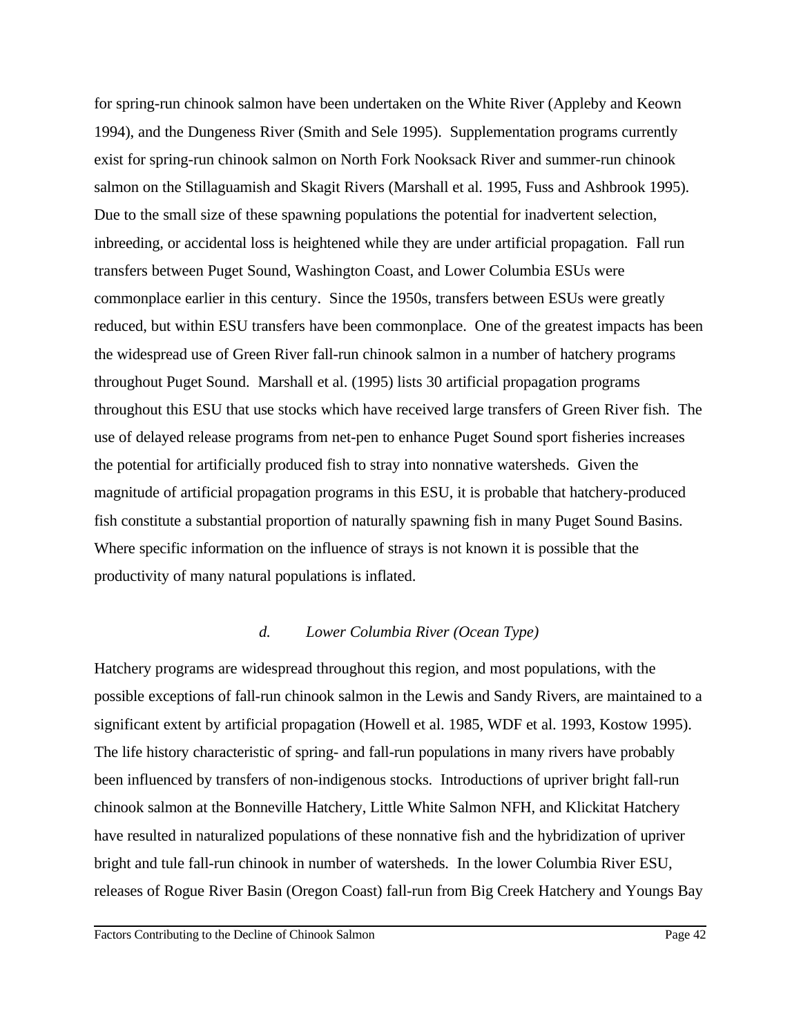for spring-run chinook salmon have been undertaken on the White River (Appleby and Keown 1994), and the Dungeness River (Smith and Sele 1995). Supplementation programs currently exist for spring-run chinook salmon on North Fork Nooksack River and summer-run chinook salmon on the Stillaguamish and Skagit Rivers (Marshall et al. 1995, Fuss and Ashbrook 1995). Due to the small size of these spawning populations the potential for inadvertent selection, inbreeding, or accidental loss is heightened while they are under artificial propagation. Fall run transfers between Puget Sound, Washington Coast, and Lower Columbia ESUs were commonplace earlier in this century. Since the 1950s, transfers between ESUs were greatly reduced, but within ESU transfers have been commonplace. One of the greatest impacts has been the widespread use of Green River fall-run chinook salmon in a number of hatchery programs throughout Puget Sound. Marshall et al. (1995) lists 30 artificial propagation programs throughout this ESU that use stocks which have received large transfers of Green River fish. The use of delayed release programs from net-pen to enhance Puget Sound sport fisheries increases the potential for artificially produced fish to stray into nonnative watersheds. Given the magnitude of artificial propagation programs in this ESU, it is probable that hatchery-produced fish constitute a substantial proportion of naturally spawning fish in many Puget Sound Basins. Where specific information on the influence of strays is not known it is possible that the productivity of many natural populations is inflated.

#### *d. Lower Columbia River (Ocean Type)*

Hatchery programs are widespread throughout this region, and most populations, with the possible exceptions of fall-run chinook salmon in the Lewis and Sandy Rivers, are maintained to a significant extent by artificial propagation (Howell et al. 1985, WDF et al. 1993, Kostow 1995). The life history characteristic of spring- and fall-run populations in many rivers have probably been influenced by transfers of non-indigenous stocks. Introductions of upriver bright fall-run chinook salmon at the Bonneville Hatchery, Little White Salmon NFH, and Klickitat Hatchery have resulted in naturalized populations of these nonnative fish and the hybridization of upriver bright and tule fall-run chinook in number of watersheds. In the lower Columbia River ESU, releases of Rogue River Basin (Oregon Coast) fall-run from Big Creek Hatchery and Youngs Bay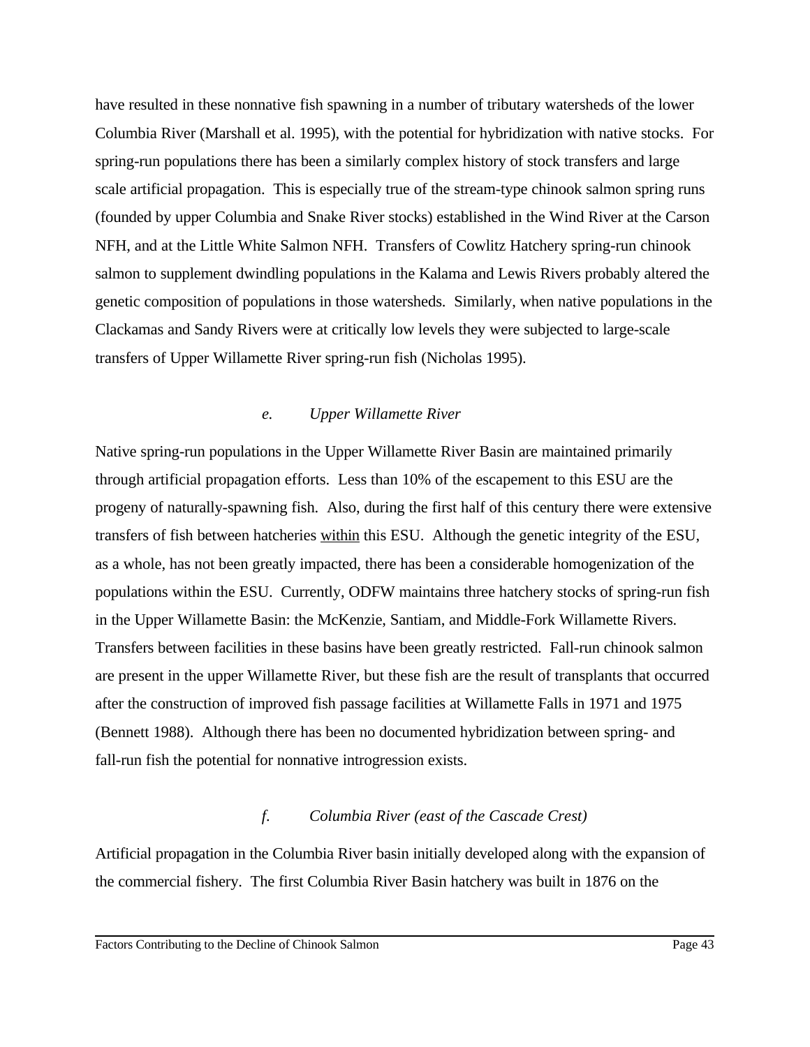have resulted in these nonnative fish spawning in a number of tributary watersheds of the lower Columbia River (Marshall et al. 1995), with the potential for hybridization with native stocks. For spring-run populations there has been a similarly complex history of stock transfers and large scale artificial propagation. This is especially true of the stream-type chinook salmon spring runs (founded by upper Columbia and Snake River stocks) established in the Wind River at the Carson NFH, and at the Little White Salmon NFH. Transfers of Cowlitz Hatchery spring-run chinook salmon to supplement dwindling populations in the Kalama and Lewis Rivers probably altered the genetic composition of populations in those watersheds. Similarly, when native populations in the Clackamas and Sandy Rivers were at critically low levels they were subjected to large-scale transfers of Upper Willamette River spring-run fish (Nicholas 1995).

### *e. Upper Willamette River*

Native spring-run populations in the Upper Willamette River Basin are maintained primarily through artificial propagation efforts. Less than 10% of the escapement to this ESU are the progeny of naturally-spawning fish. Also, during the first half of this century there were extensive transfers of fish between hatcheries <u>within</u> this ESU. Although the genetic integrity of the ESU, as a whole, has not been greatly impacted, there has been a considerable homogenization of the populations within the ESU. Currently, ODFW maintains three hatchery stocks of spring-run fish in the Upper Willamette Basin: the McKenzie, Santiam, and Middle-Fork Willamette Rivers. Transfers between facilities in these basins have been greatly restricted. Fall-run chinook salmon are present in the upper Willamette River, but these fish are the result of transplants that occurred after the construction of improved fish passage facilities at Willamette Falls in 1971 and 1975 (Bennett 1988). Although there has been no documented hybridization between spring- and fall-run fish the potential for nonnative introgression exists.

### *f. Columbia River (east of the Cascade Crest)*

Artificial propagation in the Columbia River basin initially developed along with the expansion of the commercial fishery. The first Columbia River Basin hatchery was built in 1876 on the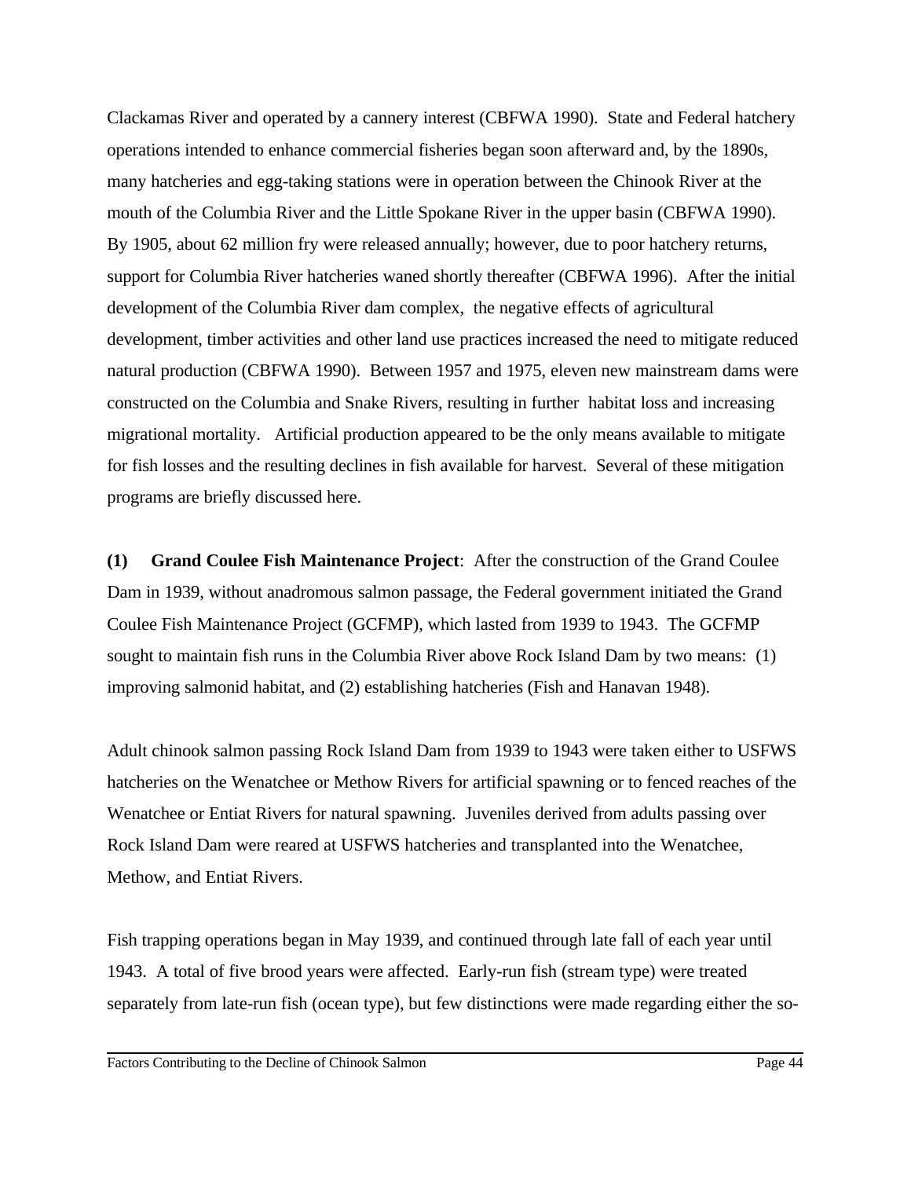Clackamas River and operated by a cannery interest (CBFWA 1990). State and Federal hatchery operations intended to enhance commercial fisheries began soon afterward and, by the 1890s, many hatcheries and egg-taking stations were in operation between the Chinook River at the mouth of the Columbia River and the Little Spokane River in the upper basin (CBFWA 1990). By 1905, about 62 million fry were released annually; however, due to poor hatchery returns, support for Columbia River hatcheries waned shortly thereafter (CBFWA 1996). After the initial development of the Columbia River dam complex, the negative effects of agricultural development, timber activities and other land use practices increased the need to mitigate reduced natural production (CBFWA 1990). Between 1957 and 1975, eleven new mainstream dams were constructed on the Columbia and Snake Rivers, resulting in further habitat loss and increasing migrational mortality. Artificial production appeared to be the only means available to mitigate for fish losses and the resulting declines in fish available for harvest. Several of these mitigation programs are briefly discussed here.

**(1) Grand Coulee Fish Maintenance Project**: After the construction of the Grand Coulee Dam in 1939, without anadromous salmon passage, the Federal government initiated the Grand Coulee Fish Maintenance Project (GCFMP), which lasted from 1939 to 1943. The GCFMP sought to maintain fish runs in the Columbia River above Rock Island Dam by two means: (1) improving salmonid habitat, and (2) establishing hatcheries (Fish and Hanavan 1948).

Adult chinook salmon passing Rock Island Dam from 1939 to 1943 were taken either to USFWS hatcheries on the Wenatchee or Methow Rivers for artificial spawning or to fenced reaches of the Wenatchee or Entiat Rivers for natural spawning. Juveniles derived from adults passing over Rock Island Dam were reared at USFWS hatcheries and transplanted into the Wenatchee, Methow, and Entiat Rivers.

Fish trapping operations began in May 1939, and continued through late fall of each year until 1943. A total of five brood years were affected. Early-run fish (stream type) were treated separately from late-run fish (ocean type), but few distinctions were made regarding either the so-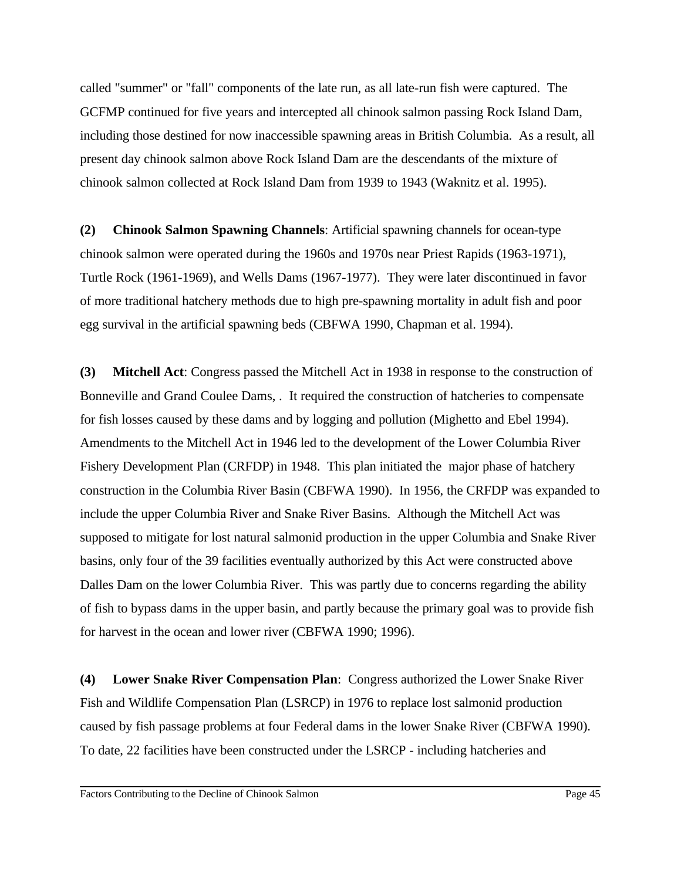called "summer" or "fall" components of the late run, as all late-run fish were captured. The GCFMP continued for five years and intercepted all chinook salmon passing Rock Island Dam, including those destined for now inaccessible spawning areas in British Columbia. As a result, all present day chinook salmon above Rock Island Dam are the descendants of the mixture of chinook salmon collected at Rock Island Dam from 1939 to 1943 (Waknitz et al. 1995).

**(2) Chinook Salmon Spawning Channels**: Artificial spawning channels for ocean-type chinook salmon were operated during the 1960s and 1970s near Priest Rapids (1963-1971), Turtle Rock (1961-1969), and Wells Dams (1967-1977). They were later discontinued in favor of more traditional hatchery methods due to high pre-spawning mortality in adult fish and poor egg survival in the artificial spawning beds (CBFWA 1990, Chapman et al. 1994).

**(3) Mitchell Act**: Congress passed the Mitchell Act in 1938 in response to the construction of Bonneville and Grand Coulee Dams, . It required the construction of hatcheries to compensate for fish losses caused by these dams and by logging and pollution (Mighetto and Ebel 1994). Amendments to the Mitchell Act in 1946 led to the development of the Lower Columbia River Fishery Development Plan (CRFDP) in 1948. This plan initiated the major phase of hatchery construction in the Columbia River Basin (CBFWA 1990). In 1956, the CRFDP was expanded to include the upper Columbia River and Snake River Basins. Although the Mitchell Act was supposed to mitigate for lost natural salmonid production in the upper Columbia and Snake River basins, only four of the 39 facilities eventually authorized by this Act were constructed above Dalles Dam on the lower Columbia River. This was partly due to concerns regarding the ability of fish to bypass dams in the upper basin, and partly because the primary goal was to provide fish for harvest in the ocean and lower river (CBFWA 1990; 1996).

**(4) Lower Snake River Compensation Plan**: Congress authorized the Lower Snake River Fish and Wildlife Compensation Plan (LSRCP) in 1976 to replace lost salmonid production caused by fish passage problems at four Federal dams in the lower Snake River (CBFWA 1990). To date, 22 facilities have been constructed under the LSRCP - including hatcheries and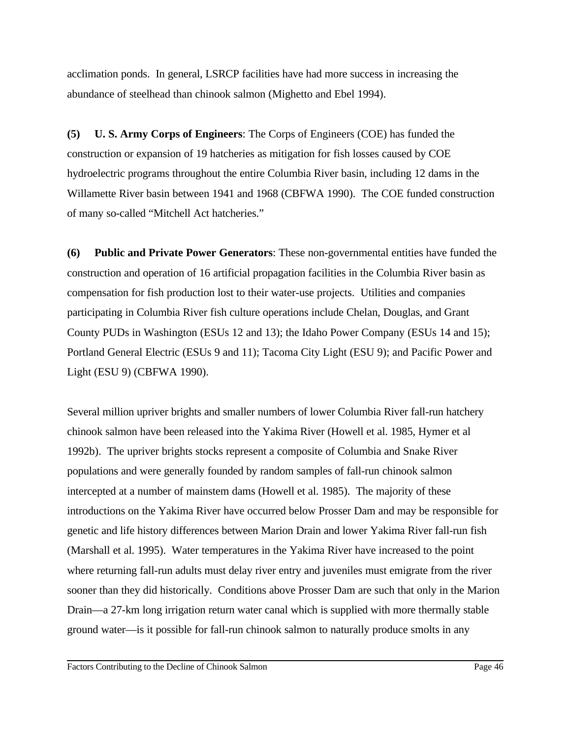acclimation ponds. In general, LSRCP facilities have had more success in increasing the abundance of steelhead than chinook salmon (Mighetto and Ebel 1994).

**(5) U. S. Army Corps of Engineers**: The Corps of Engineers (COE) has funded the construction or expansion of 19 hatcheries as mitigation for fish losses caused by COE hydroelectric programs throughout the entire Columbia River basin, including 12 dams in the Willamette River basin between 1941 and 1968 (CBFWA 1990). The COE funded construction of many so-called "Mitchell Act hatcheries."

**(6) Public and Private Power Generators**: These non-governmental entities have funded the construction and operation of 16 artificial propagation facilities in the Columbia River basin as compensation for fish production lost to their water-use projects. Utilities and companies participating in Columbia River fish culture operations include Chelan, Douglas, and Grant County PUDs in Washington (ESUs 12 and 13); the Idaho Power Company (ESUs 14 and 15); Portland General Electric (ESUs 9 and 11); Tacoma City Light (ESU 9); and Pacific Power and Light (ESU 9) (CBFWA 1990).

Several million upriver brights and smaller numbers of lower Columbia River fall-run hatchery chinook salmon have been released into the Yakima River (Howell et al. 1985, Hymer et al 1992b). The upriver brights stocks represent a composite of Columbia and Snake River populations and were generally founded by random samples of fall-run chinook salmon intercepted at a number of mainstem dams (Howell et al. 1985). The majority of these introductions on the Yakima River have occurred below Prosser Dam and may be responsible for genetic and life history differences between Marion Drain and lower Yakima River fall-run fish (Marshall et al. 1995). Water temperatures in the Yakima River have increased to the point where returning fall-run adults must delay river entry and juveniles must emigrate from the river sooner than they did historically. Conditions above Prosser Dam are such that only in the Marion Drain—a 27-km long irrigation return water canal which is supplied with more thermally stable ground water—is it possible for fall-run chinook salmon to naturally produce smolts in any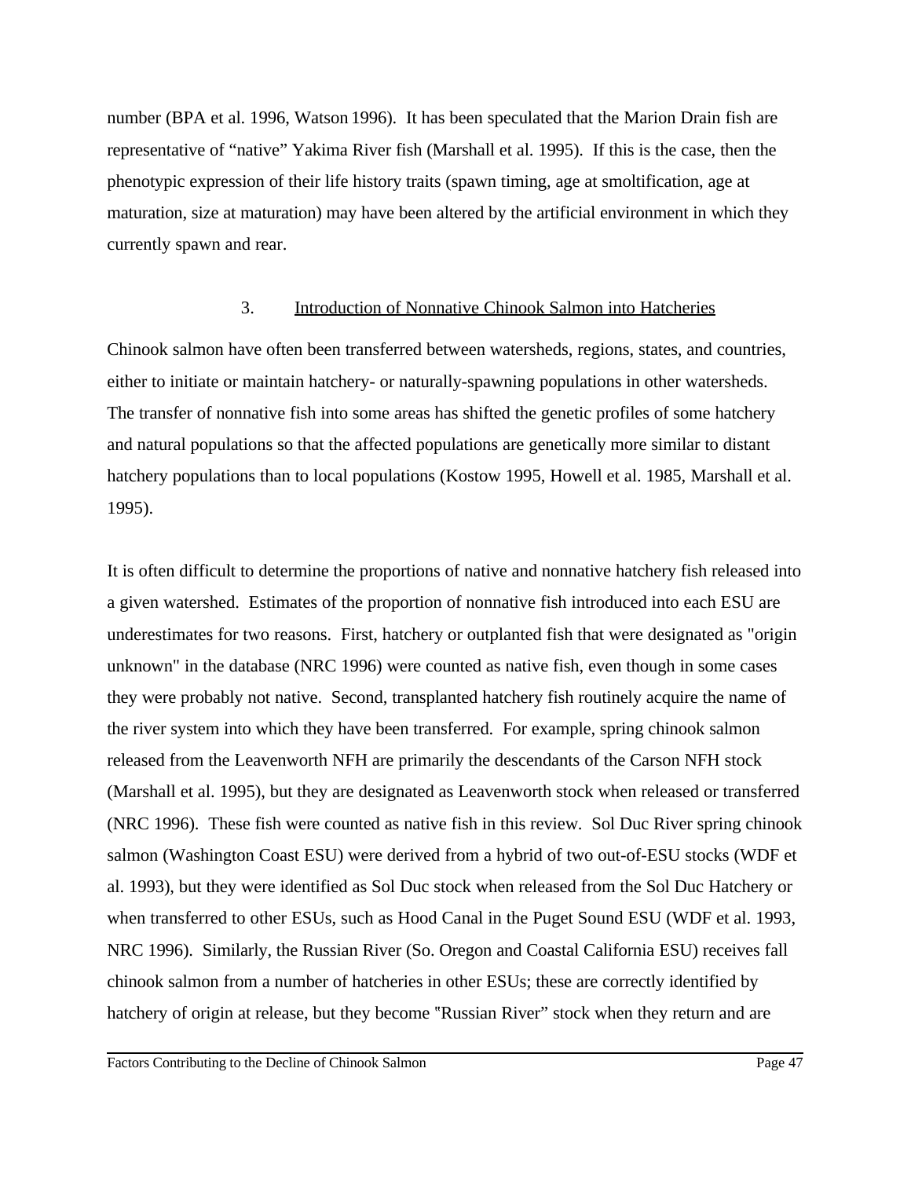number (BPA et al. 1996, Watson 1996). It has been speculated that the Marion Drain fish are representative of "native" Yakima River fish (Marshall et al. 1995). If this is the case, then the phenotypic expression of their life history traits (spawn timing, age at smoltification, age at maturation, size at maturation) may have been altered by the artificial environment in which they currently spawn and rear.

### 3. Introduction of Nonnative Chinook Salmon into Hatcheries

Chinook salmon have often been transferred between watersheds, regions, states, and countries, either to initiate or maintain hatchery- or naturally-spawning populations in other watersheds. The transfer of nonnative fish into some areas has shifted the genetic profiles of some hatchery and natural populations so that the affected populations are genetically more similar to distant hatchery populations than to local populations (Kostow 1995, Howell et al. 1985, Marshall et al. 1995).

It is often difficult to determine the proportions of native and nonnative hatchery fish released into a given watershed. Estimates of the proportion of nonnative fish introduced into each ESU are underestimates for two reasons. First, hatchery or outplanted fish that were designated as "origin unknown" in the database (NRC 1996) were counted as native fish, even though in some cases they were probably not native. Second, transplanted hatchery fish routinely acquire the name of the river system into which they have been transferred. For example, spring chinook salmon released from the Leavenworth NFH are primarily the descendants of the Carson NFH stock (Marshall et al. 1995), but they are designated as Leavenworth stock when released or transferred (NRC 1996). These fish were counted as native fish in this review. Sol Duc River spring chinook salmon (Washington Coast ESU) were derived from a hybrid of two out-of-ESU stocks (WDF et al. 1993), but they were identified as Sol Duc stock when released from the Sol Duc Hatchery or when transferred to other ESUs, such as Hood Canal in the Puget Sound ESU (WDF et al. 1993, NRC 1996). Similarly, the Russian River (So. Oregon and Coastal California ESU) receives fall chinook salmon from a number of hatcheries in other ESUs; these are correctly identified by hatchery of origin at release, but they become "Russian River" stock when they return and are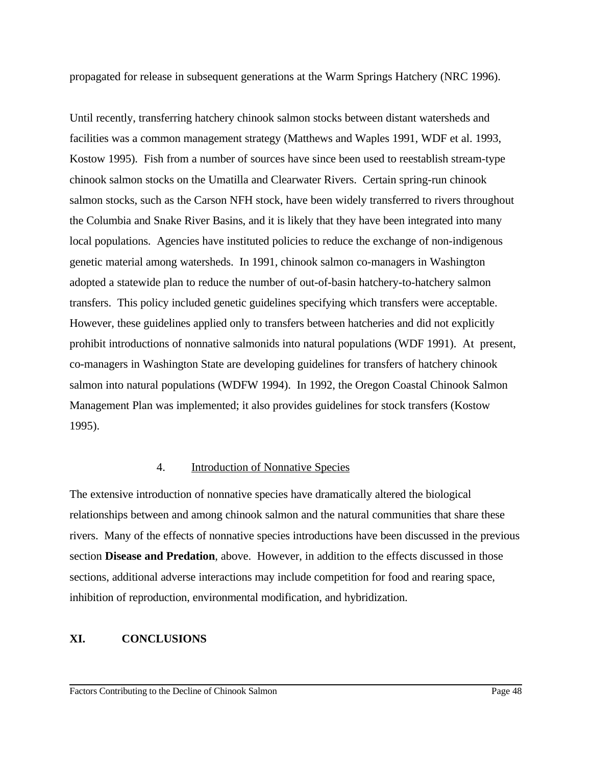propagated for release in subsequent generations at the Warm Springs Hatchery (NRC 1996).

Until recently, transferring hatchery chinook salmon stocks between distant watersheds and facilities was a common management strategy (Matthews and Waples 1991, WDF et al. 1993, Kostow 1995). Fish from a number of sources have since been used to reestablish stream-type chinook salmon stocks on the Umatilla and Clearwater Rivers. Certain spring-run chinook salmon stocks, such as the Carson NFH stock, have been widely transferred to rivers throughout the Columbia and Snake River Basins, and it is likely that they have been integrated into many local populations. Agencies have instituted policies to reduce the exchange of non-indigenous genetic material among watersheds. In 1991, chinook salmon co-managers in Washington adopted a statewide plan to reduce the number of out-of-basin hatchery-to-hatchery salmon transfers. This policy included genetic guidelines specifying which transfers were acceptable. However, these guidelines applied only to transfers between hatcheries and did not explicitly prohibit introductions of nonnative salmonids into natural populations (WDF 1991). At present, co-managers in Washington State are developing guidelines for transfers of hatchery chinook salmon into natural populations (WDFW 1994). In 1992, the Oregon Coastal Chinook Salmon Management Plan was implemented; it also provides guidelines for stock transfers (Kostow 1995).

### 4. Introduction of Nonnative Species

The extensive introduction of nonnative species have dramatically altered the biological relationships between and among chinook salmon and the natural communities that share these rivers. Many of the effects of nonnative species introductions have been discussed in the previous section **Disease and Predation**, above. However, in addition to the effects discussed in those sections, additional adverse interactions may include competition for food and rearing space, inhibition of reproduction, environmental modification, and hybridization.

## XI. CONCLUSIONS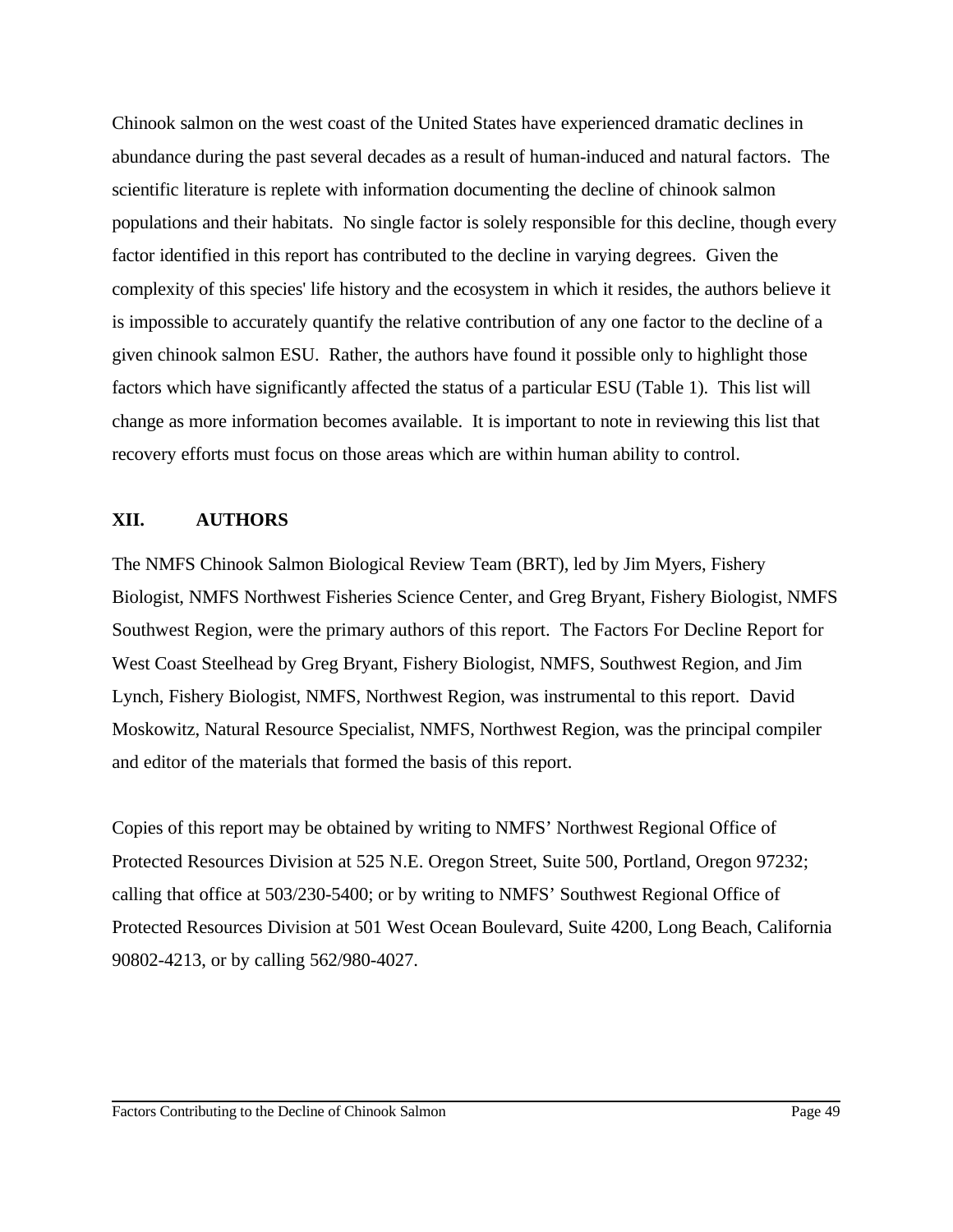Chinook salmon on the west coast of the United States have experienced dramatic declines in abundance during the past several decades as a result of human-induced and natural factors. The scientific literature is replete with information documenting the decline of chinook salmon populations and their habitats. No single factor is solely responsible for this decline, though every factor identified in this report has contributed to the decline in varying degrees. Given the complexity of this species' life history and the ecosystem in which it resides, the authors believe it is impossible to accurately quantify the relative contribution of any one factor to the decline of a given chinook salmon ESU. Rather, the authors have found it possible only to highlight those factors which have significantly affected the status of a particular ESU (Table 1). This list will change as more information becomes available. It is important to note in reviewing this list that recovery efforts must focus on those areas which are within human ability to control.

## XII. AUTHORS

The NMFS Chinook Salmon Biological Review Team (BRT), led by Jim Myers, Fishery Biologist, NMFS Northwest Fisheries Science Center, and Greg Bryant, Fishery Biologist, NMFS Southwest Region, were the primary authors of this report. The Factors For Decline Report for West Coast Steelhead by Greg Bryant, Fishery Biologist, NMFS, Southwest Region, and Jim Lynch, Fishery Biologist, NMFS, Northwest Region, was instrumental to this report. David Moskowitz, Natural Resource Specialist, NMFS, Northwest Region, was the principal compiler and editor of the materials that formed the basis of this report.

Copies of this report may be obtained by writing to NMFS' Northwest Regional Office of Protected Resources Division at 525 N.E. Oregon Street, Suite 500, Portland, Oregon 97232; calling that office at 503/230-5400; or by writing to NMFS' Southwest Regional Office of Protected Resources Division at 501 West Ocean Boulevard, Suite 4200, Long Beach, California 90802-4213, or by calling 562/980-4027.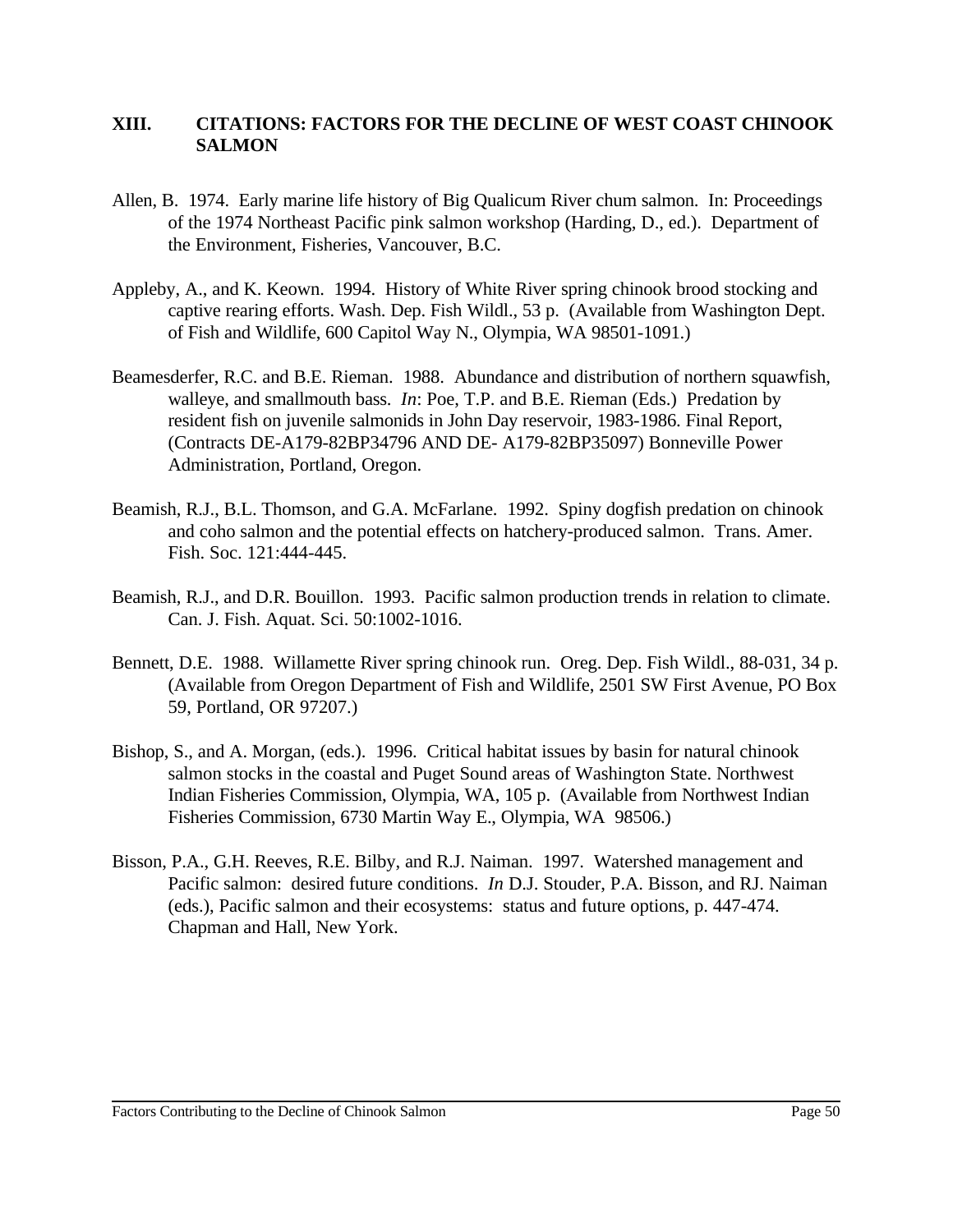## XIII. CITATIONS: FACTORS FOR THE DECLINE OF WEST COAST CHINOOK SALMON

Allen, B. 1974. Early marine life history of Big Qualicum River chum salmon. In: Proceedings of the 1974 Northeast Pacific pink salmon workshop (Harding, D., ed.). Department of the Environment, Fisheries, Vancouver, B.C.

Appleby, A., and K. Keown. 1994. History of White River spring chinook brood stocking and captive rearing efforts. Wash. Dep. Fish Wildl., 53 p. (Available from Washington Dept. of Fish and Wildlife, 600 Capitol Way N., Olympia, WA 98501-1091.)

Beamesderfer, R.C. and B.E. Rieman. 1988. Abundance and distribution of northern squawfish, walleye, and smallmouth bass. *In*: Poe, T.P. and B.E. Rieman (Eds.) Predation by resident fish on juvenile salmonids in John Day reservoir, 1983-1986. Final Report, (Contracts DE-A179-82BP34796 AND DE- A179-82BP35097) Bonneville Power Administration, Portland, Oregon.

Beamish, R.J., B.L. Thomson, and G.A. McFarlane. 1992. Spiny dogfish predation on chinook and coho salmon and the potential effects on hatchery-produced salmon. Trans. Amer. Fish. Soc. 121:444-445.

Beamish, R.J., and D.R. Bouillon. 1993. Pacific salmon production trends in relation to climate. Can. J. Fish. Aquat. Sci. 50:1002-1016.

Bennett, D.E. 1988. Willamette River spring chinook run. Oreg. Dep. Fish Wildl., 88-031, 34 p. (Available from Oregon Department of Fish and Wildlife, 2501 SW First Avenue, PO Box 59, Portland, OR 97207.)

Bishop, S., and A. Morgan, (eds.). 1996. Critical habitat issues by basin for natural chinook salmon stocks in the coastal and Puget Sound areas of Washington State. Northwest Indian Fisheries Commission, Olympia, WA, 105 p. (Available from Northwest Indian Fisheries Commission, 6730 Martin Way E., Olympia, WA 98506.)

Bisson, P.A., G.H. Reeves, R.E. Bilby, and R.J. Naiman. 1997. Watershed management and Pacific salmon: desired future conditions. *In* D.J. Stouder, P.A. Bisson, and RJ. Naiman (eds.), Pacific salmon and their ecosystems: status and future options, p. 447-474. Chapman and Hall, New York.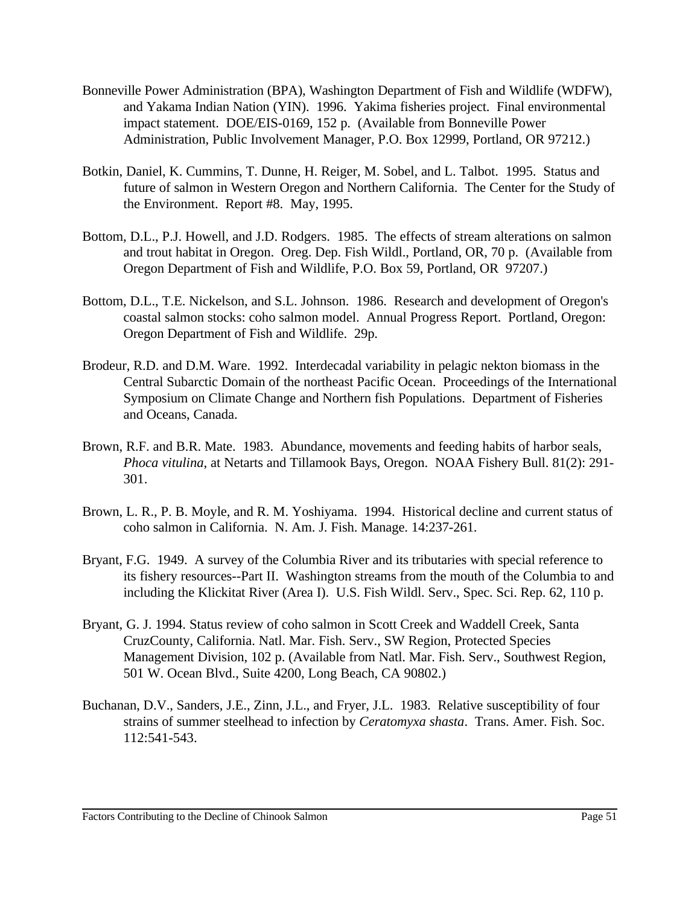Bonneville Power Administration (BPA), Washington Department of Fish and Wildlife (WDFW), and Yakama Indian Nation (YIN). 1996. Yakima fisheries project. Final environmental impact statement. DOE/EIS-0169, 152 p. (Available from Bonneville Power Administration, Public Involvement Manager, P.O. Box 12999, Portland, OR 97212.)

Botkin, Daniel, K. Cummins, T. Dunne, H. Reiger, M. Sobel, and L. Talbot. 1995. Status and future of salmon in Western Oregon and Northern California. The Center for the Study of the Environment. Report #8. May, 1995.

Bottom, D.L., P.J. Howell, and J.D. Rodgers. 1985. The effects of stream alterations on salmon and trout habitat in Oregon. Oreg. Dep. Fish Wildl., Portland, OR, 70 p. (Available from Oregon Department of Fish and Wildlife, P.O. Box 59, Portland, OR 97207.)

Bottom, D.L., T.E. Nickelson, and S.L. Johnson. 1986. Research and development of Oregon's coastal salmon stocks: coho salmon model. Annual Progress Report. Portland, Oregon: Oregon Department of Fish and Wildlife. 29p.

Brodeur, R.D. and D.M. Ware. 1992. Interdecadal variability in pelagic nekton biomass in the Central Subarctic Domain of the northeast Pacific Ocean. Proceedings of the International Symposium on Climate Change and Northern fish Populations. Department of Fisheries and Oceans, Canada.

Brown, R.F. and B.R. Mate. 1983. Abundance, movements and feeding habits of harbor seals, *Phoca vitulina*, at Netarts and Tillamook Bays, Oregon. NOAA Fishery Bull. 81(2): 291-301.

Brown, L. R., P. B. Moyle, and R. M. Yoshiyama. 1994. Historical decline and current status of coho salmon in California. N. Am. J. Fish. Manage. 14:237-261.

Bryant, F.G. 1949. A survey of the Columbia River and its tributaries with special reference to its fishery resources--Part II. Washington streams from the mouth of the Columbia to and including the Klickitat River (Area I). U.S. Fish Wildl. Serv., Spec. Sci. Rep. 62, 110 p.

Bryant, G. J. 1994. Status review of coho salmon in Scott Creek and Waddell Creek, Santa CruzCounty, California. Natl. Mar. Fish. Serv., SW Region, Protected Species Management Division, 102 p. (Available from Natl. Mar. Fish. Serv., Southwest Region, 501 W. Ocean Blvd., Suite 4200, Long Beach, CA 90802.)

Buchanan, D.V., Sanders, J.E., Zinn, J.L., and Fryer, J.L. 1983. Relative susceptibility of four strains of summer steelhead to infection by *Ceratomyxa shasta*. Trans. Amer. Fish. Soc. 112:541-543.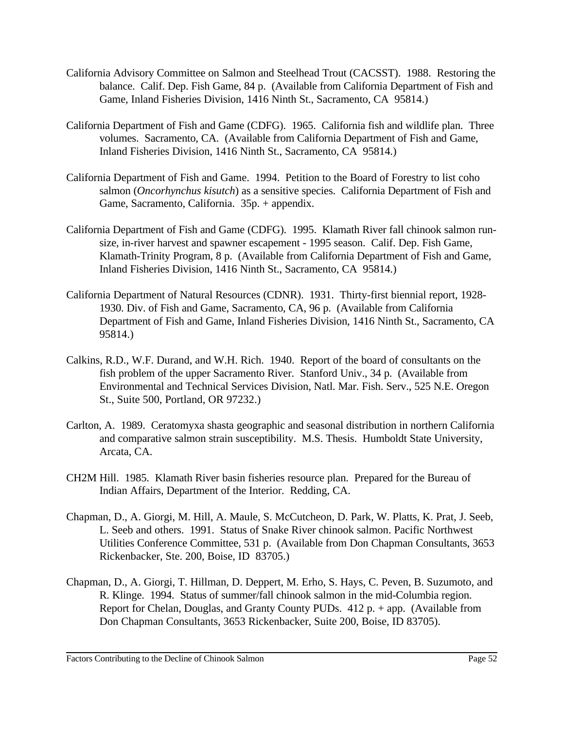California Advisory Committee on Salmon and Steelhead Trout (CACSST). 1988. Restoring the balance. Calif. Dep. Fish Game, 84 p. (Available from California Department of Fish and Game, Inland Fisheries Division, 1416 Ninth St., Sacramento, CA 95814.)

California Department of Fish and Game (CDFG). 1965. California fish and wildlife plan. Three volumes. Sacramento, CA. (Available from California Department of Fish and Game, Inland Fisheries Division, 1416 Ninth St., Sacramento, CA 95814.)

California Department of Fish and Game. 1994. Petition to the Board of Forestry to list coho salmon (*Oncorhynchus kisutch*) as a sensitive species. California Department of Fish and Game, Sacramento, California. 35p. + appendix.

California Department of Fish and Game (CDFG). 1995. Klamath River fall chinook salmon run-size, in-river harvest and spawner escapement - 1995 season. Calif. Dep. Fish Game, Klamath-Trinity Program, 8 p. (Available from California Department of Fish and Game, Inland Fisheries Division, 1416 Ninth St., Sacramento, CA 95814.)

California Department of Natural Resources (CDNR). 1931. Thirty-first biennial report, 1928-1930. Div. of Fish and Game, Sacramento, CA, 96 p. (Available from California Department of Fish and Game, Inland Fisheries Division, 1416 Ninth St., Sacramento, CA 95814.)

Calkins, R.D., W.F. Durand, and W.H. Rich. 1940. Report of the board of consultants on the fish problem of the upper Sacramento River. Stanford Univ., 34 p. (Available from Environmental and Technical Services Division, Natl. Mar. Fish. Serv., 525 N.E. Oregon St., Suite 500, Portland, OR 97232.)

Carlton, A. 1989. Ceratomyxa shasta geographic and seasonal distribution in northern California and comparative salmon strain susceptibility. M.S. Thesis. Humboldt State University, Arcata, CA.

CH2M Hill. 1985. Klamath River basin fisheries resource plan. Prepared for the Bureau of Indian Affairs, Department of the Interior. Redding, CA.

Chapman, D., A. Giorgi, M. Hill, A. Maule, S. McCutcheon, D. Park, W. Platts, K. Prat, J. Seeb, L. Seeb and others. 1991. Status of Snake River chinook salmon. Pacific Northwest Utilities Conference Committee, 531 p. (Available from Don Chapman Consultants, 3653 Rickenbacker, Ste. 200, Boise, ID 83705.)

Chapman, D., A. Giorgi, T. Hillman, D. Deppert, M. Erho, S. Hays, C. Peven, B. Suzumoto, and R. Klinge. 1994. Status of summer/fall chinook salmon in the mid-Columbia region. Report for Chelan, Douglas, and Granty County PUDs. 412 p. + app. (Available from Don Chapman Consultants, 3653 Rickenbacker, Suite 200, Boise, ID 83705).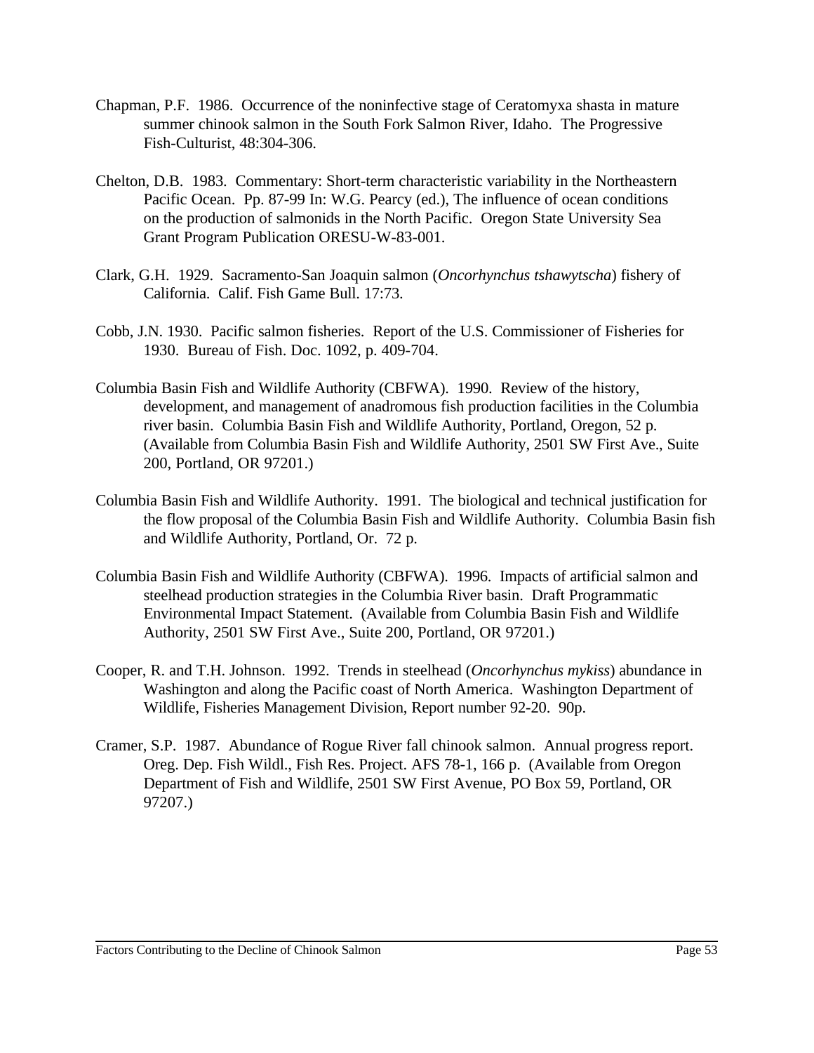Chapman, P.F. 1986. Occurrence of the noninfective stage of Ceratomyxa shasta in mature summer chinook salmon in the South Fork Salmon River, Idaho. The Progressive Fish-Culturist, 48:304-306.

Chelton, D.B. 1983. Commentary: Short-term characteristic variability in the Northeastern Pacific Ocean. Pp. 87-99 In: W.G. Pearcy (ed.), The influence of ocean conditions on the production of salmonids in the North Pacific. Oregon State University Sea Grant Program Publication ORESU-W-83-001.

Clark, G.H. 1929. Sacramento-San Joaquin salmon (*Oncorhynchus tshawytscha*) fishery of California. Calif. Fish Game Bull. 17:73.

Cobb, J.N. 1930. Pacific salmon fisheries. Report of the U.S. Commissioner of Fisheries for 1930. Bureau of Fish. Doc. 1092, p. 409-704.

Columbia Basin Fish and Wildlife Authority (CBFWA). 1990. Review of the history, development, and management of anadromous fish production facilities in the Columbia river basin. Columbia Basin Fish and Wildlife Authority, Portland, Oregon, 52 p. (Available from Columbia Basin Fish and Wildlife Authority, 2501 SW First Ave., Suite 200, Portland, OR 97201.)

Columbia Basin Fish and Wildlife Authority. 1991. The biological and technical justification for the flow proposal of the Columbia Basin Fish and Wildlife Authority. Columbia Basin fish and Wildlife Authority, Portland, Or. 72 p.

Columbia Basin Fish and Wildlife Authority (CBFWA). 1996. Impacts of artificial salmon and steelhead production strategies in the Columbia River basin. Draft Programmatic Environmental Impact Statement. (Available from Columbia Basin Fish and Wildlife Authority, 2501 SW First Ave., Suite 200, Portland, OR 97201.)

Cooper, R. and T.H. Johnson. 1992. Trends in steelhead (*Oncorhynchus mykiss*) abundance in Washington and along the Pacific coast of North America. Washington Department of Wildlife, Fisheries Management Division, Report number 92-20. 90p.

Cramer, S.P. 1987. Abundance of Rogue River fall chinook salmon. Annual progress report. Oreg. Dep. Fish Wildl., Fish Res. Project. AFS 78-1, 166 p. (Available from Oregon Department of Fish and Wildlife, 2501 SW First Avenue, PO Box 59, Portland, OR 97207.)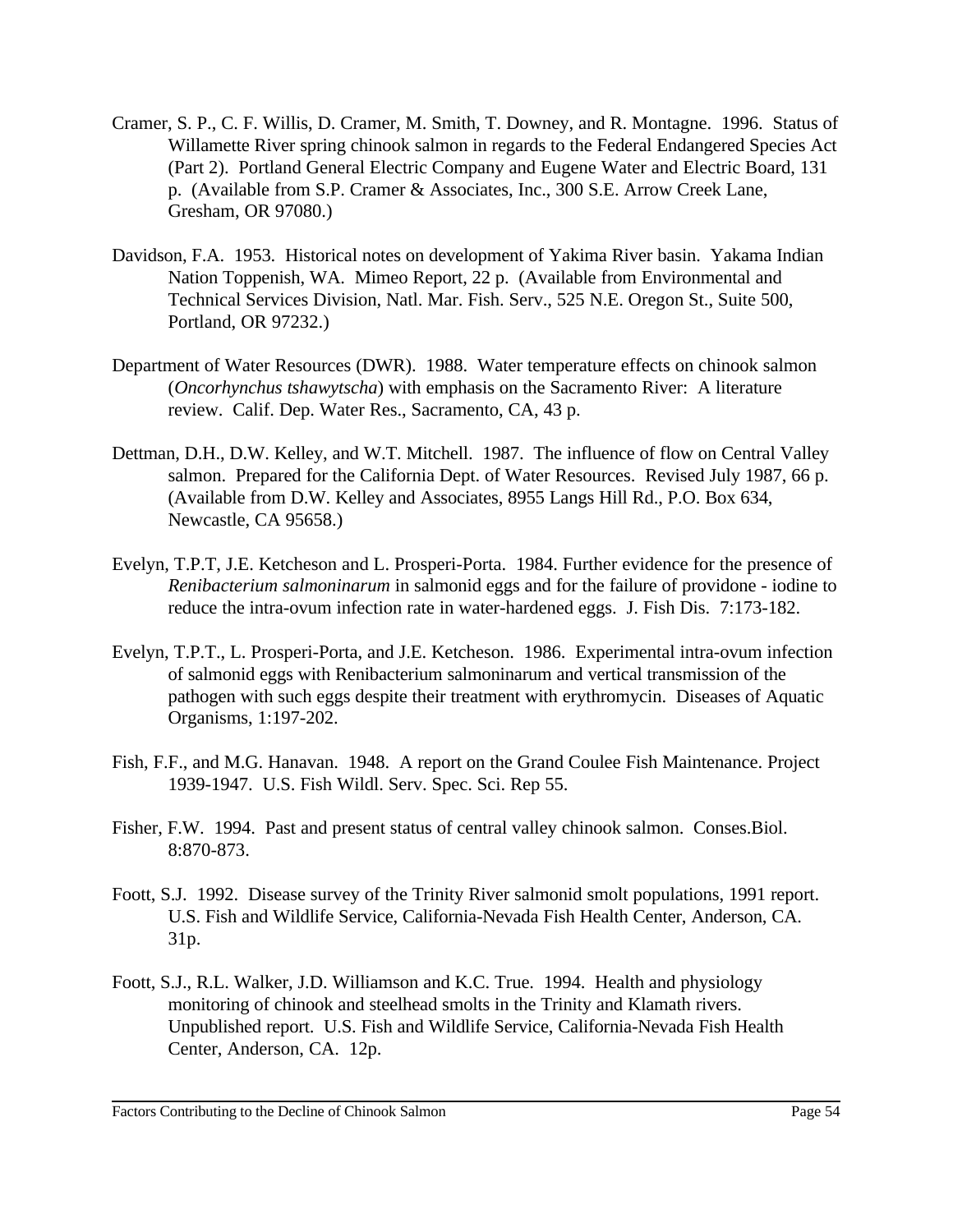Cramer, S. P., C. F. Willis, D. Cramer, M. Smith, T. Downey, and R. Montagne. 1996. Status of Willamette River spring chinook salmon in regards to the Federal Endangered Species Act (Part 2). Portland General Electric Company and Eugene Water and Electric Board, 131 p. (Available from S.P. Cramer & Associates, Inc., 300 S.E. Arrow Creek Lane, Gresham, OR 97080.)

Davidson, F.A. 1953. Historical notes on development of Yakima River basin. Yakama Indian Nation Toppenish, WA. Mimeo Report, 22 p. (Available from Environmental and Technical Services Division, Natl. Mar. Fish. Serv., 525 N.E. Oregon St., Suite 500, Portland, OR 97232.)

Department of Water Resources (DWR). 1988. Water temperature effects on chinook salmon (*Oncorhynchus tshawytscha*) with emphasis on the Sacramento River: A literature review. Calif. Dep. Water Res., Sacramento, CA, 43 p.

Dettman, D.H., D.W. Kelley, and W.T. Mitchell. 1987. The influence of flow on Central Valley salmon. Prepared for the California Dept. of Water Resources. Revised July 1987, 66 p. (Available from D.W. Kelley and Associates, 8955 Langs Hill Rd., P.O. Box 634, Newcastle, CA 95658.)

Evelyn, T.P.T, J.E. Ketcheson and L. Prosperi-Porta. 1984. Further evidence for the presence of *Renibacterium salmoninarum* in salmonid eggs and for the failure of providone - iodine to reduce the intra-ovum infection rate in water-hardened eggs. J. Fish Dis. 7:173-182.

Evelyn, T.P.T., L. Prosperi-Porta, and J.E. Ketcheson. 1986. Experimental intra-ovum infection of salmonid eggs with Renibacterium salmoninarum and vertical transmission of the pathogen with such eggs despite their treatment with erythromycin. Diseases of Aquatic Organisms, 1:197-202.

Fish, F.F., and M.G. Hanavan. 1948. A report on the Grand Coulee Fish Maintenance. Project 1939-1947. U.S. Fish Wildl. Serv. Spec. Sci. Rep 55.

Fisher, F.W. 1994. Past and present status of central valley chinook salmon. Conses.Biol. 8:870-873.

Foott, S.J. 1992. Disease survey of the Trinity River salmonid smolt populations, 1991 report. U.S. Fish and Wildlife Service, California-Nevada Fish Health Center, Anderson, CA. 31p.

Foott, S.J., R.L. Walker, J.D. Williamson and K.C. True. 1994. Health and physiology monitoring of chinook and steelhead smolts in the Trinity and Klamath rivers. Unpublished report. U.S. Fish and Wildlife Service, California-Nevada Fish Health Center, Anderson, CA. 12p.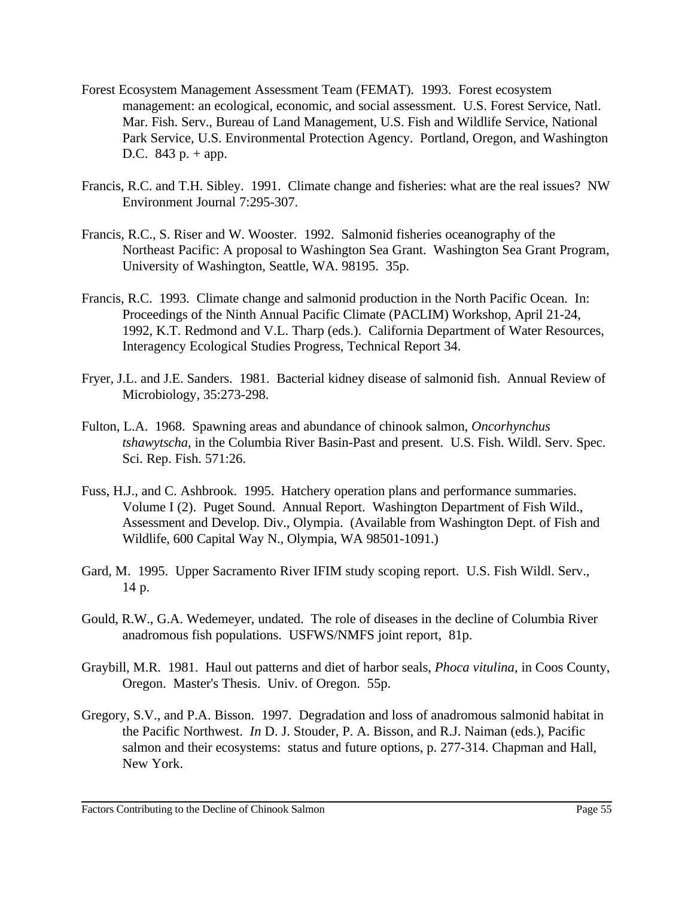Forest Ecosystem Management Assessment Team (FEMAT). 1993. Forest ecosystem management: an ecological, economic, and social assessment. U.S. Forest Service, Natl. Mar. Fish. Serv., Bureau of Land Management, U.S. Fish and Wildlife Service, National Park Service, U.S. Environmental Protection Agency. Portland, Oregon, and Washington D.C. 843 p. + app.

Francis, R.C. and T.H. Sibley. 1991. Climate change and fisheries: what are the real issues? NW Environment Journal 7:295-307.

Francis, R.C., S. Riser and W. Wooster. 1992. Salmonid fisheries oceanography of the Northeast Pacific: A proposal to Washington Sea Grant. Washington Sea Grant Program, University of Washington, Seattle, WA. 98195. 35p.

Francis, R.C. 1993. Climate change and salmonid production in the North Pacific Ocean. In: Proceedings of the Ninth Annual Pacific Climate (PACLIM) Workshop, April 21-24, 1992, K.T. Redmond and V.L. Tharp (eds.). California Department of Water Resources, Interagency Ecological Studies Progress, Technical Report 34.

Fryer, J.L. and J.E. Sanders. 1981. Bacterial kidney disease of salmonid fish. Annual Review of Microbiology, 35:273-298.

Fulton, L.A. 1968. Spawning areas and abundance of chinook salmon, *Oncorhynchus tshawytscha*, in the Columbia River Basin-Past and present. U.S. Fish. Wildl. Serv. Spec. Sci. Rep. Fish. 571:26.

Fuss, H.J., and C. Ashbrook. 1995. Hatchery operation plans and performance summaries. Volume I (2). Puget Sound. Annual Report. Washington Department of Fish Wild., Assessment and Develop. Div., Olympia. (Available from Washington Dept. of Fish and Wildlife, 600 Capital Way N., Olympia, WA 98501-1091.)

Gard, M. 1995. Upper Sacramento River IFIM study scoping report. U.S. Fish Wildl. Serv., 14 p.

Gould, R.W., G.A. Wedemeyer, undated. The role of diseases in the decline of Columbia River anadromous fish populations. USFWS/NMFS joint report, 81p.

Graybill, M.R. 1981. Haul out patterns and diet of harbor seals, *Phoca vitulina*, in Coos County, Oregon. Master's Thesis. Univ. of Oregon. 55p.

Gregory, S.V., and P.A. Bisson. 1997. Degradation and loss of anadromous salmonid habitat in the Pacific Northwest. *In* D. J. Stouder, P. A. Bisson, and R.J. Naiman (eds.), Pacific salmon and their ecosystems: status and future options, p. 277-314. Chapman and Hall, New York.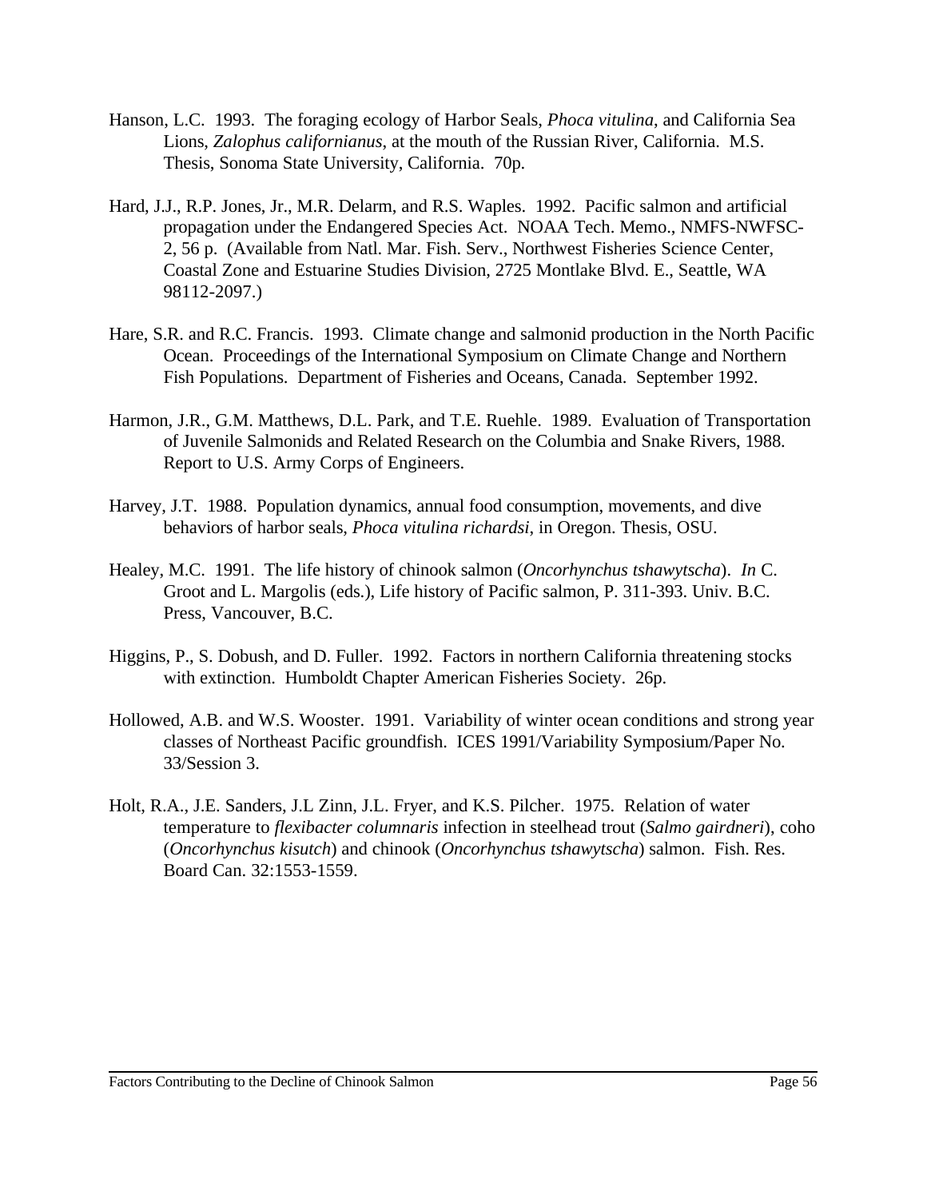Hanson, L.C. 1993. The foraging ecology of Harbor Seals, *Phoca vitulina*, and California Sea Lions, *Zalophus californianus*, at the mouth of the Russian River, California. M.S. Thesis, Sonoma State University, California. 70p.

Hard, J.J., R.P. Jones, Jr., M.R. Delarm, and R.S. Waples. 1992. Pacific salmon and artificial propagation under the Endangered Species Act. NOAA Tech. Memo., NMFS-NWFSC-2, 56 p. (Available from Natl. Mar. Fish. Serv., Northwest Fisheries Science Center, Coastal Zone and Estuarine Studies Division, 2725 Montlake Blvd. E., Seattle, WA 98112-2097.)

Hare, S.R. and R.C. Francis. 1993. Climate change and salmonid production in the North Pacific Ocean. Proceedings of the International Symposium on Climate Change and Northern Fish Populations. Department of Fisheries and Oceans, Canada. September 1992.

Harmon, J.R., G.M. Matthews, D.L. Park, and T.E. Ruehle. 1989. Evaluation of Transportation of Juvenile Salmonids and Related Research on the Columbia and Snake Rivers, 1988. Report to U.S. Army Corps of Engineers.

Harvey, J.T. 1988. Population dynamics, annual food consumption, movements, and dive behaviors of harbor seals, *Phoca vitulina richardsi*, in Oregon. Thesis, OSU.

Healey, M.C. 1991. The life history of chinook salmon (*Oncorhynchus tshawytscha*). *In* C. Groot and L. Margolis (eds.), Life history of Pacific salmon, P. 311-393. Univ. B.C. Press, Vancouver, B.C.

Higgins, P., S. Dobush, and D. Fuller. 1992. Factors in northern California threatening stocks with extinction. Humboldt Chapter American Fisheries Society. 26p.

Hollowed, A.B. and W.S. Wooster. 1991. Variability of winter ocean conditions and strong year classes of Northeast Pacific groundfish. ICES 1991/Variability Symposium/Paper No. 33/Session 3.

Holt, R.A., J.E. Sanders, J.L Zinn, J.L. Fryer, and K.S. Pilcher. 1975. Relation of water temperature to *flexibacter columnaris* infection in steelhead trout (*Salmo gairdneri*), coho (*Oncorhynchus kisutch*) and chinook (*Oncorhynchus tshawytscha*) salmon. Fish. Res. Board Can. 32:1553-1559.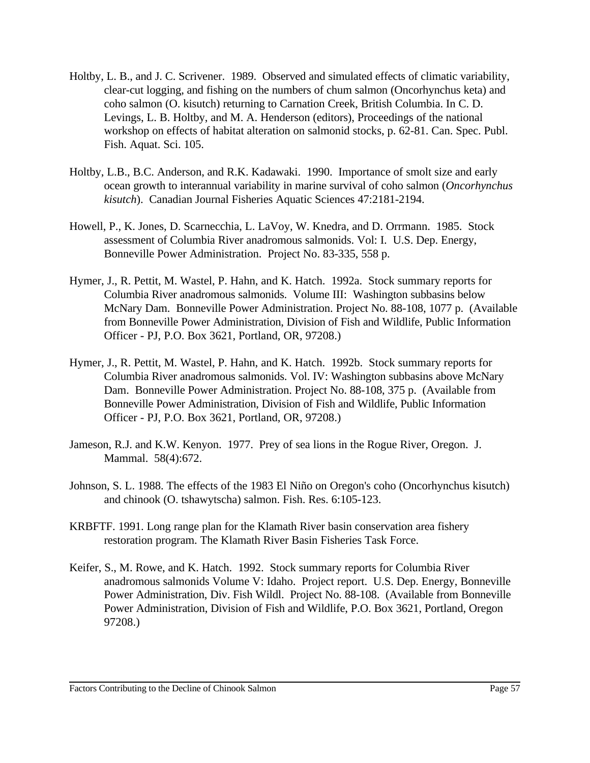Holtby, L. B., and J. C. Scrivener. 1989. Observed and simulated effects of climatic variability, clear-cut logging, and fishing on the numbers of chum salmon (Oncorhynchus keta) and coho salmon (O. kisutch) returning to Carnation Creek, British Columbia. In C. D. Levings, L. B. Holtby, and M. A. Henderson (editors), Proceedings of the national workshop on effects of habitat alteration on salmonid stocks, p. 62-81. Can. Spec. Publ. Fish. Aquat. Sci. 105.

Holtby, L.B., B.C. Anderson, and R.K. Kadawaki. 1990. Importance of smolt size and early ocean growth to interannual variability in marine survival of coho salmon (*Oncorhynchus kisutch*). Canadian Journal Fisheries Aquatic Sciences 47:2181-2194.

Howell, P., K. Jones, D. Scarnecchia, L. LaVoy, W. Knedra, and D. Orrmann. 1985. Stock assessment of Columbia River anadromous salmonids. Vol: I. U.S. Dep. Energy, Bonneville Power Administration. Project No. 83-335, 558 p.

Hymer, J., R. Pettit, M. Wastel, P. Hahn, and K. Hatch. 1992a. Stock summary reports for Columbia River anadromous salmonids. Volume III: Washington subbasins below McNary Dam. Bonneville Power Administration. Project No. 88-108, 1077 p. (Available from Bonneville Power Administration, Division of Fish and Wildlife, Public Information Officer - PJ, P.O. Box 3621, Portland, OR, 97208.)

Hymer, J., R. Pettit, M. Wastel, P. Hahn, and K. Hatch. 1992b. Stock summary reports for Columbia River anadromous salmonids. Vol. IV: Washington subbasins above McNary Dam. Bonneville Power Administration. Project No. 88-108, 375 p. (Available from Bonneville Power Administration, Division of Fish and Wildlife, Public Information Officer - PJ, P.O. Box 3621, Portland, OR, 97208.)

Jameson, R.J. and K.W. Kenyon. 1977. Prey of sea lions in the Rogue River, Oregon. J. Mammal. 58(4):672.

Johnson, S. L. 1988. The effects of the 1983 El Niño on Oregon's coho (Oncorhynchus kisutch) and chinook (O. tshawytscha) salmon. Fish. Res. 6:105-123.

KRBFTF. 1991. Long range plan for the Klamath River basin conservation area fishery restoration program. The Klamath River Basin Fisheries Task Force.

Keifer, S., M. Rowe, and K. Hatch. 1992. Stock summary reports for Columbia River anadromous salmonids Volume V: Idaho. Project report. U.S. Dep. Energy, Bonneville Power Administration, Div. Fish Wildl. Project No. 88-108. (Available from Bonneville Power Administration, Division of Fish and Wildlife, P.O. Box 3621, Portland, Oregon 97208.)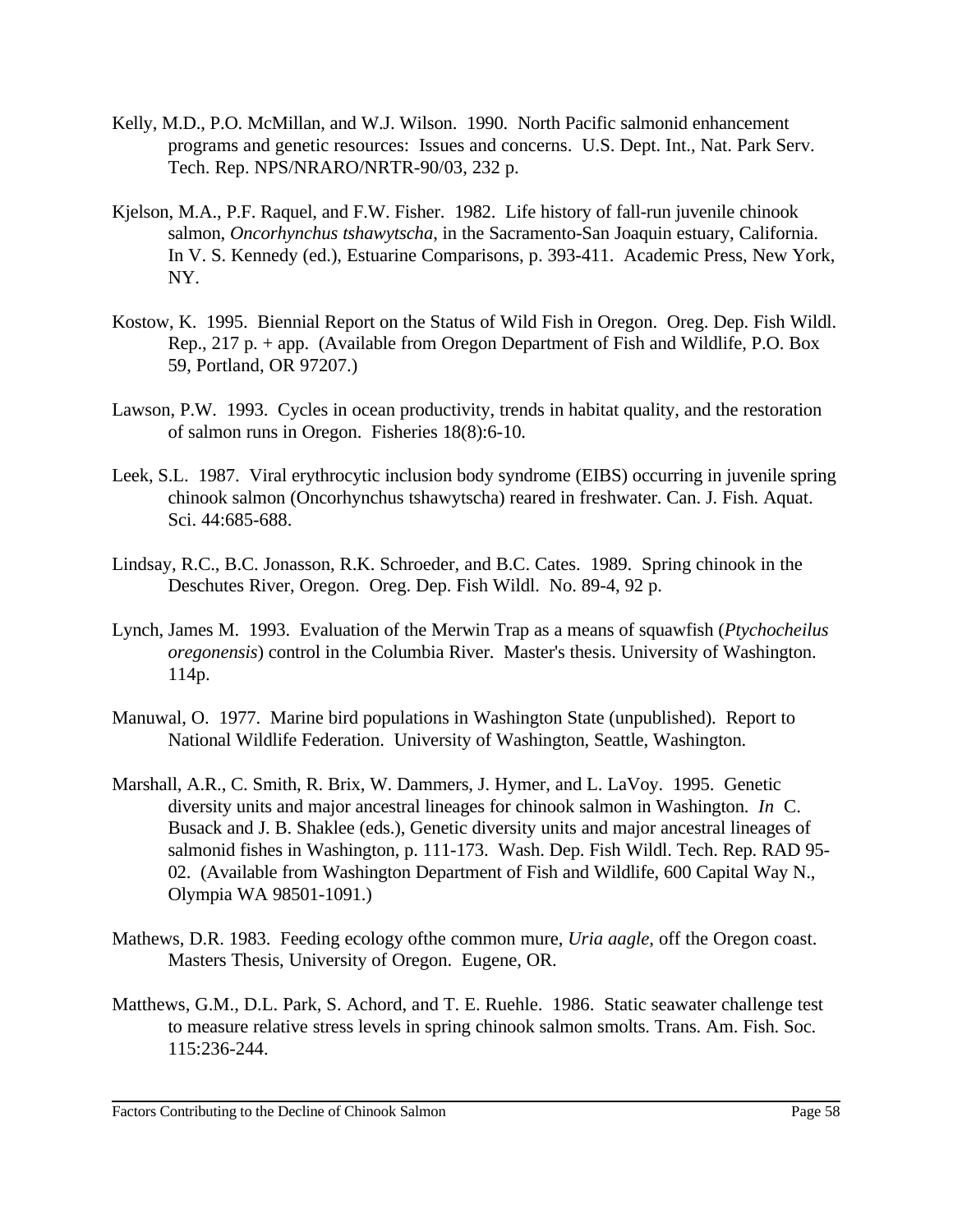Kelly, M.D., P.O. McMillan, and W.J. Wilson. 1990. North Pacific salmonid enhancement programs and genetic resources: Issues and concerns. U.S. Dept. Int., Nat. Park Serv. Tech. Rep. NPS/NRARO/NRTR-90/03, 232 p.

Kjelson, M.A., P.F. Raquel, and F.W. Fisher. 1982. Life history of fall-run juvenile chinook salmon, *Oncorhynchus tshawytscha*, in the Sacramento-San Joaquin estuary, California. In V. S. Kennedy (ed.), Estuarine Comparisons, p. 393-411. Academic Press, New York, NY.

Kostow, K. 1995. Biennial Report on the Status of Wild Fish in Oregon. Oreg. Dep. Fish Wildl. Rep., 217 p. + app. (Available from Oregon Department of Fish and Wildlife, P.O. Box 59, Portland, OR 97207.)

Lawson, P.W. 1993. Cycles in ocean productivity, trends in habitat quality, and the restoration of salmon runs in Oregon. Fisheries 18(8):6-10.

Leek, S.L. 1987. Viral erythrocytic inclusion body syndrome (EIBS) occurring in juvenile spring chinook salmon (Oncorhynchus tshawytscha) reared in freshwater. Can. J. Fish. Aquat. Sci. 44:685-688.

Lindsay, R.C., B.C. Jonasson, R.K. Schroeder, and B.C. Cates. 1989. Spring chinook in the Deschutes River, Oregon. Oreg. Dep. Fish Wildl. No. 89-4, 92 p.

Lynch, James M. 1993. Evaluation of the Merwin Trap as a means of squawfish (*Ptychocheilus oregonensis*) control in the Columbia River. Master's thesis. University of Washington. 114p.

Manuwal, O. 1977. Marine bird populations in Washington State (unpublished). Report to National Wildlife Federation. University of Washington, Seattle, Washington.

Marshall, A.R., C. Smith, R. Brix, W. Dammers, J. Hymer, and L. LaVoy. 1995. Genetic diversity units and major ancestral lineages for chinook salmon in Washington. *In* C. Busack and J. B. Shaklee (eds.), Genetic diversity units and major ancestral lineages of salmonid fishes in Washington, p. 111-173. Wash. Dep. Fish Wildl. Tech. Rep. RAD 95-02. (Available from Washington Department of Fish and Wildlife, 600 Capital Way N., Olympia WA 98501-1091.)

Mathews, D.R. 1983. Feeding ecology ofthe common mure, *Uria aagle*, off the Oregon coast. Masters Thesis, University of Oregon. Eugene, OR.

Matthews, G.M., D.L. Park, S. Achord, and T. E. Ruehle. 1986. Static seawater challenge test to measure relative stress levels in spring chinook salmon smolts. Trans. Am. Fish. Soc. 115:236-244.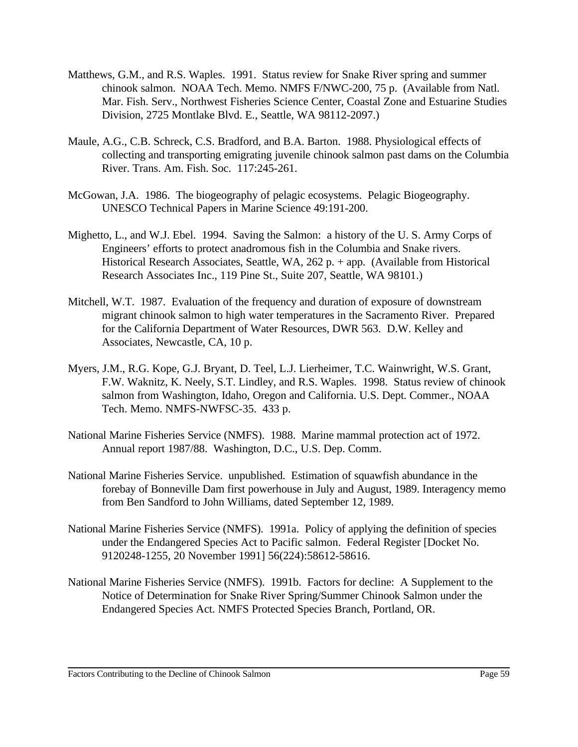Matthews, G.M., and R.S. Waples. 1991. Status review for Snake River spring and summer chinook salmon. NOAA Tech. Memo. NMFS F/NWC-200, 75 p. (Available from Natl. Mar. Fish. Serv., Northwest Fisheries Science Center, Coastal Zone and Estuarine Studies Division, 2725 Montlake Blvd. E., Seattle, WA 98112-2097.)

Maule, A.G., C.B. Schreck, C.S. Bradford, and B.A. Barton. 1988. Physiological effects of collecting and transporting emigrating juvenile chinook salmon past dams on the Columbia River. Trans. Am. Fish. Soc. 117:245-261.

McGowan, J.A. 1986. The biogeography of pelagic ecosystems. Pelagic Biogeography. UNESCO Technical Papers in Marine Science 49:191-200.

Mighetto, L., and W.J. Ebel. 1994. Saving the Salmon: a history of the U. S. Army Corps of Engineers' efforts to protect anadromous fish in the Columbia and Snake rivers. Historical Research Associates, Seattle, WA, 262 p. + app. (Available from Historical Research Associates Inc., 119 Pine St., Suite 207, Seattle, WA 98101.)

Mitchell, W.T. 1987. Evaluation of the frequency and duration of exposure of downstream migrant chinook salmon to high water temperatures in the Sacramento River. Prepared for the California Department of Water Resources, DWR 563. D.W. Kelley and Associates, Newcastle, CA, 10 p.

Myers, J.M., R.G. Kope, G.J. Bryant, D. Teel, L.J. Lierheimer, T.C. Wainwright, W.S. Grant, F.W. Waknitz, K. Neely, S.T. Lindley, and R.S. Waples. 1998. Status review of chinook salmon from Washington, Idaho, Oregon and California. U.S. Dept. Commer., NOAA Tech. Memo. NMFS-NWFSC-35. 433 p.

National Marine Fisheries Service (NMFS). 1988. Marine mammal protection act of 1972. Annual report 1987/88. Washington, D.C., U.S. Dep. Comm.

National Marine Fisheries Service. unpublished. Estimation of squawfish abundance in the forebay of Bonneville Dam first powerhouse in July and August, 1989. Interagency memo from Ben Sandford to John Williams, dated September 12, 1989.

National Marine Fisheries Service (NMFS). 1991a. Policy of applying the definition of species under the Endangered Species Act to Pacific salmon. Federal Register [Docket No. 9120248-1255, 20 November 1991] 56(224):58612-58616.

National Marine Fisheries Service (NMFS). 1991b. Factors for decline: A Supplement to the Notice of Determination for Snake River Spring/Summer Chinook Salmon under the Endangered Species Act. NMFS Protected Species Branch, Portland, OR.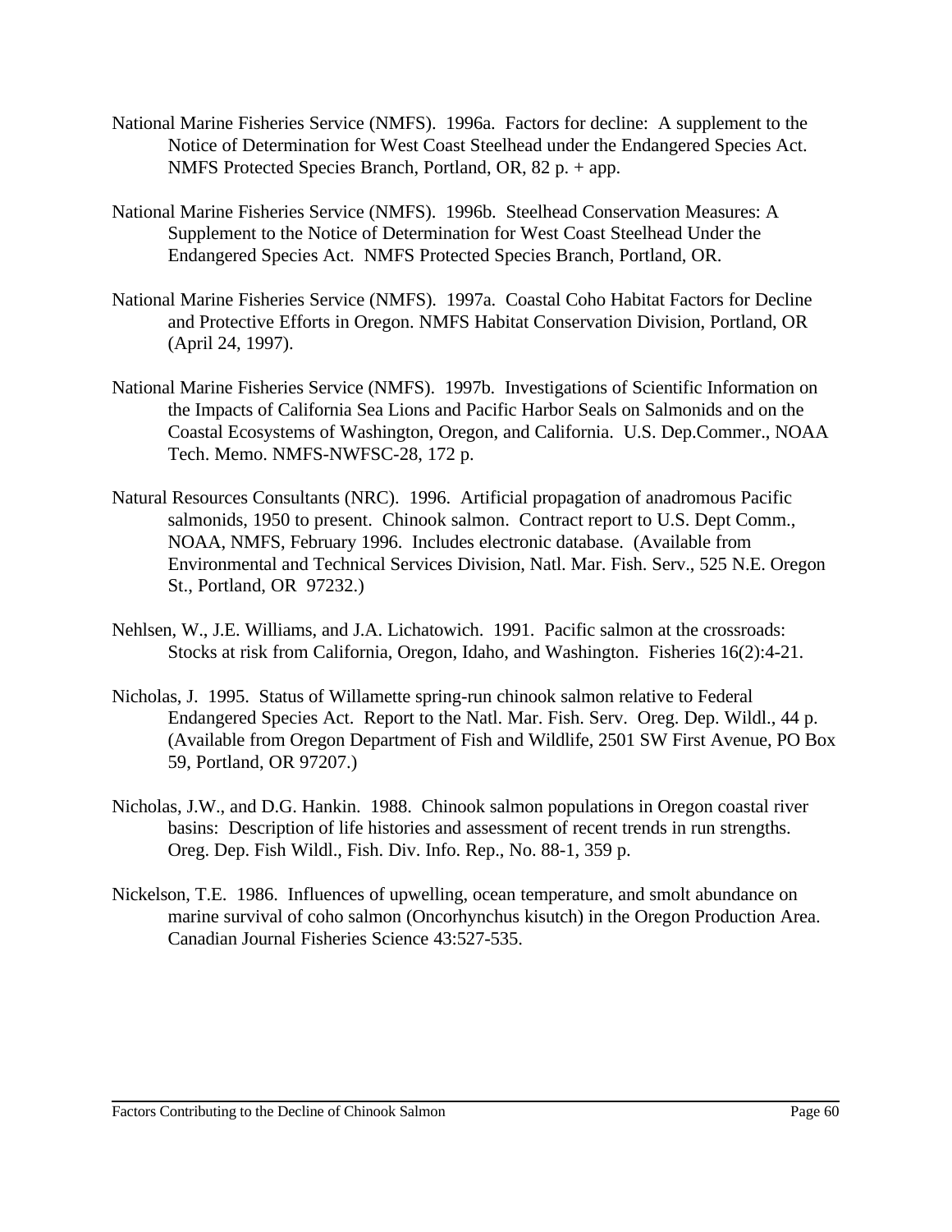National Marine Fisheries Service (NMFS). 1996a. Factors for decline: A supplement to the Notice of Determination for West Coast Steelhead under the Endangered Species Act. NMFS Protected Species Branch, Portland, OR, 82 p. + app.

National Marine Fisheries Service (NMFS). 1996b. Steelhead Conservation Measures: A Supplement to the Notice of Determination for West Coast Steelhead Under the Endangered Species Act. NMFS Protected Species Branch, Portland, OR.

National Marine Fisheries Service (NMFS). 1997a. Coastal Coho Habitat Factors for Decline and Protective Efforts in Oregon. NMFS Habitat Conservation Division, Portland, OR (April 24, 1997).

National Marine Fisheries Service (NMFS). 1997b. Investigations of Scientific Information on the Impacts of California Sea Lions and Pacific Harbor Seals on Salmonids and on the Coastal Ecosystems of Washington, Oregon, and California. U.S. Dep.Commer., NOAA Tech. Memo. NMFS-NWFSC-28, 172 p.

Natural Resources Consultants (NRC). 1996. Artificial propagation of anadromous Pacific salmonids, 1950 to present. Chinook salmon. Contract report to U.S. Dept Comm., NOAA, NMFS, February 1996. Includes electronic database. (Available from Environmental and Technical Services Division, Natl. Mar. Fish. Serv., 525 N.E. Oregon St., Portland, OR 97232.)

Nehlsen, W., J.E. Williams, and J.A. Lichatowich. 1991. Pacific salmon at the crossroads: Stocks at risk from California, Oregon, Idaho, and Washington. Fisheries 16(2):4-21.

Nicholas, J. 1995. Status of Willamette spring-run chinook salmon relative to Federal Endangered Species Act. Report to the Natl. Mar. Fish. Serv. Oreg. Dep. Wildl., 44 p. (Available from Oregon Department of Fish and Wildlife, 2501 SW First Avenue, PO Box 59, Portland, OR 97207.)

Nicholas, J.W., and D.G. Hankin. 1988. Chinook salmon populations in Oregon coastal river basins: Description of life histories and assessment of recent trends in run strengths. Oreg. Dep. Fish Wildl., Fish. Div. Info. Rep., No. 88-1, 359 p.

Nickelson, T.E. 1986. Influences of upwelling, ocean temperature, and smolt abundance on marine survival of coho salmon (Oncorhynchus kisutch) in the Oregon Production Area. Canadian Journal Fisheries Science 43:527-535.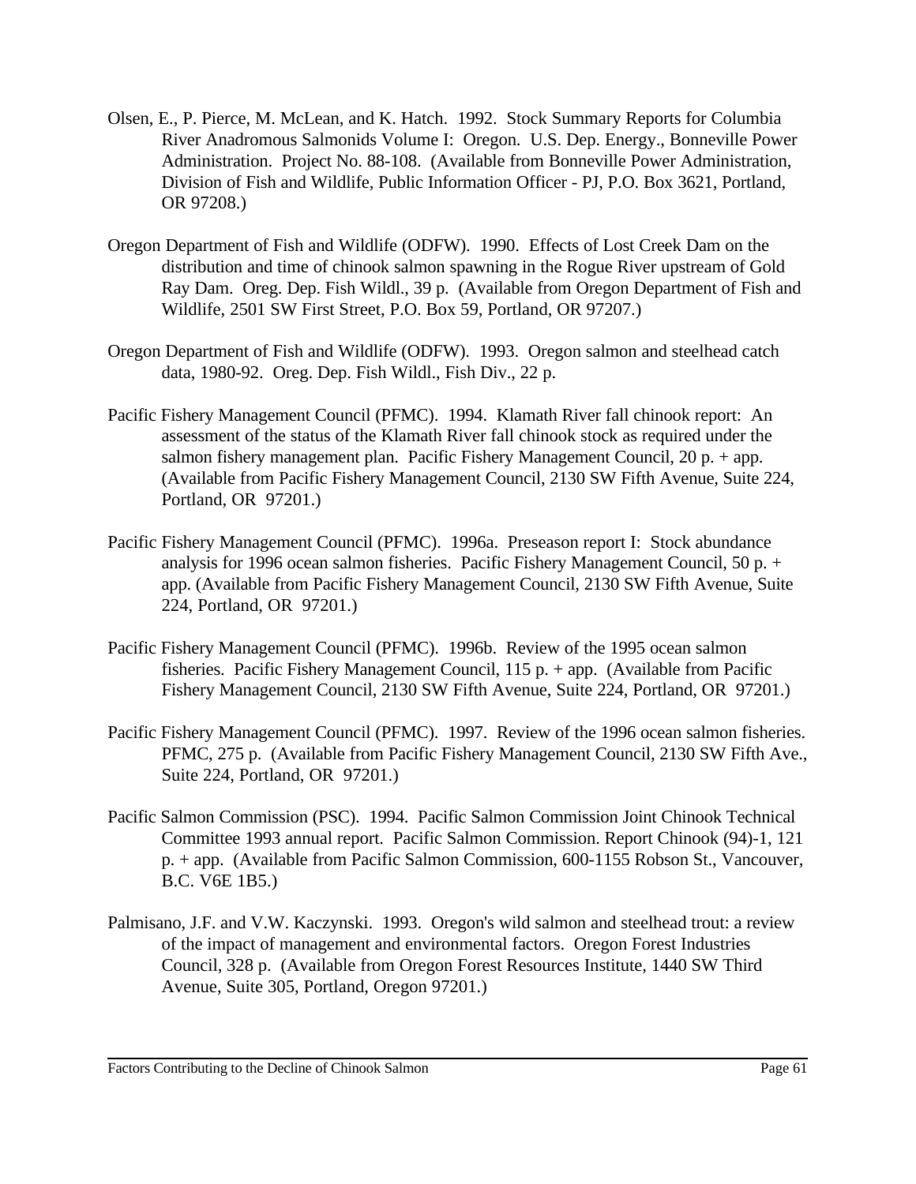Olsen, E., P. Pierce, M. McLean, and K. Hatch. 1992. Stock Summary Reports for Columbia River Anadromous Salmonids Volume I: Oregon. U.S. Dep. Energy., Bonneville Power Administration. Project No. 88-108. (Available from Bonneville Power Administration, Division of Fish and Wildlife, Public Information Officer - PJ, P.O. Box 3621, Portland, OR 97208.)

Oregon Department of Fish and Wildlife (ODFW). 1990. Effects of Lost Creek Dam on the distribution and time of chinook salmon spawning in the Rogue River upstream of Gold Ray Dam. Oreg. Dep. Fish Wildl., 39 p. (Available from Oregon Department of Fish and Wildlife, 2501 SW First Street, P.O. Box 59, Portland, OR 97207.)

Oregon Department of Fish and Wildlife (ODFW). 1993. Oregon salmon and steelhead catch data, 1980-92. Oreg. Dep. Fish Wildl., Fish Div., 22 p.

Pacific Fishery Management Council (PFMC). 1994. Klamath River fall chinook report: An assessment of the status of the Klamath River fall chinook stock as required under the salmon fishery management plan. Pacific Fishery Management Council, 20 p. + app. (Available from Pacific Fishery Management Council, 2130 SW Fifth Avenue, Suite 224, Portland, OR 97201.)

Pacific Fishery Management Council (PFMC). 1996a. Preseason report I: Stock abundance analysis for 1996 ocean salmon fisheries. Pacific Fishery Management Council, 50 p. + app. (Available from Pacific Fishery Management Council, 2130 SW Fifth Avenue, Suite 224, Portland, OR 97201.)

Pacific Fishery Management Council (PFMC). 1996b. Review of the 1995 ocean salmon fisheries. Pacific Fishery Management Council, 115 p. + app. (Available from Pacific Fishery Management Council, 2130 SW Fifth Avenue, Suite 224, Portland, OR 97201.)

Pacific Fishery Management Council (PFMC). 1997. Review of the 1996 ocean salmon fisheries. PFMC, 275 p. (Available from Pacific Fishery Management Council, 2130 SW Fifth Ave., Suite 224, Portland, OR 97201.)

Pacific Salmon Commission (PSC). 1994. Pacific Salmon Commission Joint Chinook Technical Committee 1993 annual report. Pacific Salmon Commission. Report Chinook (94)-1, 121 p. + app. (Available from Pacific Salmon Commission, 600-1155 Robson St., Vancouver, B.C. V6E 1B5.)

Palmisano, J.F. and V.W. Kaczynski. 1993. Oregon's wild salmon and steelhead trout: a review of the impact of management and environmental factors. Oregon Forest Industries Council, 328 p. (Available from Oregon Forest Resources Institute, 1440 SW Third Avenue, Suite 305, Portland, Oregon 97201.)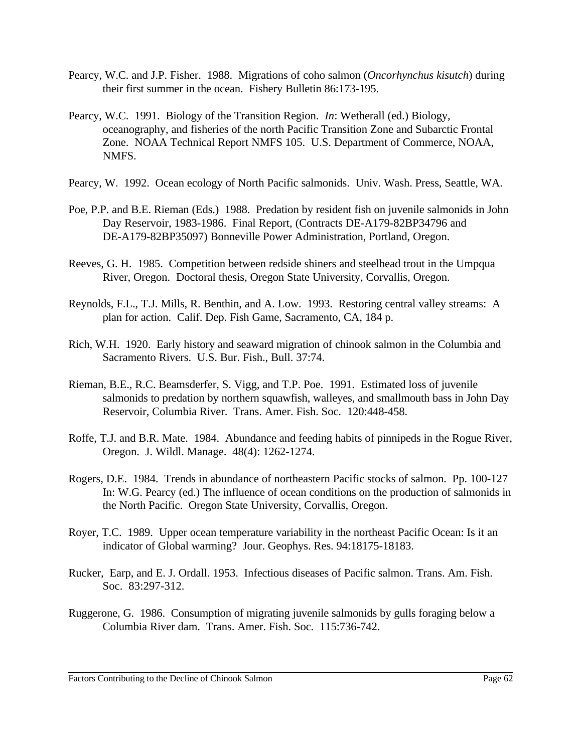Pearcy, W.C. and J.P. Fisher. 1988. Migrations of coho salmon (*Oncorhynchus kisutch*) during their first summer in the ocean. Fishery Bulletin 86:173-195.

Pearcy, W.C. 1991. Biology of the Transition Region. *In*: Wetherall (ed.) Biology, oceanography, and fisheries of the north Pacific Transition Zone and Subarctic Frontal Zone. NOAA Technical Report NMFS 105. U.S. Department of Commerce, NOAA, NMFS.

Pearcy, W. 1992. Ocean ecology of North Pacific salmonids. Univ. Wash. Press, Seattle, WA.

Poe, P.P. and B.E. Rieman (Eds.) 1988. Predation by resident fish on juvenile salmonids in John Day Reservoir, 1983-1986. Final Report, (Contracts DE-A179-82BP34796 and DE-A179-82BP35097) Bonneville Power Administration, Portland, Oregon.

Reeves, G. H. 1985. Competition between redside shiners and steelhead trout in the Umpqua River, Oregon. Doctoral thesis, Oregon State University, Corvallis, Oregon.

Reynolds, F.L., T.J. Mills, R. Benthin, and A. Low. 1993. Restoring central valley streams: A plan for action. Calif. Dep. Fish Game, Sacramento, CA, 184 p.

Rich, W.H. 1920. Early history and seaward migration of chinook salmon in the Columbia and Sacramento Rivers. U.S. Bur. Fish., Bull. 37:74.

Rieman, B.E., R.C. Beamsderfer, S. Vigg, and T.P. Poe. 1991. Estimated loss of juvenile salmonids to predation by northern squawfish, walleyes, and smallmouth bass in John Day Reservoir, Columbia River. Trans. Amer. Fish. Soc. 120:448-458.

Roffe, T.J. and B.R. Mate. 1984. Abundance and feeding habits of pinnipeds in the Rogue River, Oregon. J. Wildl. Manage. 48(4): 1262-1274.

Rogers, D.E. 1984. Trends in abundance of northeastern Pacific stocks of salmon. Pp. 100-127 In: W.G. Pearcy (ed.) The influence of ocean conditions on the production of salmonids in the North Pacific. Oregon State University, Corvallis, Oregon.

Royer, T.C. 1989. Upper ocean temperature variability in the northeast Pacific Ocean: Is it an indicator of Global warming? Jour. Geophys. Res. 94:18175-18183.

Rucker, Earp, and E. J. Ordall. 1953. Infectious diseases of Pacific salmon. Trans. Am. Fish. Soc. 83:297-312.

Ruggerone, G. 1986. Consumption of migrating juvenile salmonids by gulls foraging below a Columbia River dam. Trans. Amer. Fish. Soc. 115:736-742.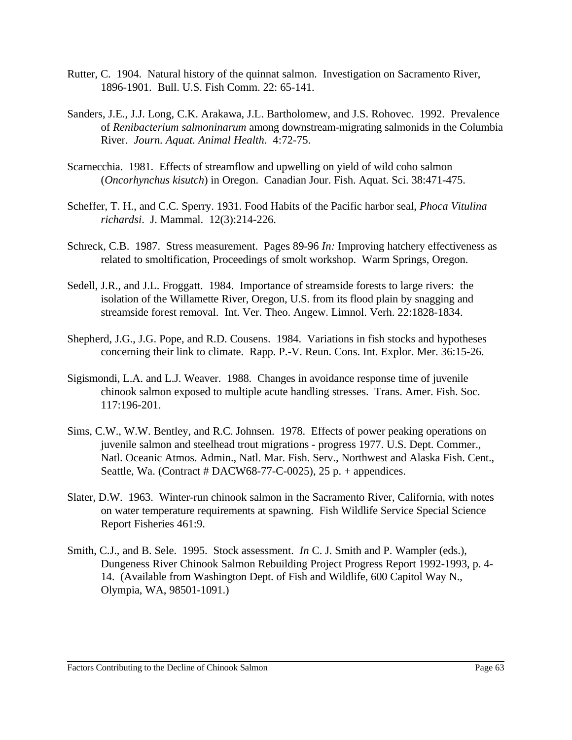Rutter, C. 1904. Natural history of the quinnat salmon. Investigation on Sacramento River, 1896-1901. Bull. U.S. Fish Comm. 22: 65-141.

Sanders, J.E., J.J. Long, C.K. Arakawa, J.L. Bartholomew, and J.S. Rohovec. 1992. Prevalence of *Renibacterium salmoninarum* among downstream-migrating salmonids in the Columbia River. *Journ. Aquat. Animal Health*. 4:72-75.

Scarnecchia. 1981. Effects of streamflow and upwelling on yield of wild coho salmon (*Oncorhynchus kisutch*) in Oregon. Canadian Jour. Fish. Aquat. Sci. 38:471-475.

Scheffer, T. H., and C.C. Sperry. 1931. Food Habits of the Pacific harbor seal, *Phoca Vitulina richardsi*. J. Mammal. 12(3):214-226.

Schreck, C.B. 1987. Stress measurement. Pages 89-96 *In:* Improving hatchery effectiveness as related to smoltification, Proceedings of smolt workshop. Warm Springs, Oregon.

Sedell, J.R., and J.L. Froggatt. 1984. Importance of streamside forests to large rivers: the isolation of the Willamette River, Oregon, U.S. from its flood plain by snagging and streamside forest removal. Int. Ver. Theo. Angew. Limnol. Verh. 22:1828-1834.

Shepherd, J.G., J.G. Pope, and R.D. Cousens. 1984. Variations in fish stocks and hypotheses concerning their link to climate. Rapp. P.-V. Reun. Cons. Int. Explor. Mer. 36:15-26.

Sigismondi, L.A. and L.J. Weaver. 1988. Changes in avoidance response time of juvenile chinook salmon exposed to multiple acute handling stresses. Trans. Amer. Fish. Soc. 117:196-201.

Sims, C.W., W.W. Bentley, and R.C. Johnsen. 1978. Effects of power peaking operations on juvenile salmon and steelhead trout migrations - progress 1977. U.S. Dept. Commer., Natl. Oceanic Atmos. Admin., Natl. Mar. Fish. Serv., Northwest and Alaska Fish. Cent., Seattle, Wa. (Contract # DACW68-77-C-0025), 25 p. + appendices.

Slater, D.W. 1963. Winter-run chinook salmon in the Sacramento River, California, with notes on water temperature requirements at spawning. Fish Wildlife Service Special Science Report Fisheries 461:9.

Smith, C.J., and B. Sele. 1995. Stock assessment. *In* C. J. Smith and P. Wampler (eds.), Dungeness River Chinook Salmon Rebuilding Project Progress Report 1992-1993, p. 4-14. (Available from Washington Dept. of Fish and Wildlife, 600 Capitol Way N., Olympia, WA, 98501-1091.)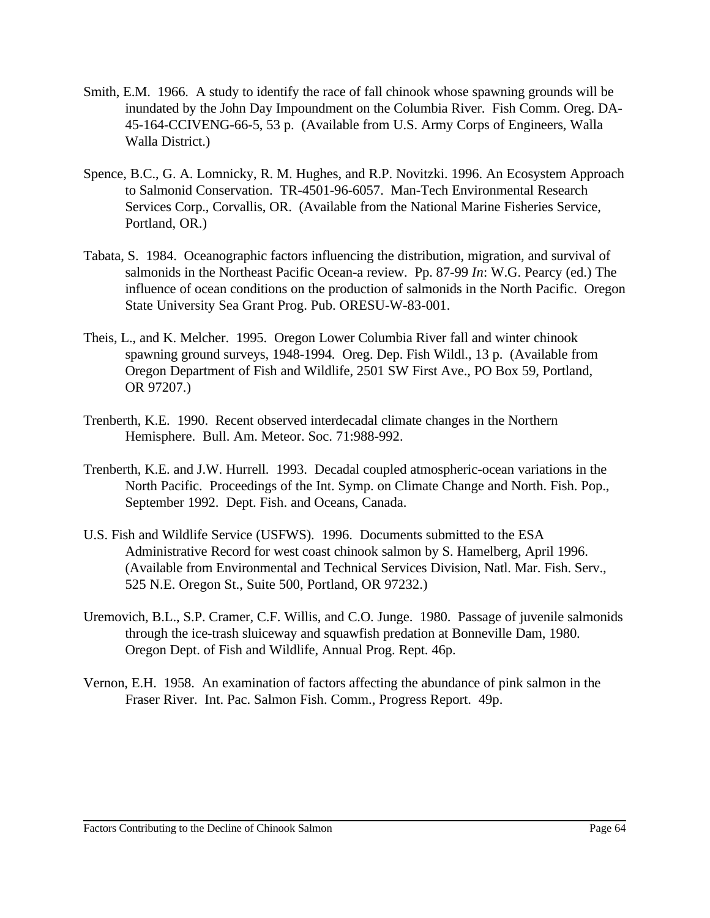Smith, E.M. 1966. A study to identify the race of fall chinook whose spawning grounds will be inundated by the John Day Impoundment on the Columbia River. Fish Comm. Oreg. DA-45-164-CCIVENG-66-5, 53 p. (Available from U.S. Army Corps of Engineers, Walla Walla District.)

Spence, B.C., G. A. Lomnicky, R. M. Hughes, and R.P. Novitzki. 1996. An Ecosystem Approach to Salmonid Conservation. TR-4501-96-6057. Man-Tech Environmental Research Services Corp., Corvallis, OR. (Available from the National Marine Fisheries Service, Portland, OR.)

Tabata, S. 1984. Oceanographic factors influencing the distribution, migration, and survival of salmonids in the Northeast Pacific Ocean-a review. Pp. 87-99 *In*: W.G. Pearcy (ed.) The influence of ocean conditions on the production of salmonids in the North Pacific. Oregon State University Sea Grant Prog. Pub. ORESU-W-83-001.

Theis, L., and K. Melcher. 1995. Oregon Lower Columbia River fall and winter chinook spawning ground surveys, 1948-1994. Oreg. Dep. Fish Wildl., 13 p. (Available from Oregon Department of Fish and Wildlife, 2501 SW First Ave., PO Box 59, Portland, OR 97207.)

Trenberth, K.E. 1990. Recent observed interdecadal climate changes in the Northern Hemisphere. Bull. Am. Meteor. Soc. 71:988-992.

Trenberth, K.E. and J.W. Hurrell. 1993. Decadal coupled atmospheric-ocean variations in the North Pacific. Proceedings of the Int. Symp. on Climate Change and North. Fish. Pop., September 1992. Dept. Fish. and Oceans, Canada.

U.S. Fish and Wildlife Service (USFWS). 1996. Documents submitted to the ESA Administrative Record for west coast chinook salmon by S. Hamelberg, April 1996. (Available from Environmental and Technical Services Division, Natl. Mar. Fish. Serv., 525 N.E. Oregon St., Suite 500, Portland, OR 97232.)

Uremovich, B.L., S.P. Cramer, C.F. Willis, and C.O. Junge. 1980. Passage of juvenile salmonids through the ice-trash sluiceway and squawfish predation at Bonneville Dam, 1980. Oregon Dept. of Fish and Wildlife, Annual Prog. Rept. 46p.

Vernon, E.H. 1958. An examination of factors affecting the abundance of pink salmon in the Fraser River. Int. Pac. Salmon Fish. Comm., Progress Report. 49p.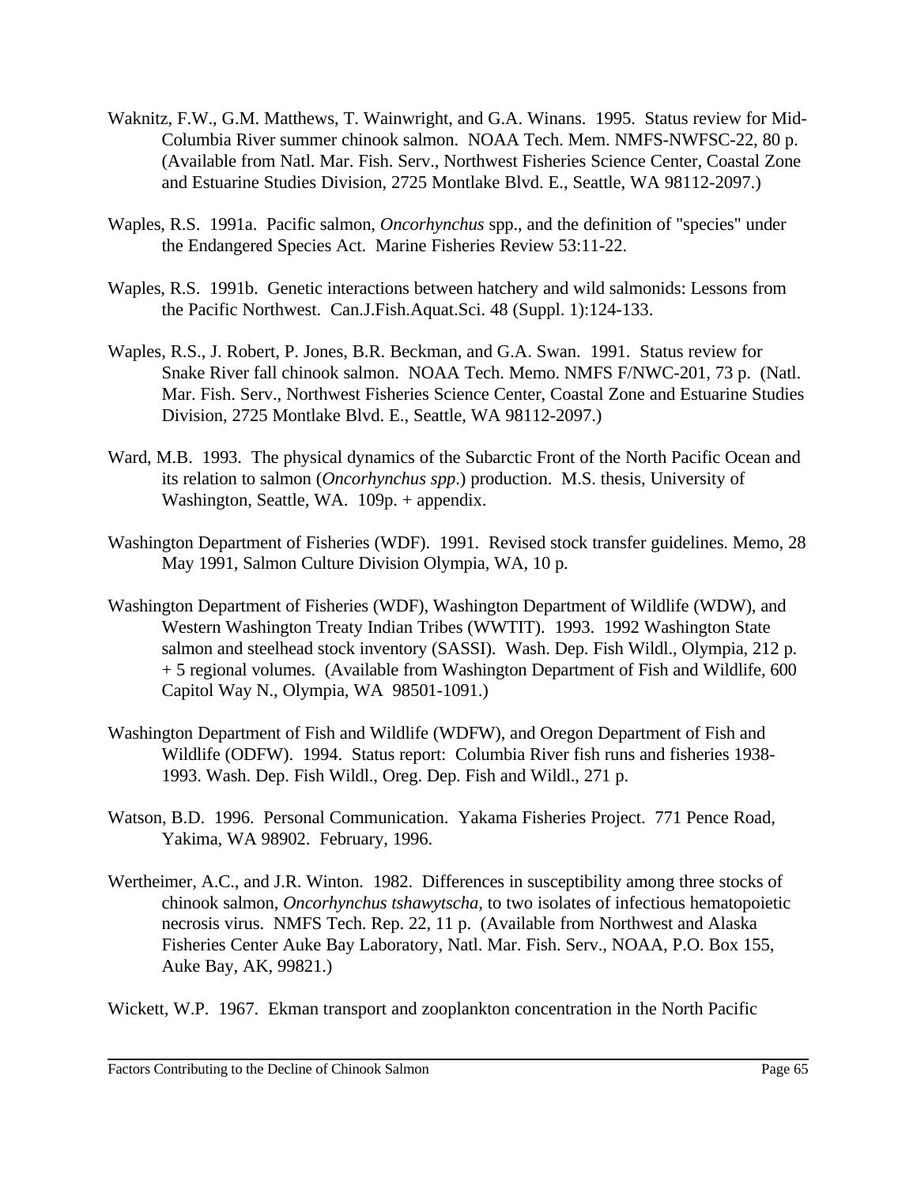Waknitz, F.W., G.M. Matthews, T. Wainwright, and G.A. Winans. 1995. Status review for Mid-Columbia River summer chinook salmon. NOAA Tech. Mem. NMFS-NWFSC-22, 80 p. (Available from Natl. Mar. Fish. Serv., Northwest Fisheries Science Center, Coastal Zone and Estuarine Studies Division, 2725 Montlake Blvd. E., Seattle, WA 98112-2097.)

Waples, R.S. 1991a. Pacific salmon, *Oncorhynchus* spp., and the definition of "species" under the Endangered Species Act. Marine Fisheries Review 53:11-22.

Waples, R.S. 1991b. Genetic interactions between hatchery and wild salmonids: Lessons from the Pacific Northwest. Can.J.Fish.Aquat.Sci. 48 (Suppl. 1):124-133.

Waples, R.S., J. Robert, P. Jones, B.R. Beckman, and G.A. Swan. 1991. Status review for Snake River fall chinook salmon. NOAA Tech. Memo. NMFS F/NWC-201, 73 p. (Natl. Mar. Fish. Serv., Northwest Fisheries Science Center, Coastal Zone and Estuarine Studies Division, 2725 Montlake Blvd. E., Seattle, WA 98112-2097.)

Ward, M.B. 1993. The physical dynamics of the Subarctic Front of the North Pacific Ocean and its relation to salmon (*Oncorhynchus spp*.) production. M.S. thesis, University of Washington, Seattle, WA. 109p. + appendix.

Washington Department of Fisheries (WDF). 1991. Revised stock transfer guidelines. Memo, 28 May 1991, Salmon Culture Division Olympia, WA, 10 p.

Washington Department of Fisheries (WDF), Washington Department of Wildlife (WDW), and Western Washington Treaty Indian Tribes (WWTIT). 1993. 1992 Washington State salmon and steelhead stock inventory (SASSI). Wash. Dep. Fish Wildl., Olympia, 212 p. + 5 regional volumes. (Available from Washington Department of Fish and Wildlife, 600 Capitol Way N., Olympia, WA 98501-1091.)

Washington Department of Fish and Wildlife (WDFW), and Oregon Department of Fish and Wildlife (ODFW). 1994. Status report: Columbia River fish runs and fisheries 1938-1993. Wash. Dep. Fish Wildl., Oreg. Dep. Fish and Wildl., 271 p.

Watson, B.D. 1996. Personal Communication. Yakama Fisheries Project. 771 Pence Road, Yakima, WA 98902. February, 1996.

Wertheimer, A.C., and J.R. Winton. 1982. Differences in susceptibility among three stocks of chinook salmon, *Oncorhynchus tshawytscha*, to two isolates of infectious hematopoietic necrosis virus. NMFS Tech. Rep. 22, 11 p. (Available from Northwest and Alaska Fisheries Center Auke Bay Laboratory, Natl. Mar. Fish. Serv., NOAA, P.O. Box 155, Auke Bay, AK, 99821.)

Wickett, W.P. 1967. Ekman transport and zooplankton concentration in the North Pacific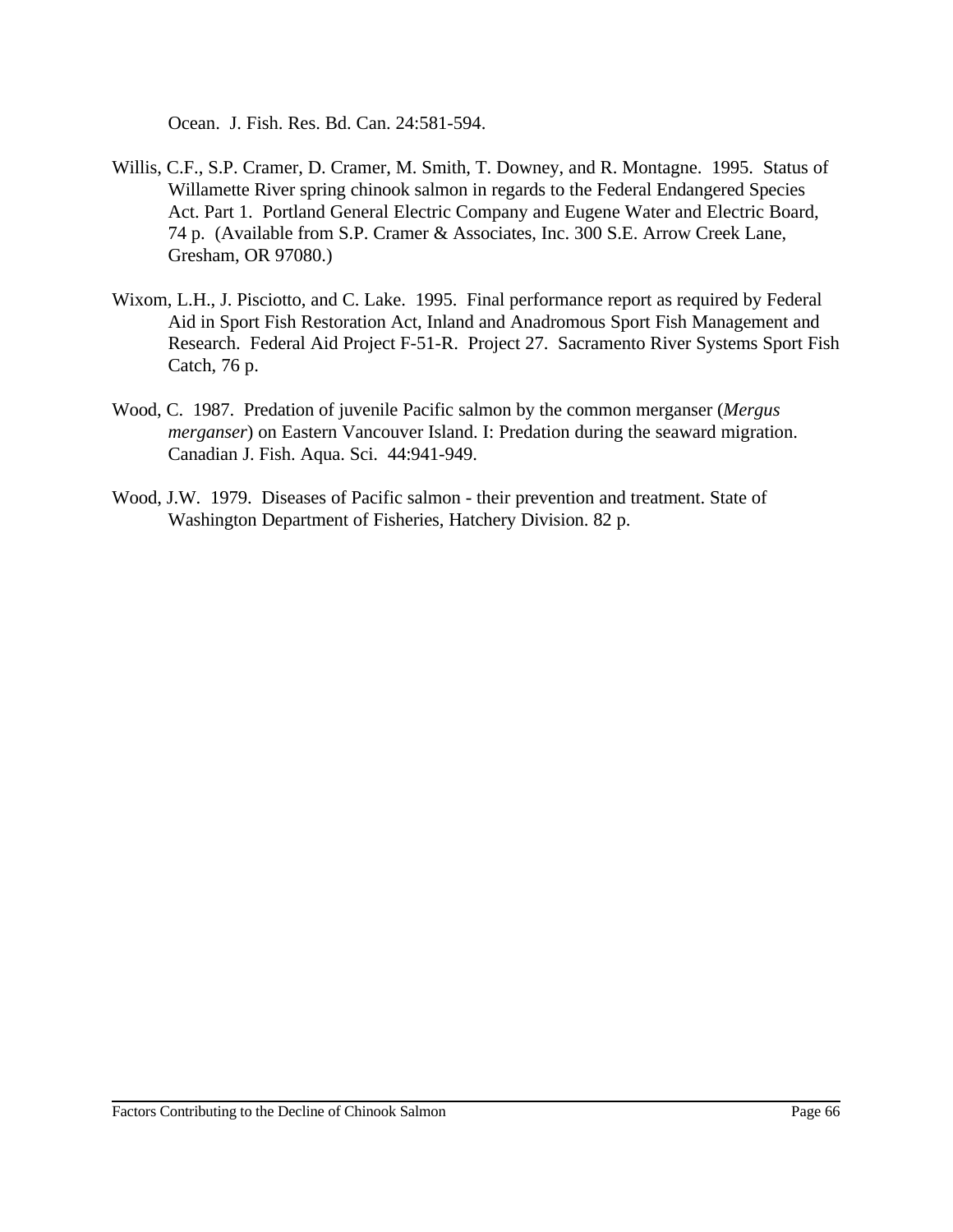Ocean. J. Fish. Res. Bd. Can. 24:581-594.

Willis, C.F., S.P. Cramer, D. Cramer, M. Smith, T. Downey, and R. Montagne. 1995. Status of Willamette River spring chinook salmon in regards to the Federal Endangered Species Act. Part 1. Portland General Electric Company and Eugene Water and Electric Board, 74 p. (Available from S.P. Cramer & Associates, Inc. 300 S.E. Arrow Creek Lane, Gresham, OR 97080.)

Wixom, L.H., J. Pisciotto, and C. Lake. 1995. Final performance report as required by Federal Aid in Sport Fish Restoration Act, Inland and Anadromous Sport Fish Management and Research. Federal Aid Project F-51-R. Project 27. Sacramento River Systems Sport Fish Catch, 76 p.

Wood, C. 1987. Predation of juvenile Pacific salmon by the common merganser (*Mergus merganser*) on Eastern Vancouver Island. I: Predation during the seaward migration. Canadian J. Fish. Aqua. Sci. 44:941-949.

Wood, J.W. 1979. Diseases of Pacific salmon - their prevention and treatment. State of Washington Department of Fisheries, Hatchery Division. 82 p.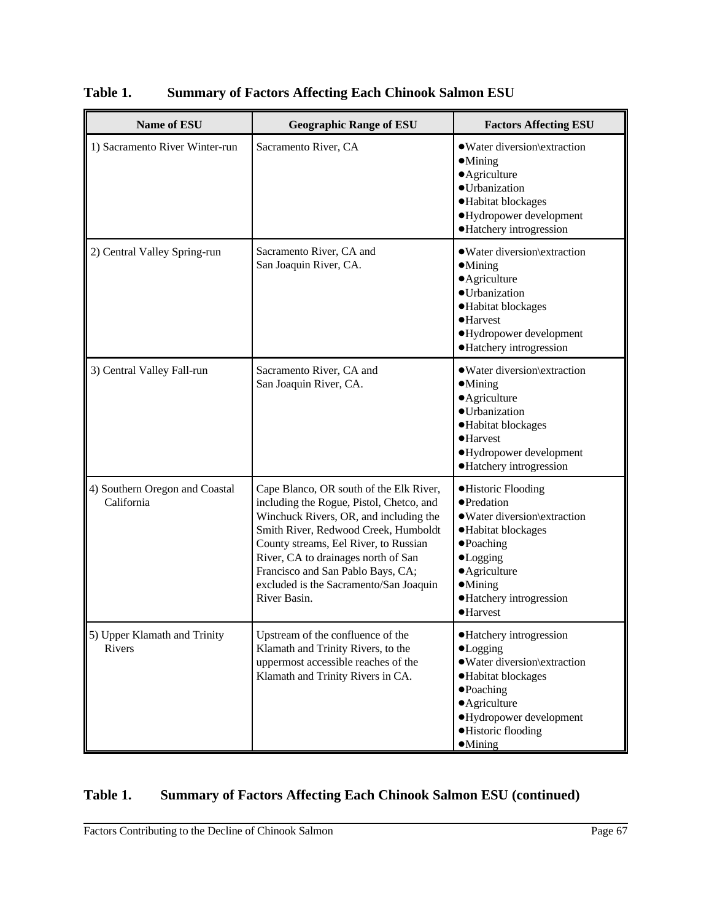**Table 1. Summary of Factors Affecting Each Chinook Salmon ESU**

| Name of ESU | Geographic Range of ESU | Factors Affecting ESU |
| --- | --- | --- |
| 1) Sacramento River Winter-run | Sacramento River, CA | ●Water diversion\extraction<br>●Mining<br>●Agriculture<br>●Urbanization<br>●Habitat blockages<br>●Hydropower development<br>●Hatchery introgression |
| 2) Central Valley Spring-run | Sacramento River, CA and San Joaquin River, CA. | ●Water diversion\extraction<br>●Mining<br>●Agriculture<br>●Urbanization<br>●Habitat blockages<br>●Harvest<br>●Hydropower development<br>●Hatchery introgression |
| 3) Central Valley Fall-run | Sacramento River, CA and San Joaquin River, CA. | ●Water diversion\extraction<br>●Mining<br>●Agriculture<br>●Urbanization<br>●Habitat blockages<br>●Harvest<br>●Hydropower development<br>●Hatchery introgression |
| 4) Southern Oregon and Coastal California | Cape Blanco, OR south of the Elk River, including the Rogue, Pistol, Chetco, and Winchuck Rivers, OR, and including the Smith River, Redwood Creek, Humboldt County streams, Eel River, to Russian River, CA to drainages north of San Francisco and San Pablo Bays, CA; excluded is the Sacramento/San Joaquin River Basin. | ●Historic Flooding<br>●Predation<br>●Water diversion\extraction<br>●Habitat blockages<br>●Poaching<br>●Logging<br>●Agriculture<br>●Mining<br>●Hatchery introgression<br>●Harvest |
| 5) Upper Klamath and Trinity Rivers | Upstream of the confluence of the Klamath and Trinity Rivers, to the uppermost accessible reaches of the Klamath and Trinity Rivers in CA. | ●Hatchery introgression<br>●Logging<br>●Water diversion\extraction<br>●Habitat blockages<br>●Poaching<br>●Agriculture<br>●Hydropower development<br>●Historic flooding<br>●Mining |

**Table 1. Summary of Factors Affecting Each Chinook Salmon ESU (continued)**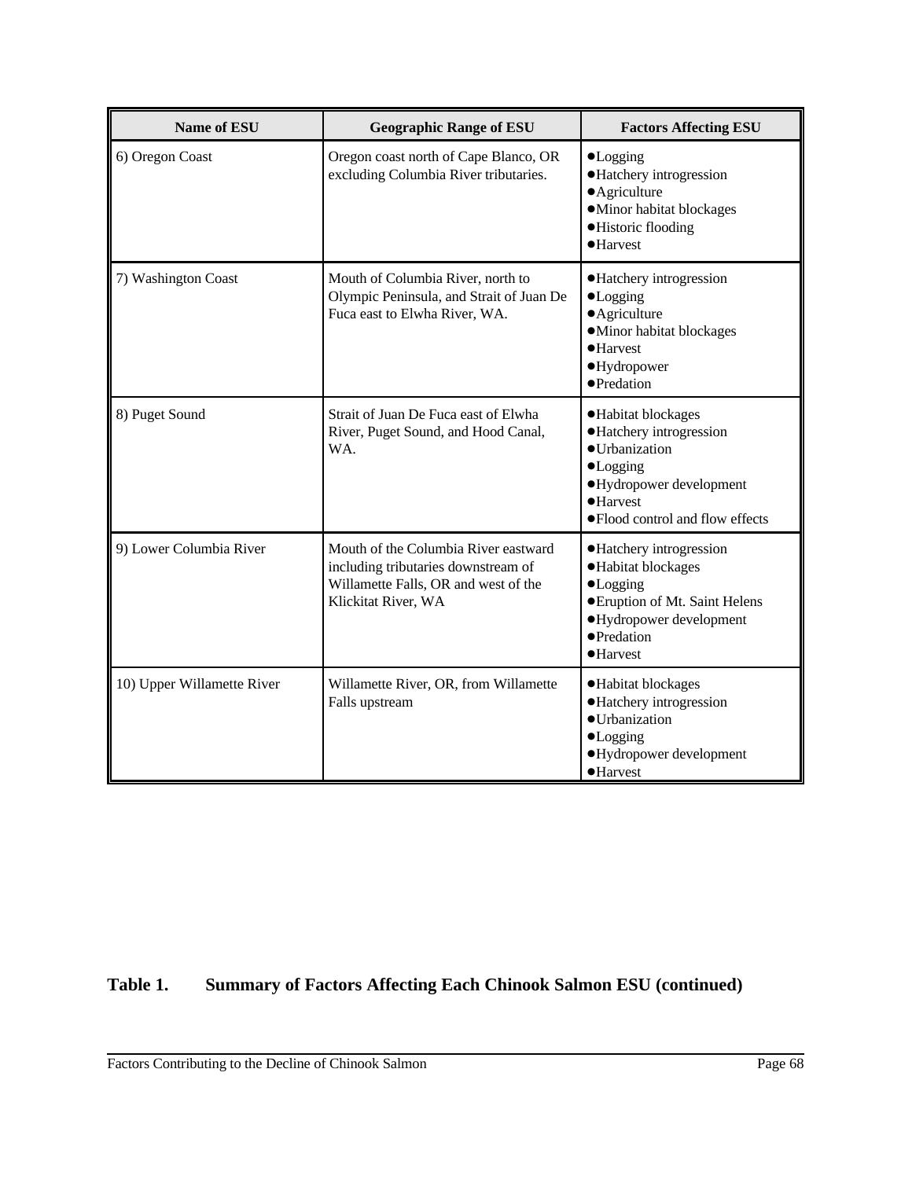| Name of ESU | Geographic Range of ESU | Factors Affecting ESU |
|---|---|---|
| 6) Oregon Coast | Oregon coast north of Cape Blanco, OR excluding Columbia River tributaries. | •Logging<br>•Hatchery introgression<br>•Agriculture<br>•Minor habitat blockages<br>•Historic flooding<br>•Harvest |
| 7) Washington Coast | Mouth of Columbia River, north to Olympic Peninsula, and Strait of Juan De Fuca east to Elwha River, WA. | •Hatchery introgression<br>•Logging<br>•Agriculture<br>•Minor habitat blockages<br>•Harvest<br>•Hydropower<br>•Predation |
| 8) Puget Sound | Strait of Juan De Fuca east of Elwha River, Puget Sound, and Hood Canal, WA. | •Habitat blockages<br>•Hatchery introgression<br>•Urbanization<br>•Logging<br>•Hydropower development<br>•Harvest<br>•Flood control and flow effects |
| 9) Lower Columbia River | Mouth of the Columbia River eastward including tributaries downstream of Willamette Falls, OR and west of the Klickitat River, WA | •Hatchery introgression<br>•Habitat blockages<br>•Logging<br>•Eruption of Mt. Saint Helens<br>•Hydropower development<br>•Predation<br>•Harvest |
| 10) Upper Willamette River | Willamette River, OR, from Willamette Falls upstream | •Habitat blockages<br>•Hatchery introgression<br>•Urbanization<br>•Logging<br>•Hydropower development<br>•Harvest |

**Table 1. Summary of Factors Affecting Each Chinook Salmon ESU (continued)**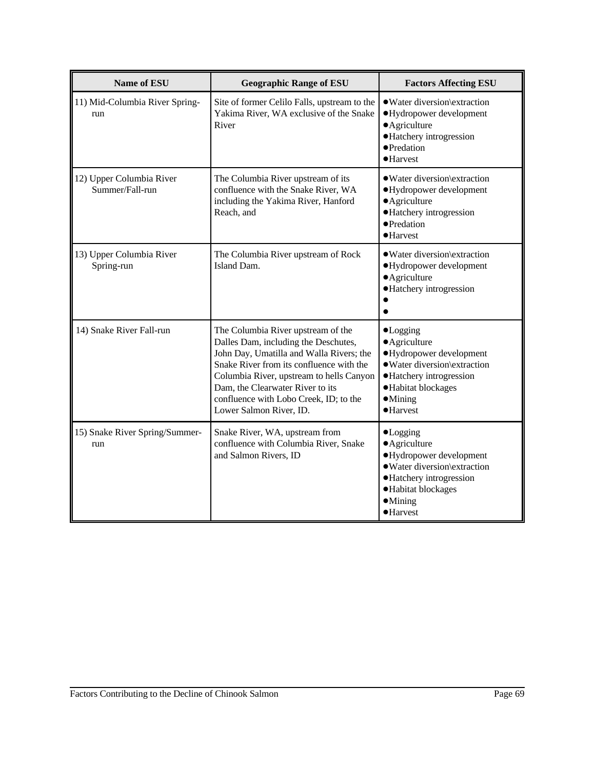| Name of ESU | Geographic Range of ESU | Factors Affecting ESU |
| --- | --- | --- |
| 11) Mid-Columbia River Spring-run | Site of former Celilo Falls, upstream to the Yakima River, WA exclusive of the Snake River | ●Water diversion\extraction<br>●Hydropower development<br>●Agriculture<br>●Hatchery introgression<br>●Predation<br>●Harvest |
| 12) Upper Columbia River Summer/Fall-run | The Columbia River upstream of its confluence with the Snake River, WA including the Yakima River, Hanford Reach, and | ●Water diversion\extraction<br>●Hydropower development<br>●Agriculture<br>●Hatchery introgression<br>●Predation<br>●Harvest |
| 13) Upper Columbia River Spring-run | The Columbia River upstream of Rock Island Dam. | ●Water diversion\extraction<br>●Hydropower development<br>●Agriculture<br>●Hatchery introgression<br>●<br>● |
| 14) Snake River Fall-run | The Columbia River upstream of the Dalles Dam, including the Deschutes, John Day, Umatilla and Walla Rivers; the Snake River from its confluence with the Columbia River, upstream to hells Canyon Dam, the Clearwater River to its confluence with Lobo Creek, ID; to the Lower Salmon River, ID. | ●Logging<br>●Agriculture<br>●Hydropower development<br>●Water diversion\extraction<br>●Hatchery introgression<br>●Habitat blockages<br>●Mining<br>●Harvest |
| 15) Snake River Spring/Summer-run | Snake River, WA, upstream from confluence with Columbia River, Snake and Salmon Rivers, ID | ●Logging<br>●Agriculture<br>●Hydropower development<br>●Water diversion\extraction<br>●Hatchery introgression<br>●Habitat blockages<br>●Mining<br>●Harvest |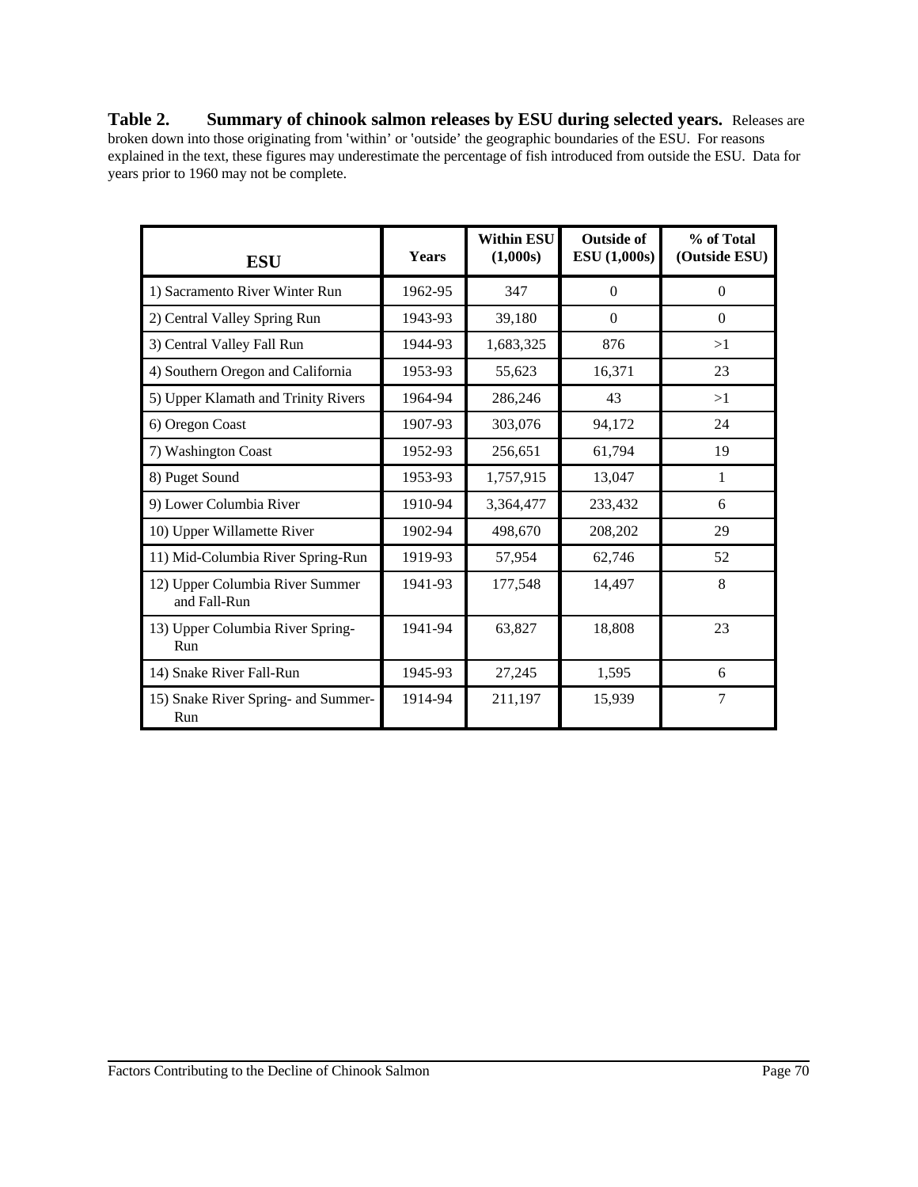**Table 2. Summary of chinook salmon releases by ESU during selected years.** Releases are broken down into those originating from 'within' or 'outside' the geographic boundaries of the ESU. For reasons explained in the text, these figures may underestimate the percentage of fish introduced from outside the ESU. Data for years prior to 1960 may not be complete.

| ESU | Years | Within ESU (1,000s) | Outside of ESU (1,000s) | % of Total (Outside ESU) |
|---|---|---|---|---|
| 1) Sacramento River Winter Run | 1962-95 | 347 | 0 | 0 |
| 2) Central Valley Spring Run | 1943-93 | 39,180 | 0 | 0 |
| 3) Central Valley Fall Run | 1944-93 | 1,683,325 | 876 | >1 |
| 4) Southern Oregon and California | 1953-93 | 55,623 | 16,371 | 23 |
| 5) Upper Klamath and Trinity Rivers | 1964-94 | 286,246 | 43 | >1 |
| 6) Oregon Coast | 1907-93 | 303,076 | 94,172 | 24 |
| 7) Washington Coast | 1952-93 | 256,651 | 61,794 | 19 |
| 8) Puget Sound | 1953-93 | 1,757,915 | 13,047 | 1 |
| 9) Lower Columbia River | 1910-94 | 3,364,477 | 233,432 | 6 |
| 10) Upper Willamette River | 1902-94 | 498,670 | 208,202 | 29 |
| 11) Mid-Columbia River Spring-Run | 1919-93 | 57,954 | 62,746 | 52 |
| 12) Upper Columbia River Summer and Fall-Run | 1941-93 | 177,548 | 14,497 | 8 |
| 13) Upper Columbia River Spring-Run | 1941-94 | 63,827 | 18,808 | 23 |
| 14) Snake River Fall-Run | 1945-93 | 27,245 | 1,595 | 6 |
| 15) Snake River Spring- and Summer-Run | 1914-94 | 211,197 | 15,939 | 7 |